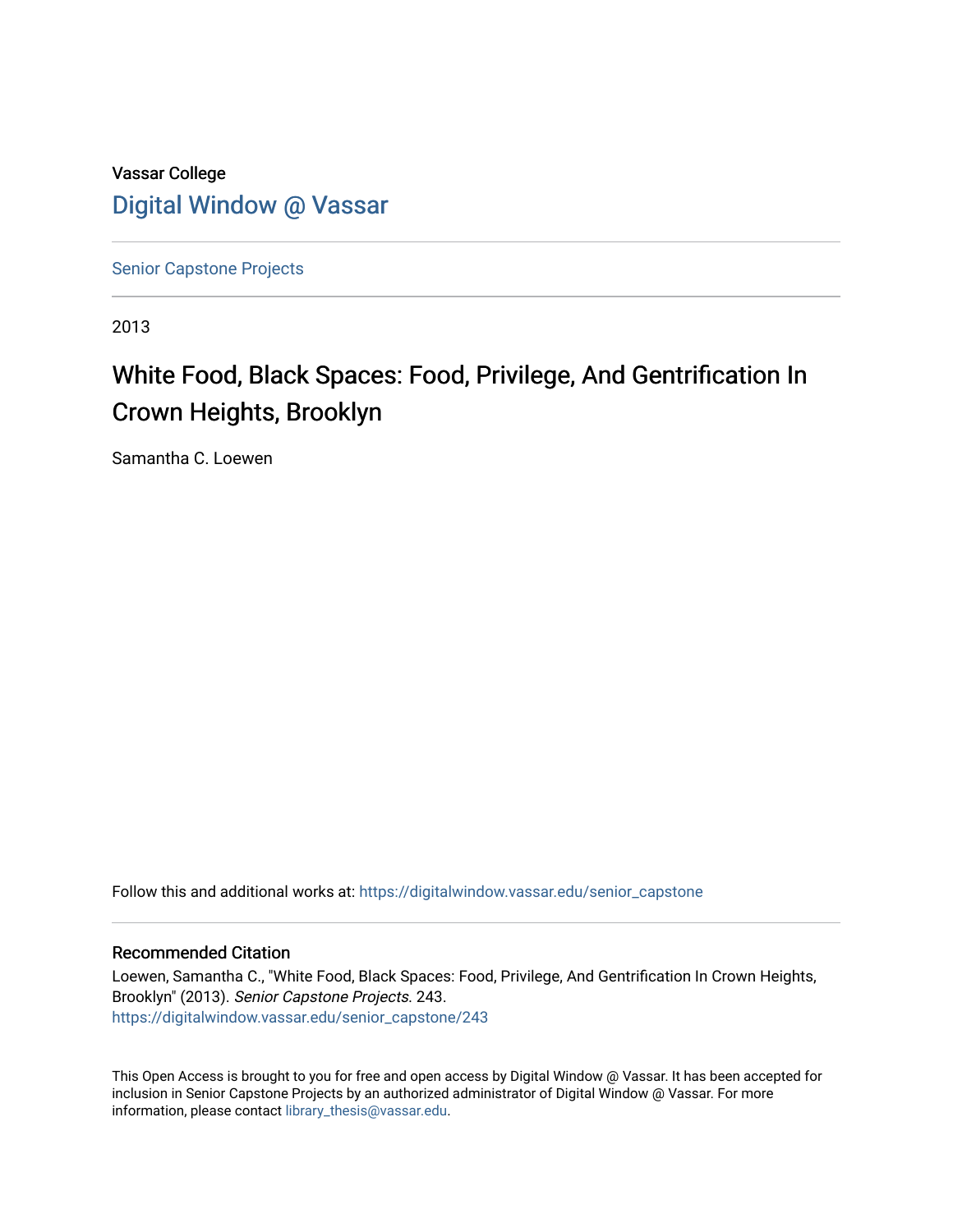Vassar College

[Digital Window @ Vassar](https://digitalwindow.vassar.edu)

---

Senior Capstone Projects

---

2013

# White Food, Black Spaces: Food, Privilege, And Gentrification In Crown Heights, Brooklyn

Samantha C. Loewen

Follow this and additional works at: https://digitalwindow.vassar.edu/senior_capstone

---

### Recommended Citation

Loewen, Samantha C., "White Food, Black Spaces: Food, Privilege, And Gentrification In Crown Heights, Brooklyn" (2013). *Senior Capstone Projects*. 243.
https://digitalwindow.vassar.edu/senior_capstone/243

This Open Access is brought to you for free and open access by Digital Window @ Vassar. It has been accepted for inclusion in Senior Capstone Projects by an authorized administrator of Digital Window @ Vassar. For more information, please contact library_thesis@vassar.edu.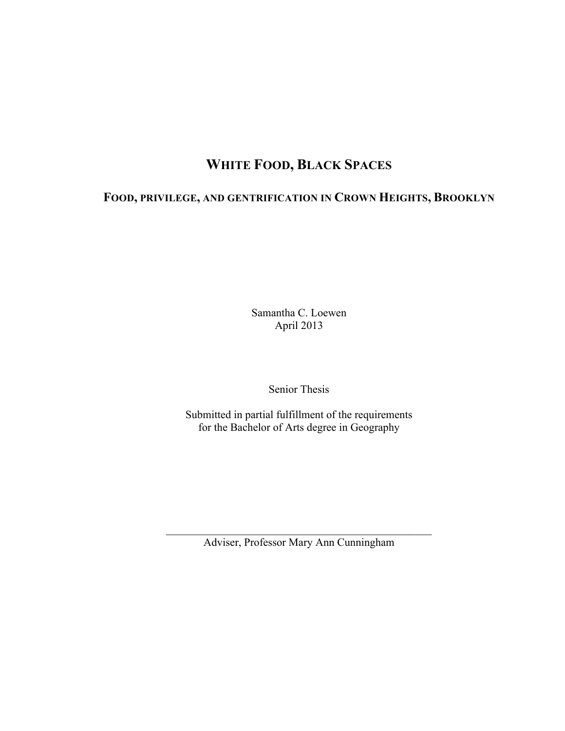# White Food, Black Spaces

## Food, privilege, and gentrification in Crown Heights, Brooklyn

Samantha C. Loewen
April 2013

Senior Thesis

Submitted in partial fulfillment of the requirements
for the Bachelor of Arts degree in Geography

\_\_\_\_\_\_\_\_\_\_\_\_\_\_\_\_\_\_\_\_\_\_\_\_\_\_\_\_\_\_\_\_\_\_\_\_\_\_\_\_\_\_\_\_

Adviser, Professor Mary Ann Cunningham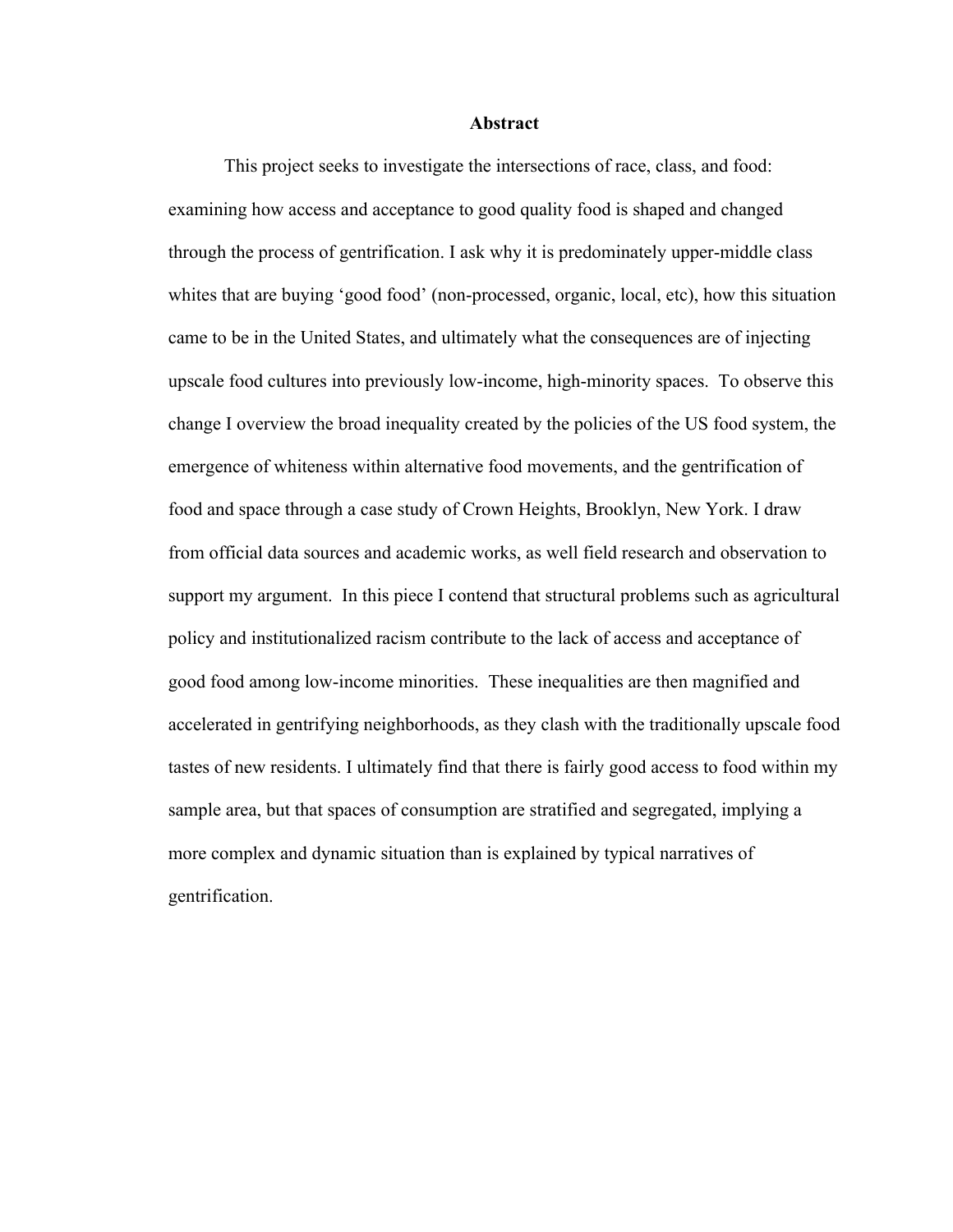# Abstract

This project seeks to investigate the intersections of race, class, and food: examining how access and acceptance to good quality food is shaped and changed through the process of gentrification. I ask why it is predominately upper-middle class whites that are buying 'good food' (non-processed, organic, local, etc), how this situation came to be in the United States, and ultimately what the consequences are of injecting upscale food cultures into previously low-income, high-minority spaces. To observe this change I overview the broad inequality created by the policies of the US food system, the emergence of whiteness within alternative food movements, and the gentrification of food and space through a case study of Crown Heights, Brooklyn, New York. I draw from official data sources and academic works, as well field research and observation to support my argument. In this piece I contend that structural problems such as agricultural policy and institutionalized racism contribute to the lack of access and acceptance of good food among low-income minorities. These inequalities are then magnified and accelerated in gentrifying neighborhoods, as they clash with the traditionally upscale food tastes of new residents. I ultimately find that there is fairly good access to food within my sample area, but that spaces of consumption are stratified and segregated, implying a more complex and dynamic situation than is explained by typical narratives of gentrification.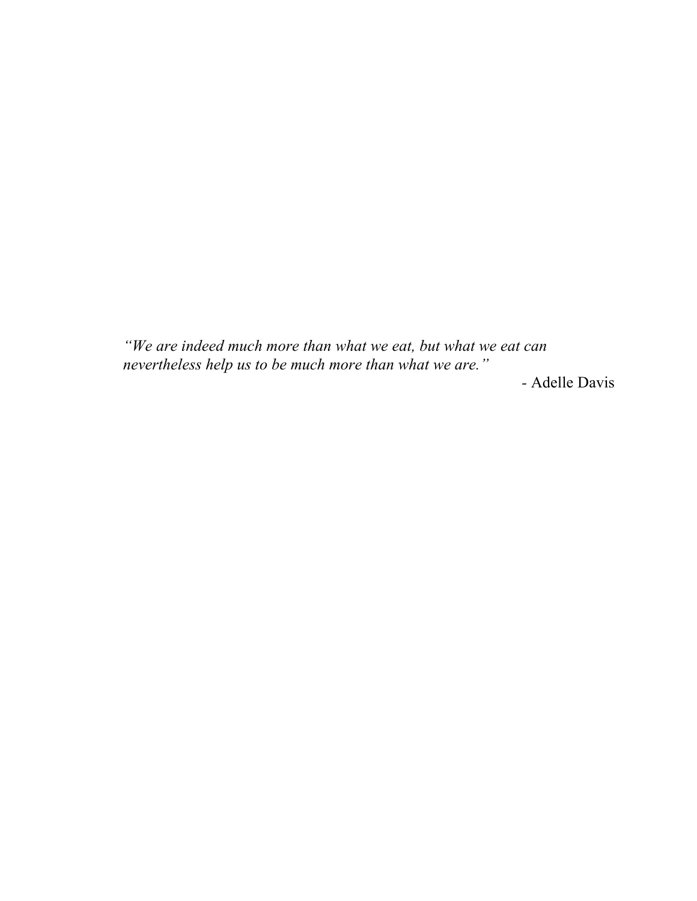*"We are indeed much more than what we eat, but what we eat can nevertheless help us to be much more than what we are."*

- Adelle Davis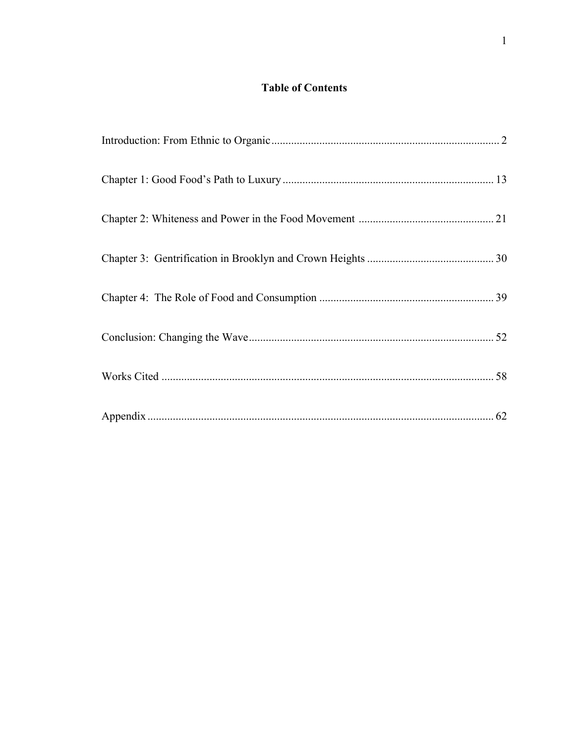## Table of Contents

Introduction: From Ethnic to Organic ........ 2

Chapter 1: Good Food's Path to Luxury ........ 13

Chapter 2: Whiteness and Power in the Food Movement ........ 21

Chapter 3: Gentrification in Brooklyn and Crown Heights ........ 30

Chapter 4: The Role of Food and Consumption ........ 39

Conclusion: Changing the Wave ........ 52

Works Cited ........ 58

Appendix ........ 62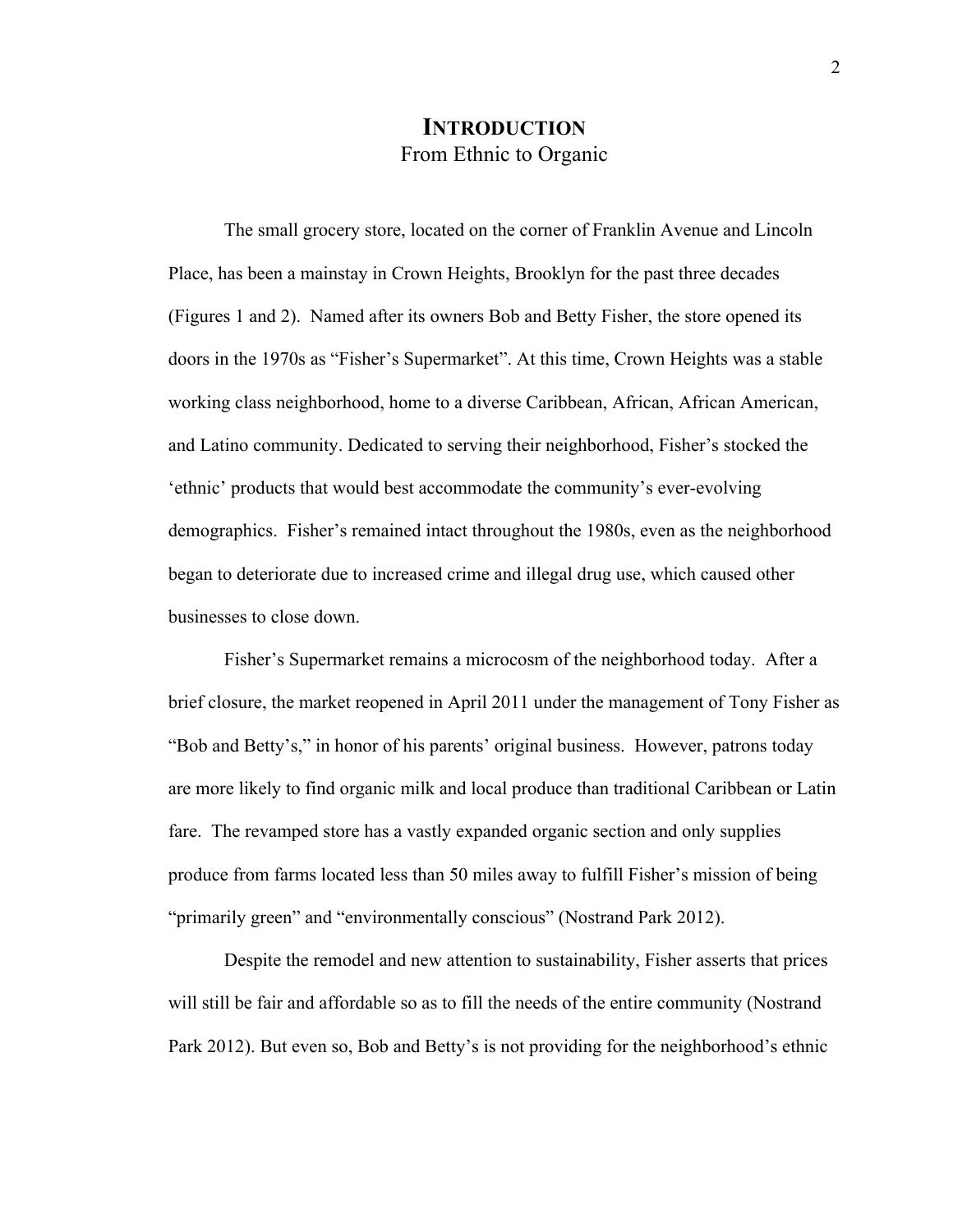# INTRODUCTION

## From Ethnic to Organic

The small grocery store, located on the corner of Franklin Avenue and Lincoln Place, has been a mainstay in Crown Heights, Brooklyn for the past three decades (Figures 1 and 2). Named after its owners Bob and Betty Fisher, the store opened its doors in the 1970s as "Fisher's Supermarket". At this time, Crown Heights was a stable working class neighborhood, home to a diverse Caribbean, African, African American, and Latino community. Dedicated to serving their neighborhood, Fisher's stocked the 'ethnic' products that would best accommodate the community's ever-evolving demographics. Fisher's remained intact throughout the 1980s, even as the neighborhood began to deteriorate due to increased crime and illegal drug use, which caused other businesses to close down.

Fisher's Supermarket remains a microcosm of the neighborhood today. After a brief closure, the market reopened in April 2011 under the management of Tony Fisher as "Bob and Betty's," in honor of his parents' original business. However, patrons today are more likely to find organic milk and local produce than traditional Caribbean or Latin fare. The revamped store has a vastly expanded organic section and only supplies produce from farms located less than 50 miles away to fulfill Fisher's mission of being "primarily green" and "environmentally conscious" (Nostrand Park 2012).

Despite the remodel and new attention to sustainability, Fisher asserts that prices will still be fair and affordable so as to fill the needs of the entire community (Nostrand Park 2012). But even so, Bob and Betty's is not providing for the neighborhood's ethnic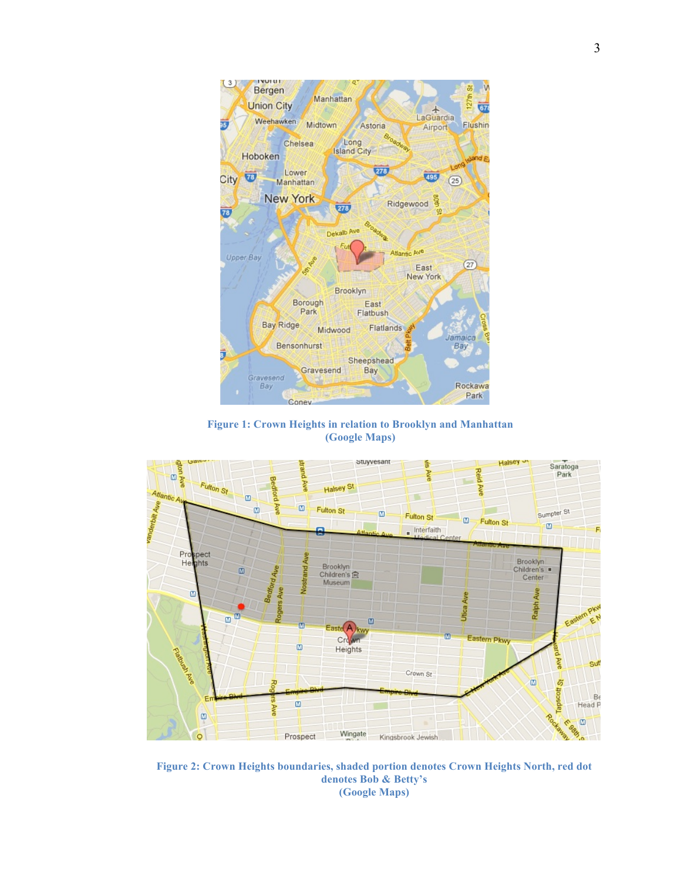**Figure 1: Crown Heights in relation to Brooklyn and Manhattan (Google Maps)**

**Figure 2: Crown Heights boundaries, shaded portion denotes Crown Heights North, red dot denotes Bob & Betty's (Google Maps)**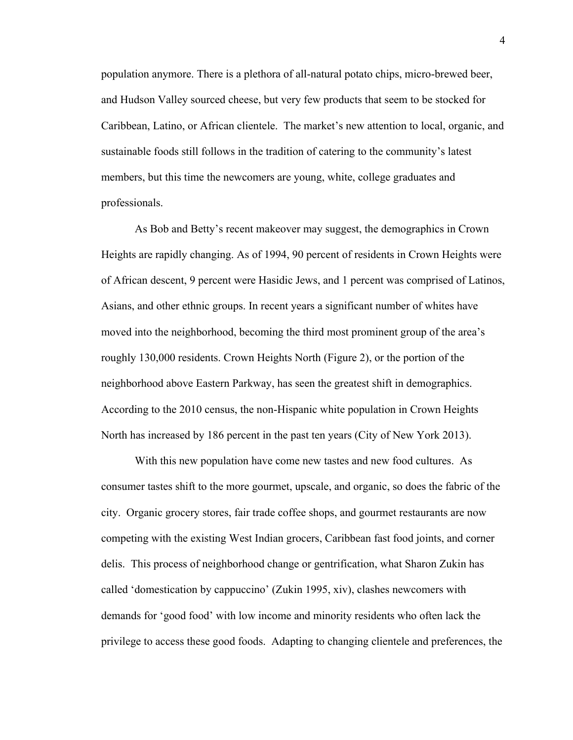population anymore. There is a plethora of all-natural potato chips, micro-brewed beer, and Hudson Valley sourced cheese, but very few products that seem to be stocked for Caribbean, Latino, or African clientele. The market's new attention to local, organic, and sustainable foods still follows in the tradition of catering to the community's latest members, but this time the newcomers are young, white, college graduates and professionals.

As Bob and Betty's recent makeover may suggest, the demographics in Crown Heights are rapidly changing. As of 1994, 90 percent of residents in Crown Heights were of African descent, 9 percent were Hasidic Jews, and 1 percent was comprised of Latinos, Asians, and other ethnic groups. In recent years a significant number of whites have moved into the neighborhood, becoming the third most prominent group of the area's roughly 130,000 residents. Crown Heights North (Figure 2), or the portion of the neighborhood above Eastern Parkway, has seen the greatest shift in demographics. According to the 2010 census, the non-Hispanic white population in Crown Heights North has increased by 186 percent in the past ten years (City of New York 2013).

With this new population have come new tastes and new food cultures. As consumer tastes shift to the more gourmet, upscale, and organic, so does the fabric of the city. Organic grocery stores, fair trade coffee shops, and gourmet restaurants are now competing with the existing West Indian grocers, Caribbean fast food joints, and corner delis. This process of neighborhood change or gentrification, what Sharon Zukin has called 'domestication by cappuccino' (Zukin 1995, xiv), clashes newcomers with demands for 'good food' with low income and minority residents who often lack the privilege to access these good foods. Adapting to changing clientele and preferences, the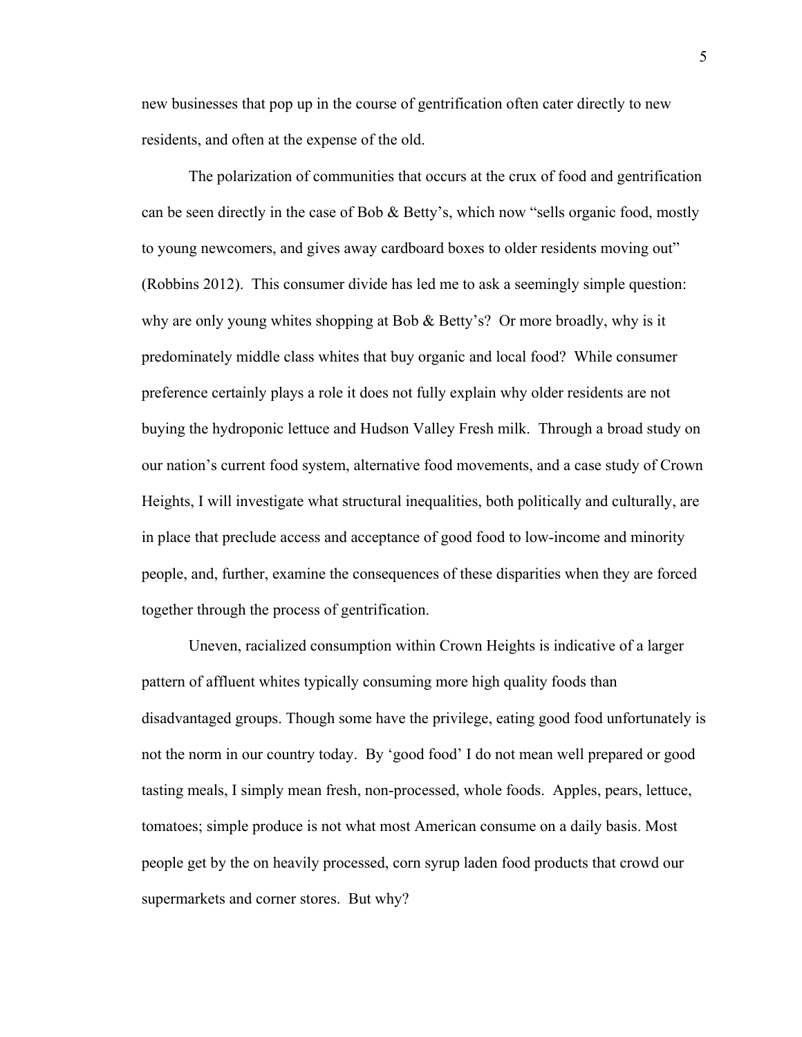new businesses that pop up in the course of gentrification often cater directly to new residents, and often at the expense of the old.

The polarization of communities that occurs at the crux of food and gentrification can be seen directly in the case of Bob & Betty's, which now "sells organic food, mostly to young newcomers, and gives away cardboard boxes to older residents moving out" (Robbins 2012). This consumer divide has led me to ask a seemingly simple question: why are only young whites shopping at Bob & Betty's? Or more broadly, why is it predominately middle class whites that buy organic and local food? While consumer preference certainly plays a role it does not fully explain why older residents are not buying the hydroponic lettuce and Hudson Valley Fresh milk. Through a broad study on our nation's current food system, alternative food movements, and a case study of Crown Heights, I will investigate what structural inequalities, both politically and culturally, are in place that preclude access and acceptance of good food to low-income and minority people, and, further, examine the consequences of these disparities when they are forced together through the process of gentrification.

Uneven, racialized consumption within Crown Heights is indicative of a larger pattern of affluent whites typically consuming more high quality foods than disadvantaged groups. Though some have the privilege, eating good food unfortunately is not the norm in our country today. By 'good food' I do not mean well prepared or good tasting meals, I simply mean fresh, non-processed, whole foods. Apples, pears, lettuce, tomatoes; simple produce is not what most American consume on a daily basis. Most people get by the on heavily processed, corn syrup laden food products that crowd our supermarkets and corner stores. But why?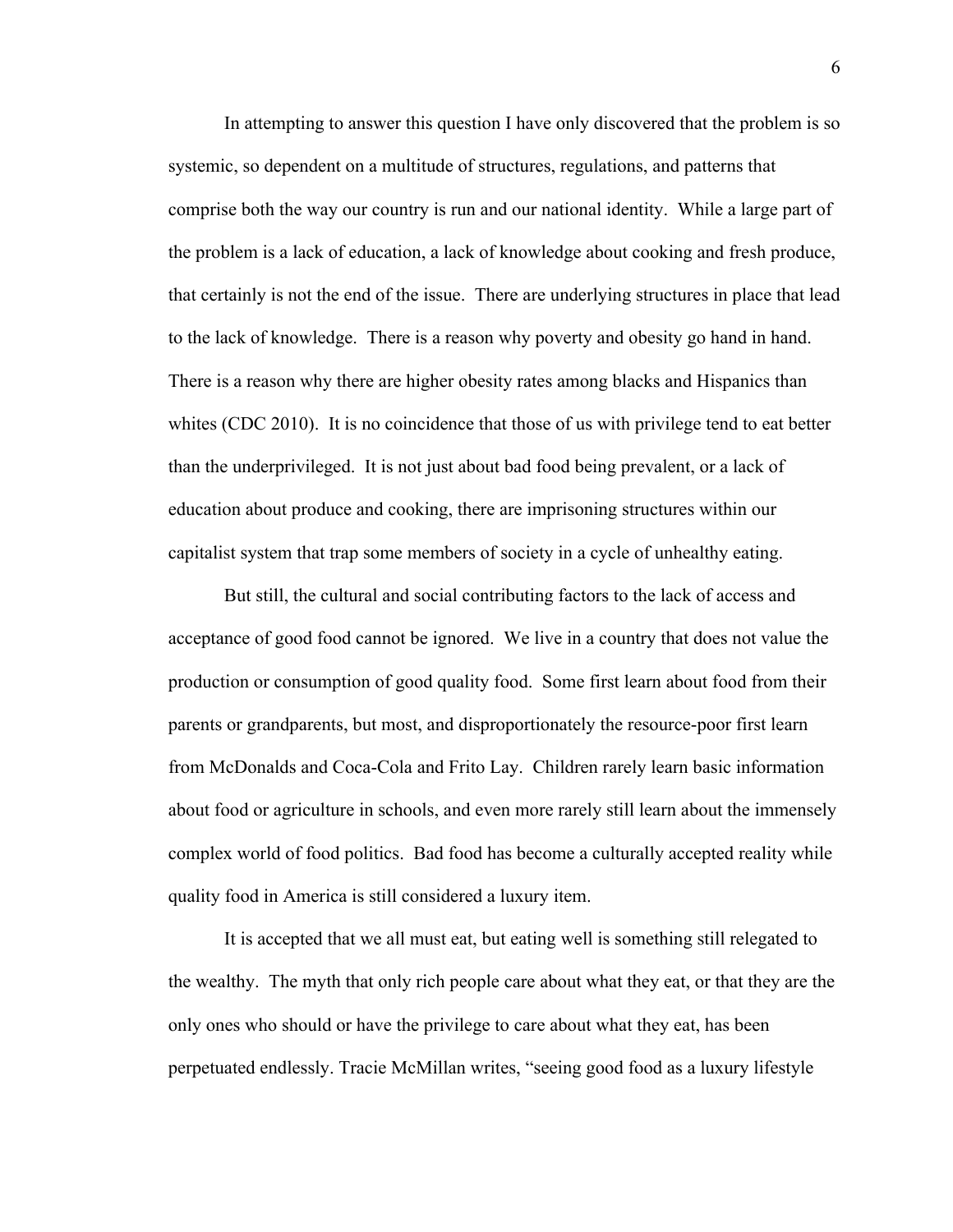In attempting to answer this question I have only discovered that the problem is so systemic, so dependent on a multitude of structures, regulations, and patterns that comprise both the way our country is run and our national identity. While a large part of the problem is a lack of education, a lack of knowledge about cooking and fresh produce, that certainly is not the end of the issue. There are underlying structures in place that lead to the lack of knowledge. There is a reason why poverty and obesity go hand in hand. There is a reason why there are higher obesity rates among blacks and Hispanics than whites (CDC 2010). It is no coincidence that those of us with privilege tend to eat better than the underprivileged. It is not just about bad food being prevalent, or a lack of education about produce and cooking, there are imprisoning structures within our capitalist system that trap some members of society in a cycle of unhealthy eating.

But still, the cultural and social contributing factors to the lack of access and acceptance of good food cannot be ignored. We live in a country that does not value the production or consumption of good quality food. Some first learn about food from their parents or grandparents, but most, and disproportionately the resource-poor first learn from McDonalds and Coca-Cola and Frito Lay. Children rarely learn basic information about food or agriculture in schools, and even more rarely still learn about the immensely complex world of food politics. Bad food has become a culturally accepted reality while quality food in America is still considered a luxury item.

It is accepted that we all must eat, but eating well is something still relegated to the wealthy. The myth that only rich people care about what they eat, or that they are the only ones who should or have the privilege to care about what they eat, has been perpetuated endlessly. Tracie McMillan writes, "seeing good food as a luxury lifestyle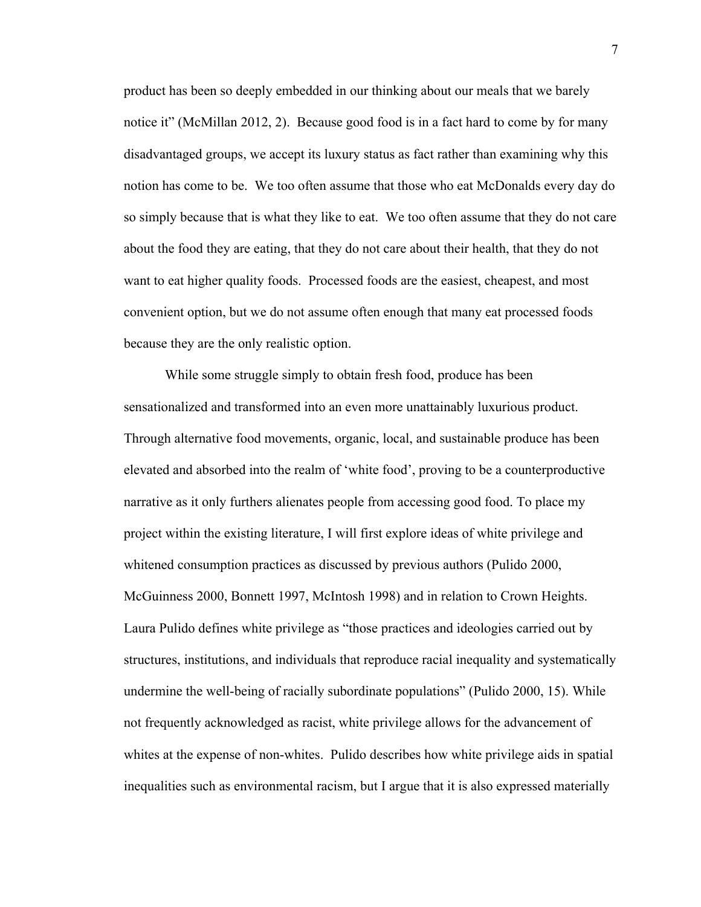product has been so deeply embedded in our thinking about our meals that we barely notice it" (McMillan 2012, 2). Because good food is in a fact hard to come by for many disadvantaged groups, we accept its luxury status as fact rather than examining why this notion has come to be. We too often assume that those who eat McDonalds every day do so simply because that is what they like to eat. We too often assume that they do not care about the food they are eating, that they do not care about their health, that they do not want to eat higher quality foods. Processed foods are the easiest, cheapest, and most convenient option, but we do not assume often enough that many eat processed foods because they are the only realistic option.

While some struggle simply to obtain fresh food, produce has been sensationalized and transformed into an even more unattainably luxurious product. Through alternative food movements, organic, local, and sustainable produce has been elevated and absorbed into the realm of 'white food', proving to be a counterproductive narrative as it only furthers alienates people from accessing good food. To place my project within the existing literature, I will first explore ideas of white privilege and whitened consumption practices as discussed by previous authors (Pulido 2000, McGuinness 2000, Bonnett 1997, McIntosh 1998) and in relation to Crown Heights. Laura Pulido defines white privilege as "those practices and ideologies carried out by structures, institutions, and individuals that reproduce racial inequality and systematically undermine the well-being of racially subordinate populations" (Pulido 2000, 15). While not frequently acknowledged as racist, white privilege allows for the advancement of whites at the expense of non-whites. Pulido describes how white privilege aids in spatial inequalities such as environmental racism, but I argue that it is also expressed materially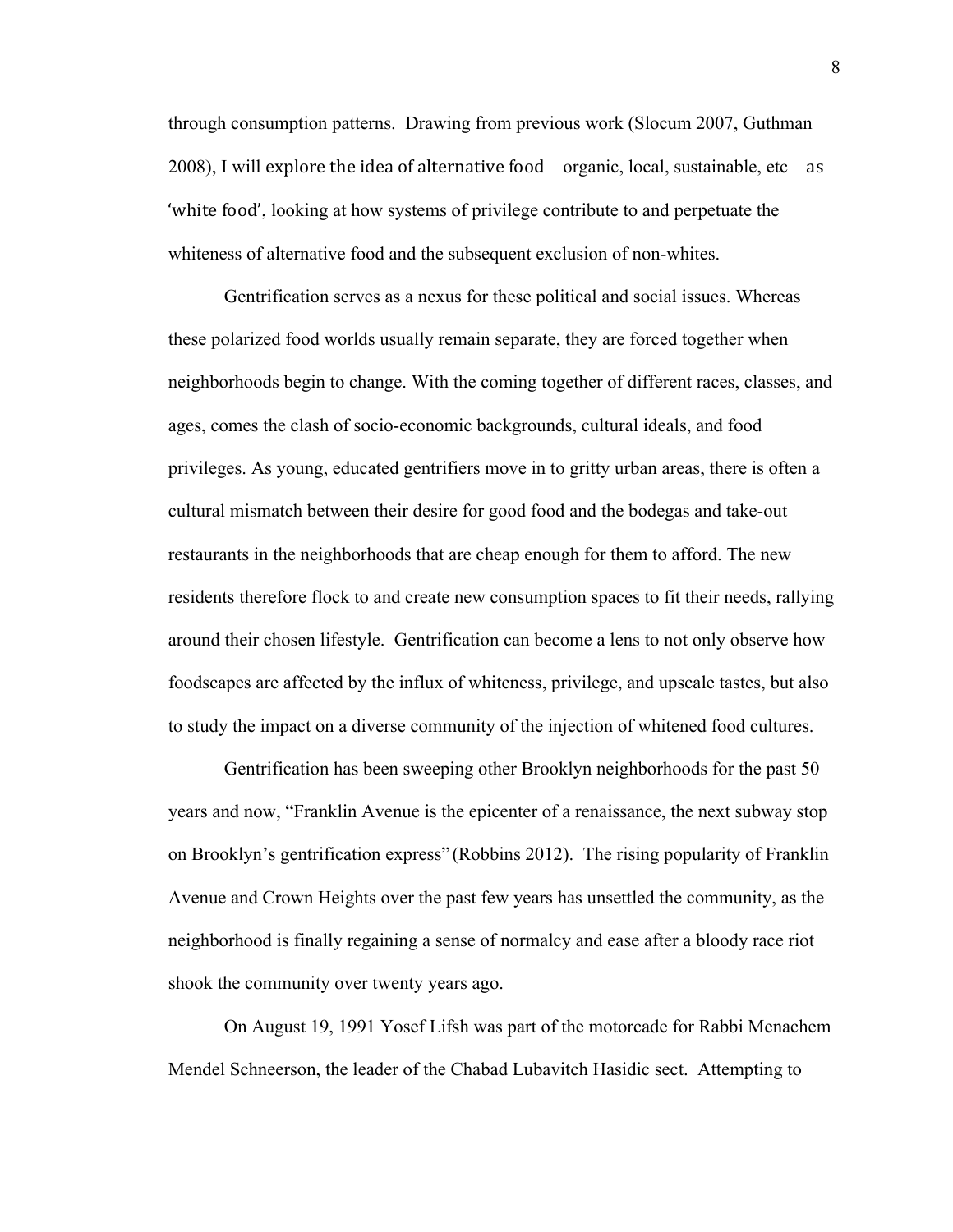through consumption patterns. Drawing from previous work (Slocum 2007, Guthman 2008), I will explore the idea of alternative food – organic, local, sustainable, etc – as 'white food', looking at how systems of privilege contribute to and perpetuate the whiteness of alternative food and the subsequent exclusion of non-whites.

Gentrification serves as a nexus for these political and social issues. Whereas these polarized food worlds usually remain separate, they are forced together when neighborhoods begin to change. With the coming together of different races, classes, and ages, comes the clash of socio-economic backgrounds, cultural ideals, and food privileges. As young, educated gentrifiers move in to gritty urban areas, there is often a cultural mismatch between their desire for good food and the bodegas and take-out restaurants in the neighborhoods that are cheap enough for them to afford. The new residents therefore flock to and create new consumption spaces to fit their needs, rallying around their chosen lifestyle. Gentrification can become a lens to not only observe how foodscapes are affected by the influx of whiteness, privilege, and upscale tastes, but also to study the impact on a diverse community of the injection of whitened food cultures.

Gentrification has been sweeping other Brooklyn neighborhoods for the past 50 years and now, "Franklin Avenue is the epicenter of a renaissance, the next subway stop on Brooklyn's gentrification express" (Robbins 2012). The rising popularity of Franklin Avenue and Crown Heights over the past few years has unsettled the community, as the neighborhood is finally regaining a sense of normalcy and ease after a bloody race riot shook the community over twenty years ago.

On August 19, 1991 Yosef Lifsh was part of the motorcade for Rabbi Menachem Mendel Schneerson, the leader of the Chabad Lubavitch Hasidic sect. Attempting to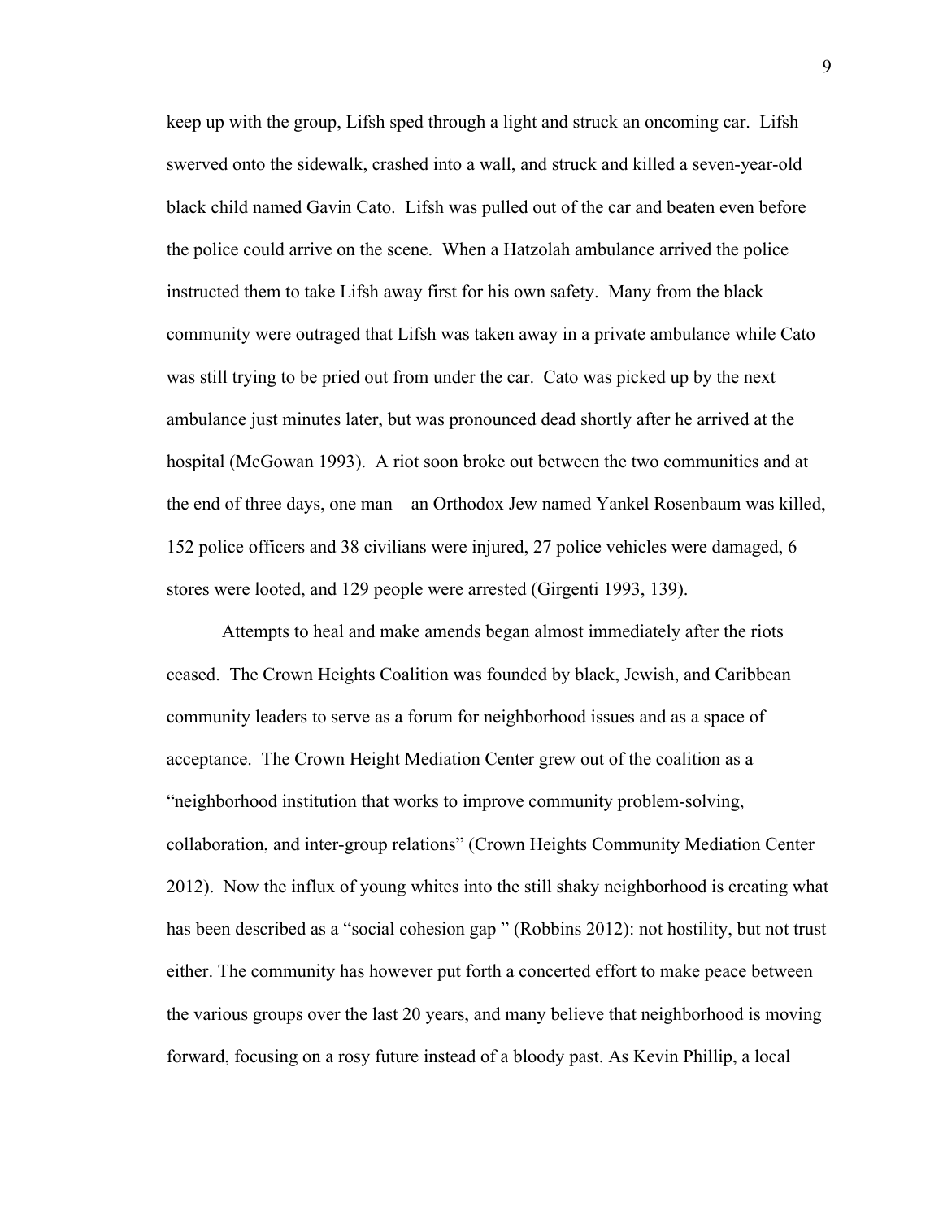keep up with the group, Lifsh sped through a light and struck an oncoming car. Lifsh swerved onto the sidewalk, crashed into a wall, and struck and killed a seven-year-old black child named Gavin Cato. Lifsh was pulled out of the car and beaten even before the police could arrive on the scene. When a Hatzolah ambulance arrived the police instructed them to take Lifsh away first for his own safety. Many from the black community were outraged that Lifsh was taken away in a private ambulance while Cato was still trying to be pried out from under the car. Cato was picked up by the next ambulance just minutes later, but was pronounced dead shortly after he arrived at the hospital (McGowan 1993). A riot soon broke out between the two communities and at the end of three days, one man – an Orthodox Jew named Yankel Rosenbaum was killed, 152 police officers and 38 civilians were injured, 27 police vehicles were damaged, 6 stores were looted, and 129 people were arrested (Girgenti 1993, 139).

Attempts to heal and make amends began almost immediately after the riots ceased. The Crown Heights Coalition was founded by black, Jewish, and Caribbean community leaders to serve as a forum for neighborhood issues and as a space of acceptance. The Crown Height Mediation Center grew out of the coalition as a "neighborhood institution that works to improve community problem-solving, collaboration, and inter-group relations" (Crown Heights Community Mediation Center 2012). Now the influx of young whites into the still shaky neighborhood is creating what has been described as a "social cohesion gap " (Robbins 2012): not hostility, but not trust either. The community has however put forth a concerted effort to make peace between the various groups over the last 20 years, and many believe that neighborhood is moving forward, focusing on a rosy future instead of a bloody past. As Kevin Phillip, a local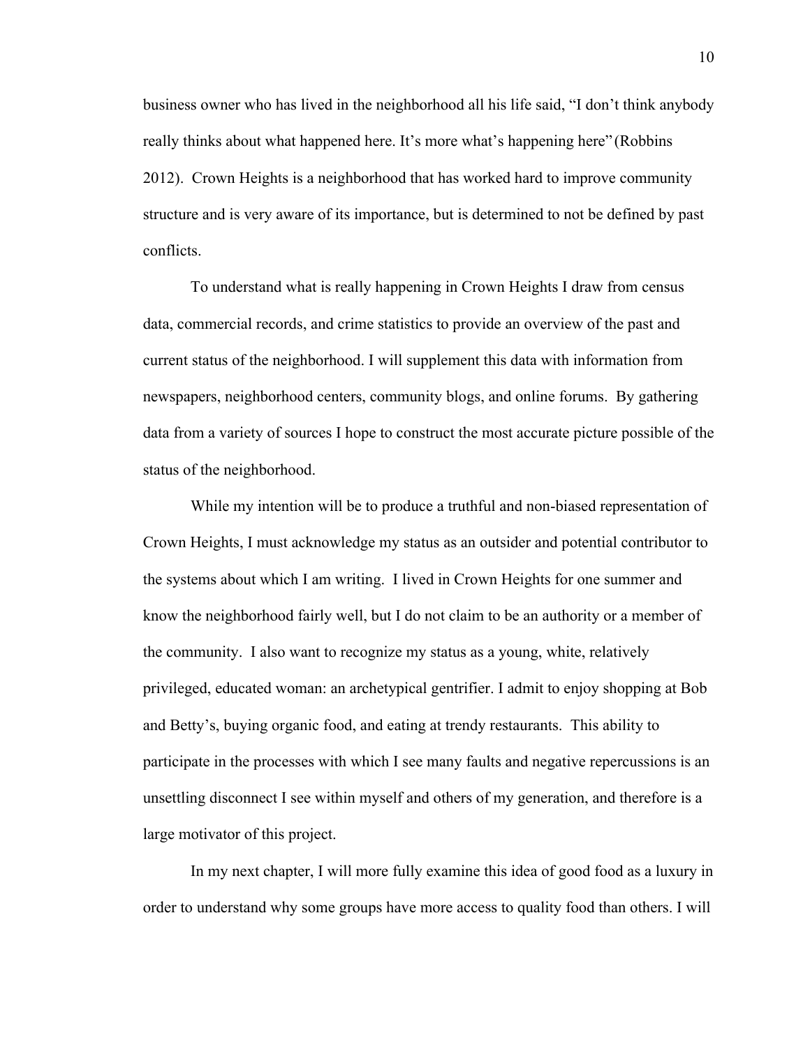business owner who has lived in the neighborhood all his life said, "I don't think anybody really thinks about what happened here. It's more what's happening here" (Robbins 2012). Crown Heights is a neighborhood that has worked hard to improve community structure and is very aware of its importance, but is determined to not be defined by past conflicts.

To understand what is really happening in Crown Heights I draw from census data, commercial records, and crime statistics to provide an overview of the past and current status of the neighborhood. I will supplement this data with information from newspapers, neighborhood centers, community blogs, and online forums. By gathering data from a variety of sources I hope to construct the most accurate picture possible of the status of the neighborhood.

While my intention will be to produce a truthful and non-biased representation of Crown Heights, I must acknowledge my status as an outsider and potential contributor to the systems about which I am writing. I lived in Crown Heights for one summer and know the neighborhood fairly well, but I do not claim to be an authority or a member of the community. I also want to recognize my status as a young, white, relatively privileged, educated woman: an archetypical gentrifier. I admit to enjoy shopping at Bob and Betty's, buying organic food, and eating at trendy restaurants. This ability to participate in the processes with which I see many faults and negative repercussions is an unsettling disconnect I see within myself and others of my generation, and therefore is a large motivator of this project.

In my next chapter, I will more fully examine this idea of good food as a luxury in order to understand why some groups have more access to quality food than others. I will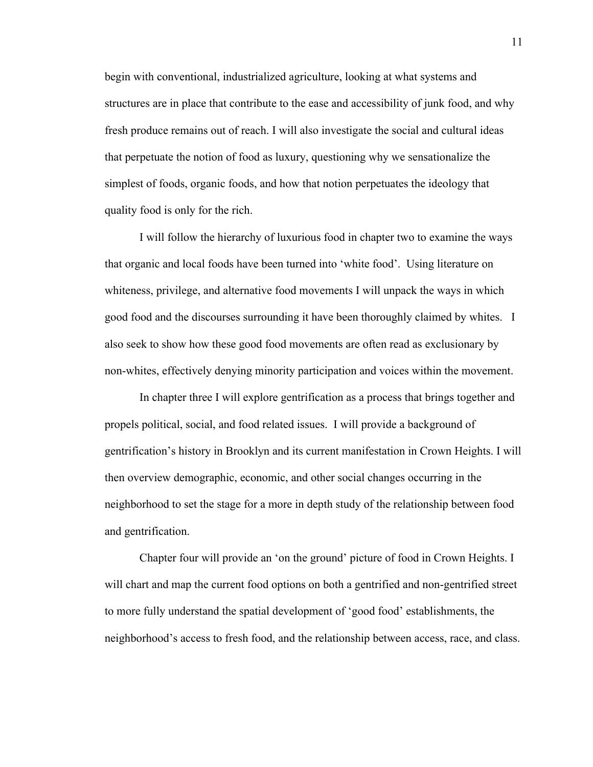begin with conventional, industrialized agriculture, looking at what systems and structures are in place that contribute to the ease and accessibility of junk food, and why fresh produce remains out of reach. I will also investigate the social and cultural ideas that perpetuate the notion of food as luxury, questioning why we sensationalize the simplest of foods, organic foods, and how that notion perpetuates the ideology that quality food is only for the rich.

I will follow the hierarchy of luxurious food in chapter two to examine the ways that organic and local foods have been turned into 'white food'. Using literature on whiteness, privilege, and alternative food movements I will unpack the ways in which good food and the discourses surrounding it have been thoroughly claimed by whites. I also seek to show how these good food movements are often read as exclusionary by non-whites, effectively denying minority participation and voices within the movement.

In chapter three I will explore gentrification as a process that brings together and propels political, social, and food related issues. I will provide a background of gentrification's history in Brooklyn and its current manifestation in Crown Heights. I will then overview demographic, economic, and other social changes occurring in the neighborhood to set the stage for a more in depth study of the relationship between food and gentrification.

Chapter four will provide an 'on the ground' picture of food in Crown Heights. I will chart and map the current food options on both a gentrified and non-gentrified street to more fully understand the spatial development of 'good food' establishments, the neighborhood's access to fresh food, and the relationship between access, race, and class.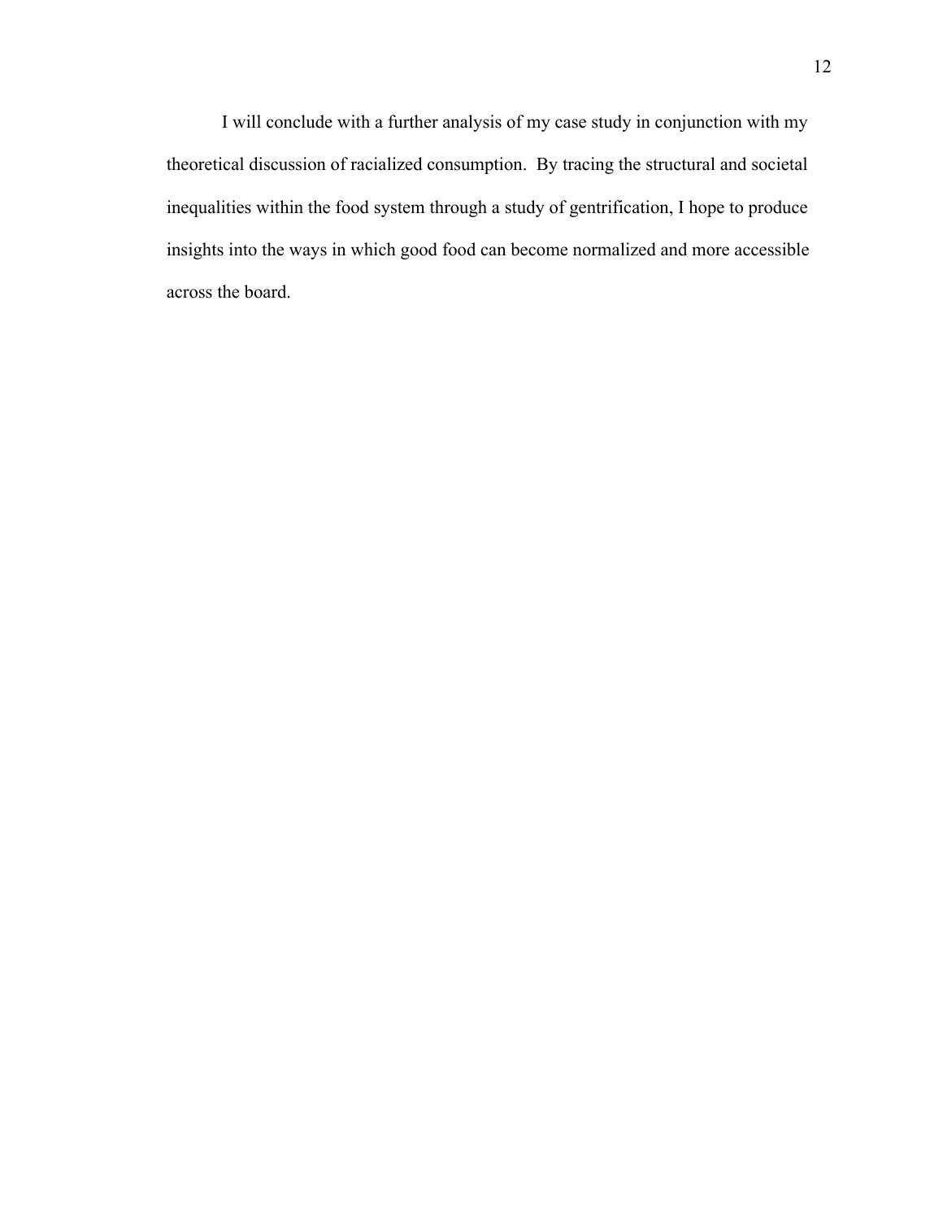I will conclude with a further analysis of my case study in conjunction with my theoretical discussion of racialized consumption. By tracing the structural and societal inequalities within the food system through a study of gentrification, I hope to produce insights into the ways in which good food can become normalized and more accessible across the board.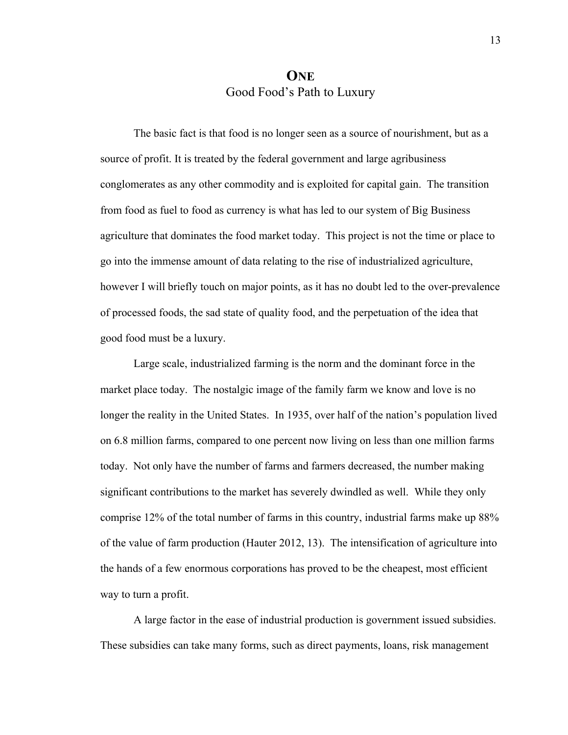# ONE
## Good Food's Path to Luxury

The basic fact is that food is no longer seen as a source of nourishment, but as a source of profit. It is treated by the federal government and large agribusiness conglomerates as any other commodity and is exploited for capital gain. The transition from food as fuel to food as currency is what has led to our system of Big Business agriculture that dominates the food market today. This project is not the time or place to go into the immense amount of data relating to the rise of industrialized agriculture, however I will briefly touch on major points, as it has no doubt led to the over-prevalence of processed foods, the sad state of quality food, and the perpetuation of the idea that good food must be a luxury.

Large scale, industrialized farming is the norm and the dominant force in the market place today. The nostalgic image of the family farm we know and love is no longer the reality in the United States. In 1935, over half of the nation's population lived on 6.8 million farms, compared to one percent now living on less than one million farms today. Not only have the number of farms and farmers decreased, the number making significant contributions to the market has severely dwindled as well. While they only comprise 12% of the total number of farms in this country, industrial farms make up 88% of the value of farm production (Hauter 2012, 13). The intensification of agriculture into the hands of a few enormous corporations has proved to be the cheapest, most efficient way to turn a profit.

A large factor in the ease of industrial production is government issued subsidies. These subsidies can take many forms, such as direct payments, loans, risk management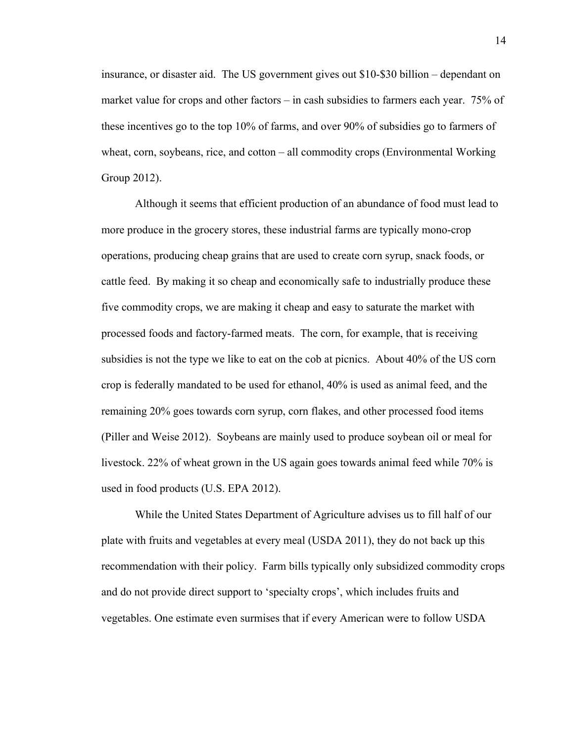insurance, or disaster aid. The US government gives out $10-$30 billion – dependant on market value for crops and other factors – in cash subsidies to farmers each year. 75% of these incentives go to the top 10% of farms, and over 90% of subsidies go to farmers of wheat, corn, soybeans, rice, and cotton – all commodity crops (Environmental Working Group 2012).

Although it seems that efficient production of an abundance of food must lead to more produce in the grocery stores, these industrial farms are typically mono-crop operations, producing cheap grains that are used to create corn syrup, snack foods, or cattle feed. By making it so cheap and economically safe to industrially produce these five commodity crops, we are making it cheap and easy to saturate the market with processed foods and factory-farmed meats. The corn, for example, that is receiving subsidies is not the type we like to eat on the cob at picnics. About 40% of the US corn crop is federally mandated to be used for ethanol, 40% is used as animal feed, and the remaining 20% goes towards corn syrup, corn flakes, and other processed food items (Piller and Weise 2012). Soybeans are mainly used to produce soybean oil or meal for livestock. 22% of wheat grown in the US again goes towards animal feed while 70% is used in food products (U.S. EPA 2012).

While the United States Department of Agriculture advises us to fill half of our plate with fruits and vegetables at every meal (USDA 2011), they do not back up this recommendation with their policy. Farm bills typically only subsidized commodity crops and do not provide direct support to 'specialty crops', which includes fruits and vegetables. One estimate even surmises that if every American were to follow USDA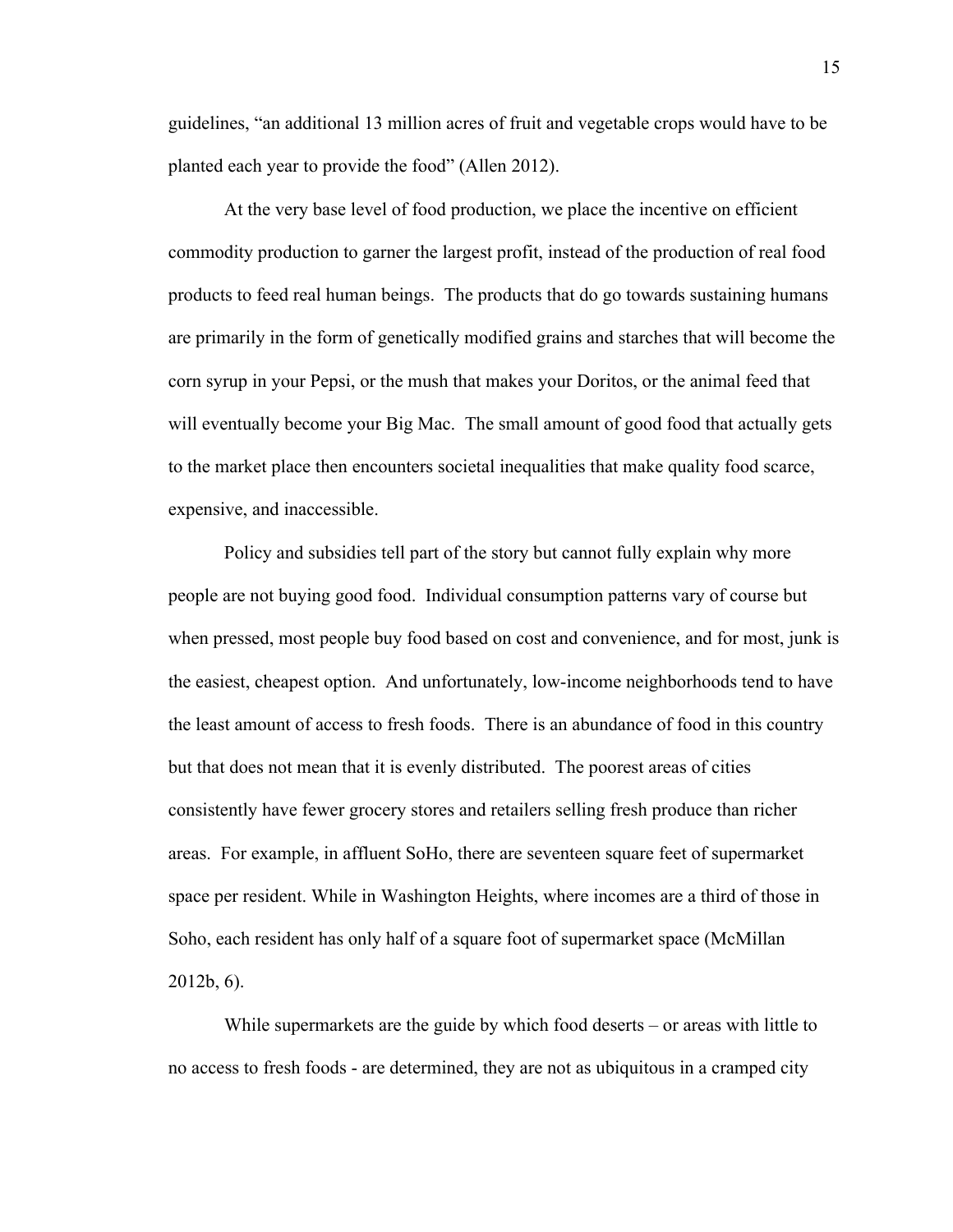guidelines, "an additional 13 million acres of fruit and vegetable crops would have to be planted each year to provide the food" (Allen 2012).

At the very base level of food production, we place the incentive on efficient commodity production to garner the largest profit, instead of the production of real food products to feed real human beings. The products that do go towards sustaining humans are primarily in the form of genetically modified grains and starches that will become the corn syrup in your Pepsi, or the mush that makes your Doritos, or the animal feed that will eventually become your Big Mac. The small amount of good food that actually gets to the market place then encounters societal inequalities that make quality food scarce, expensive, and inaccessible.

Policy and subsidies tell part of the story but cannot fully explain why more people are not buying good food. Individual consumption patterns vary of course but when pressed, most people buy food based on cost and convenience, and for most, junk is the easiest, cheapest option. And unfortunately, low-income neighborhoods tend to have the least amount of access to fresh foods. There is an abundance of food in this country but that does not mean that it is evenly distributed. The poorest areas of cities consistently have fewer grocery stores and retailers selling fresh produce than richer areas. For example, in affluent SoHo, there are seventeen square feet of supermarket space per resident. While in Washington Heights, where incomes are a third of those in Soho, each resident has only half of a square foot of supermarket space (McMillan 2012b, 6).

While supermarkets are the guide by which food deserts – or areas with little to no access to fresh foods - are determined, they are not as ubiquitous in a cramped city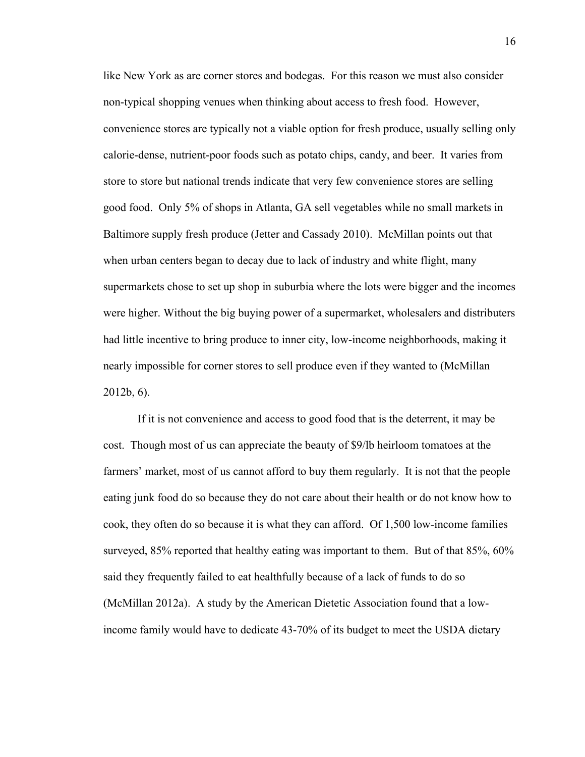like New York as are corner stores and bodegas. For this reason we must also consider non-typical shopping venues when thinking about access to fresh food. However, convenience stores are typically not a viable option for fresh produce, usually selling only calorie-dense, nutrient-poor foods such as potato chips, candy, and beer. It varies from store to store but national trends indicate that very few convenience stores are selling good food. Only 5% of shops in Atlanta, GA sell vegetables while no small markets in Baltimore supply fresh produce (Jetter and Cassady 2010). McMillan points out that when urban centers began to decay due to lack of industry and white flight, many supermarkets chose to set up shop in suburbia where the lots were bigger and the incomes were higher. Without the big buying power of a supermarket, wholesalers and distributers had little incentive to bring produce to inner city, low-income neighborhoods, making it nearly impossible for corner stores to sell produce even if they wanted to (McMillan 2012b, 6).

If it is not convenience and access to good food that is the deterrent, it may be cost. Though most of us can appreciate the beauty of $9/lb heirloom tomatoes at the farmers' market, most of us cannot afford to buy them regularly. It is not that the people eating junk food do so because they do not care about their health or do not know how to cook, they often do so because it is what they can afford. Of 1,500 low-income families surveyed, 85% reported that healthy eating was important to them. But of that 85%, 60% said they frequently failed to eat healthfully because of a lack of funds to do so (McMillan 2012a). A study by the American Dietetic Association found that a low-income family would have to dedicate 43-70% of its budget to meet the USDA dietary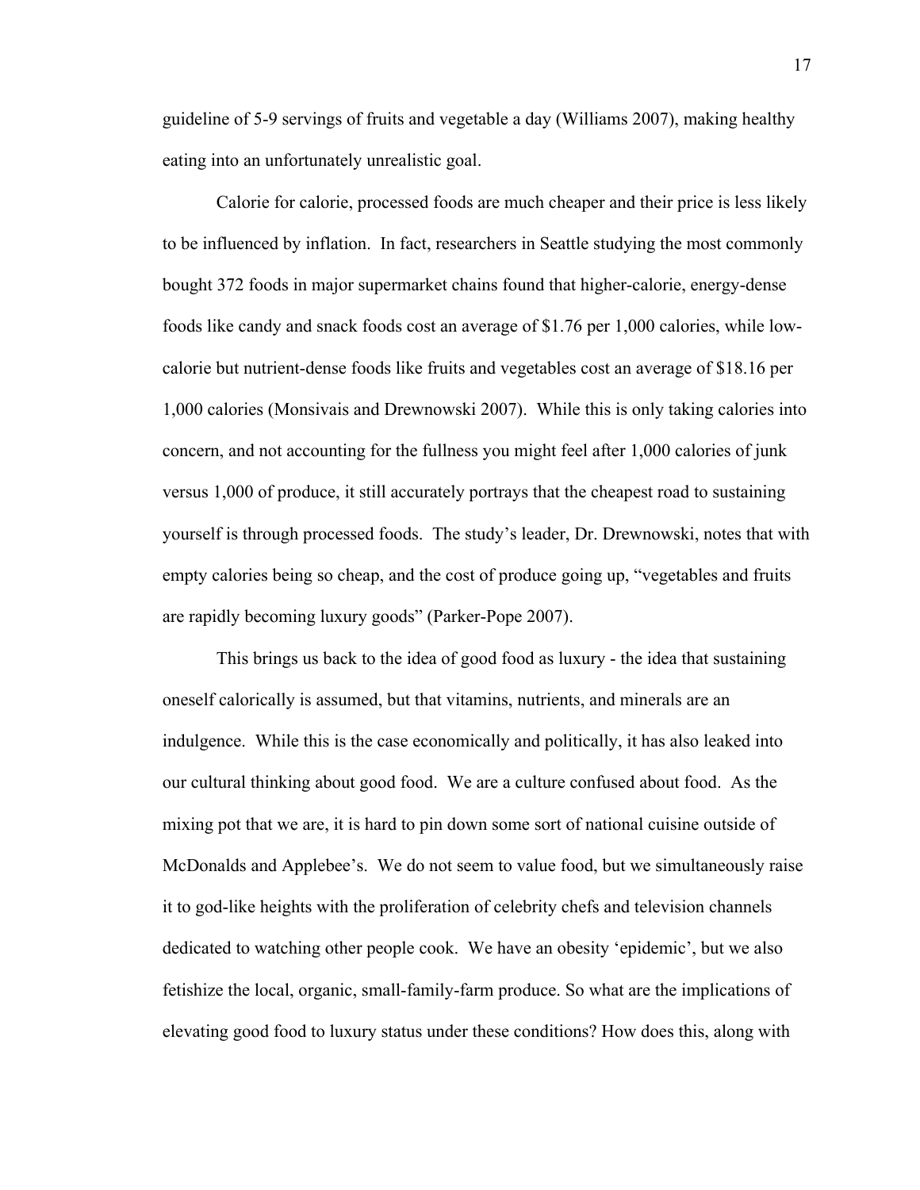guideline of 5-9 servings of fruits and vegetable a day (Williams 2007), making healthy eating into an unfortunately unrealistic goal.

Calorie for calorie, processed foods are much cheaper and their price is less likely to be influenced by inflation. In fact, researchers in Seattle studying the most commonly bought 372 foods in major supermarket chains found that higher-calorie, energy-dense foods like candy and snack foods cost an average of $1.76 per 1,000 calories, while low-calorie but nutrient-dense foods like fruits and vegetables cost an average of $18.16 per 1,000 calories (Monsivais and Drewnowski 2007). While this is only taking calories into concern, and not accounting for the fullness you might feel after 1,000 calories of junk versus 1,000 of produce, it still accurately portrays that the cheapest road to sustaining yourself is through processed foods. The study's leader, Dr. Drewnowski, notes that with empty calories being so cheap, and the cost of produce going up, "vegetables and fruits are rapidly becoming luxury goods" (Parker-Pope 2007).

This brings us back to the idea of good food as luxury - the idea that sustaining oneself calorically is assumed, but that vitamins, nutrients, and minerals are an indulgence. While this is the case economically and politically, it has also leaked into our cultural thinking about good food. We are a culture confused about food. As the mixing pot that we are, it is hard to pin down some sort of national cuisine outside of McDonalds and Applebee's. We do not seem to value food, but we simultaneously raise it to god-like heights with the proliferation of celebrity chefs and television channels dedicated to watching other people cook. We have an obesity 'epidemic', but we also fetishize the local, organic, small-family-farm produce. So what are the implications of elevating good food to luxury status under these conditions? How does this, along with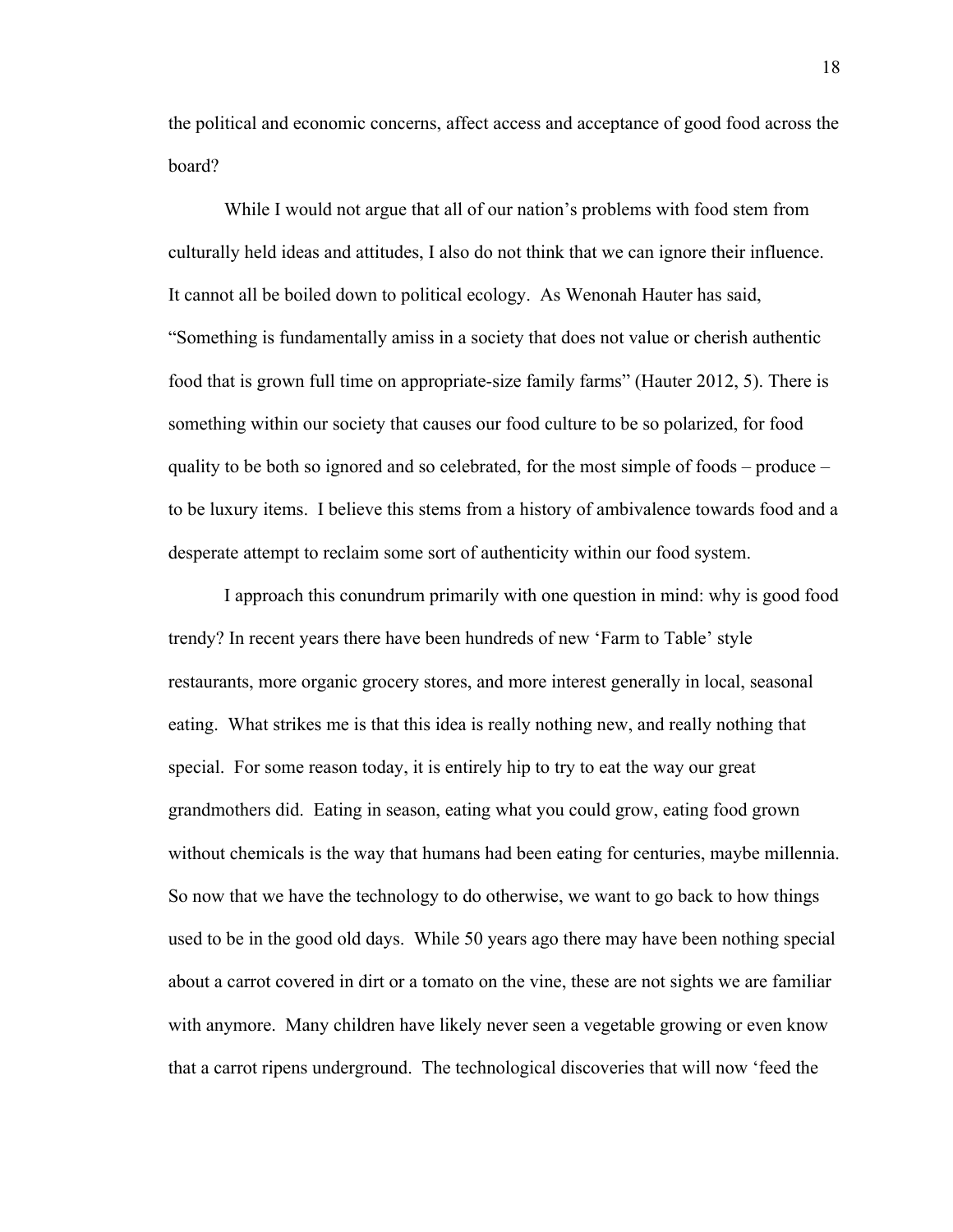the political and economic concerns, affect access and acceptance of good food across the board?

While I would not argue that all of our nation's problems with food stem from culturally held ideas and attitudes, I also do not think that we can ignore their influence. It cannot all be boiled down to political ecology. As Wenonah Hauter has said, "Something is fundamentally amiss in a society that does not value or cherish authentic food that is grown full time on appropriate-size family farms" (Hauter 2012, 5). There is something within our society that causes our food culture to be so polarized, for food quality to be both so ignored and so celebrated, for the most simple of foods – produce – to be luxury items. I believe this stems from a history of ambivalence towards food and a desperate attempt to reclaim some sort of authenticity within our food system.

I approach this conundrum primarily with one question in mind: why is good food trendy? In recent years there have been hundreds of new 'Farm to Table' style restaurants, more organic grocery stores, and more interest generally in local, seasonal eating. What strikes me is that this idea is really nothing new, and really nothing that special. For some reason today, it is entirely hip to try to eat the way our great grandmothers did. Eating in season, eating what you could grow, eating food grown without chemicals is the way that humans had been eating for centuries, maybe millennia. So now that we have the technology to do otherwise, we want to go back to how things used to be in the good old days. While 50 years ago there may have been nothing special about a carrot covered in dirt or a tomato on the vine, these are not sights we are familiar with anymore. Many children have likely never seen a vegetable growing or even know that a carrot ripens underground. The technological discoveries that will now 'feed the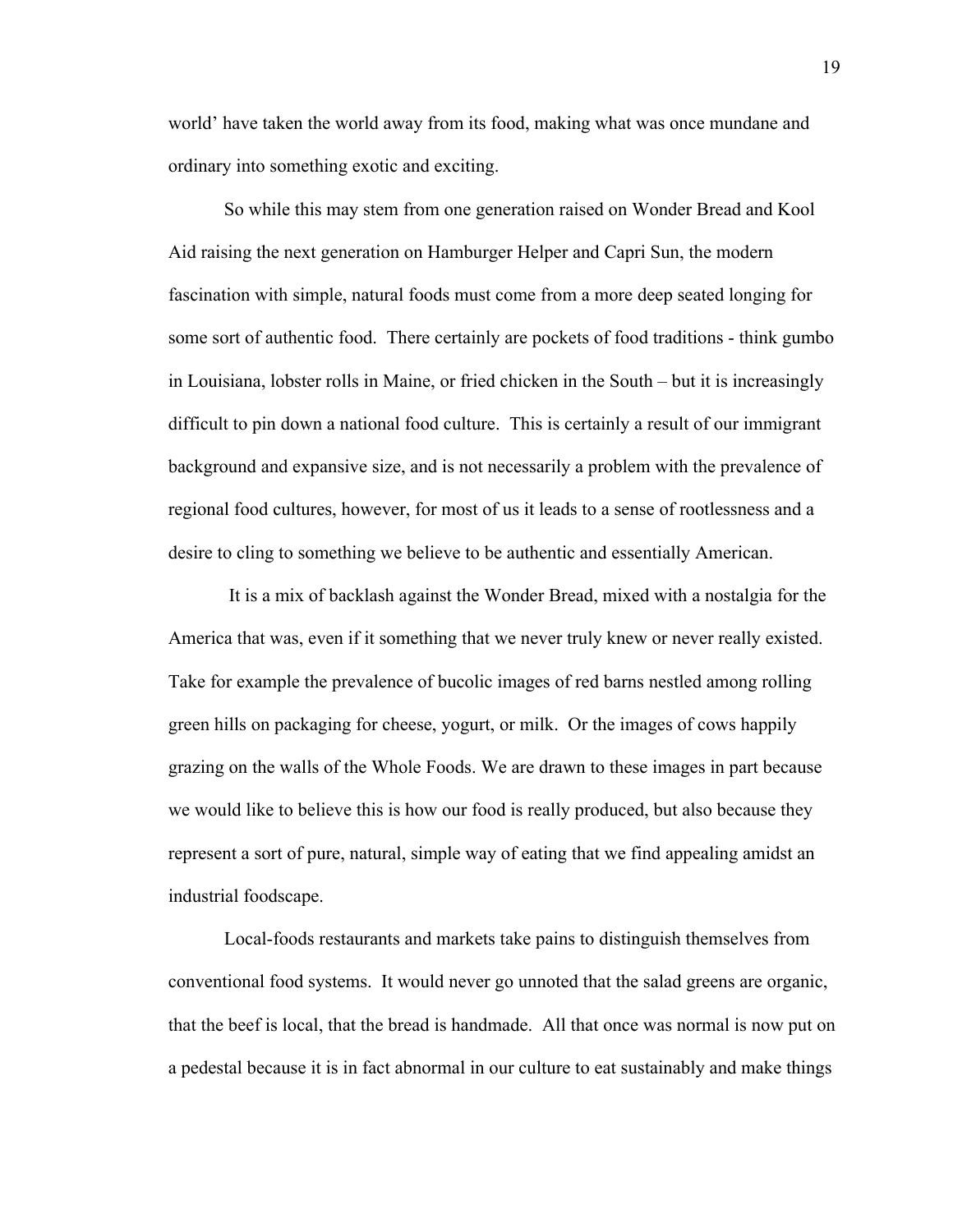world' have taken the world away from its food, making what was once mundane and ordinary into something exotic and exciting.

So while this may stem from one generation raised on Wonder Bread and Kool Aid raising the next generation on Hamburger Helper and Capri Sun, the modern fascination with simple, natural foods must come from a more deep seated longing for some sort of authentic food. There certainly are pockets of food traditions - think gumbo in Louisiana, lobster rolls in Maine, or fried chicken in the South – but it is increasingly difficult to pin down a national food culture. This is certainly a result of our immigrant background and expansive size, and is not necessarily a problem with the prevalence of regional food cultures, however, for most of us it leads to a sense of rootlessness and a desire to cling to something we believe to be authentic and essentially American.

It is a mix of backlash against the Wonder Bread, mixed with a nostalgia for the America that was, even if it something that we never truly knew or never really existed. Take for example the prevalence of bucolic images of red barns nestled among rolling green hills on packaging for cheese, yogurt, or milk. Or the images of cows happily grazing on the walls of the Whole Foods. We are drawn to these images in part because we would like to believe this is how our food is really produced, but also because they represent a sort of pure, natural, simple way of eating that we find appealing amidst an industrial foodscape.

Local-foods restaurants and markets take pains to distinguish themselves from conventional food systems. It would never go unnoted that the salad greens are organic, that the beef is local, that the bread is handmade. All that once was normal is now put on a pedestal because it is in fact abnormal in our culture to eat sustainably and make things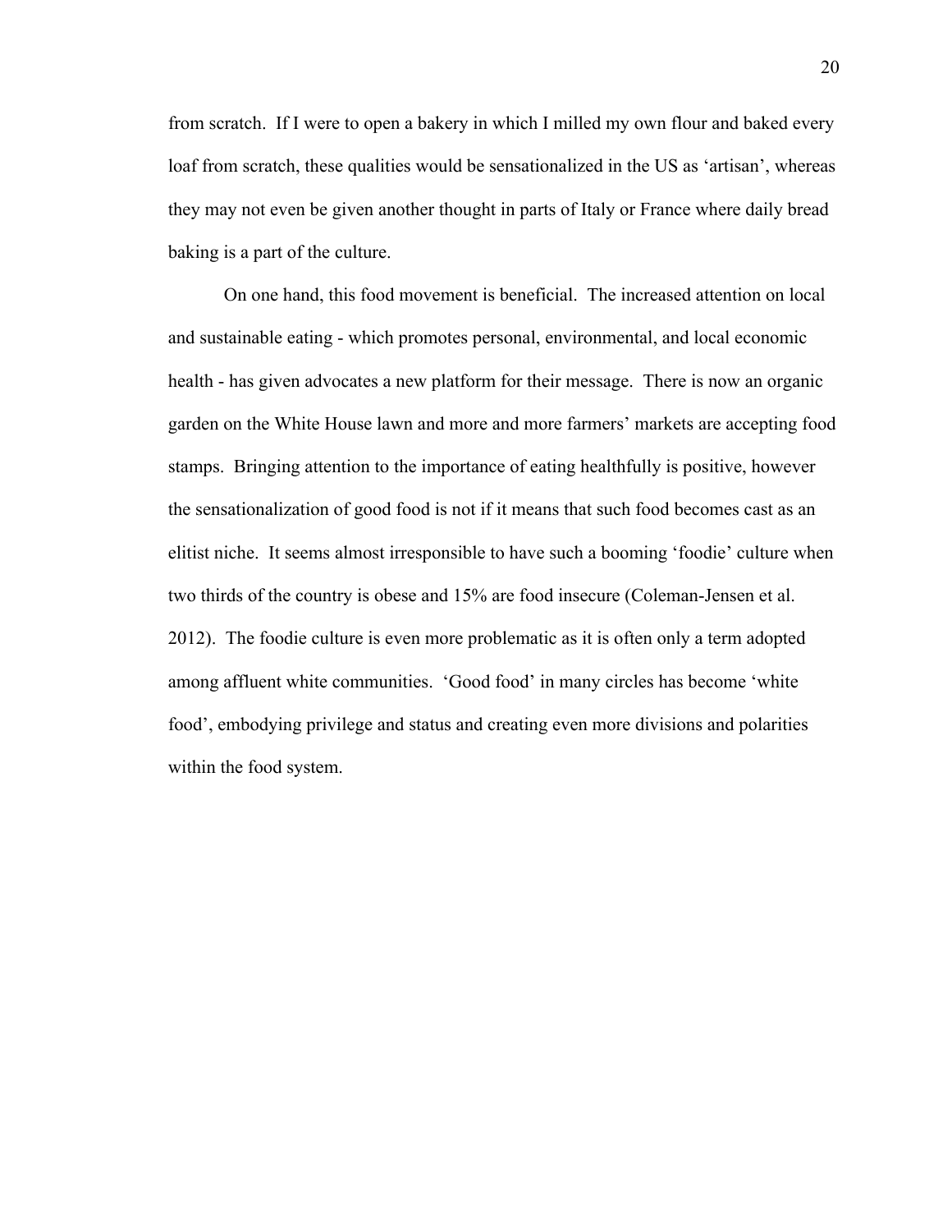from scratch. If I were to open a bakery in which I milled my own flour and baked every loaf from scratch, these qualities would be sensationalized in the US as 'artisan', whereas they may not even be given another thought in parts of Italy or France where daily bread baking is a part of the culture.

On one hand, this food movement is beneficial. The increased attention on local and sustainable eating - which promotes personal, environmental, and local economic health - has given advocates a new platform for their message. There is now an organic garden on the White House lawn and more and more farmers' markets are accepting food stamps. Bringing attention to the importance of eating healthfully is positive, however the sensationalization of good food is not if it means that such food becomes cast as an elitist niche. It seems almost irresponsible to have such a booming 'foodie' culture when two thirds of the country is obese and 15% are food insecure (Coleman-Jensen et al. 2012). The foodie culture is even more problematic as it is often only a term adopted among affluent white communities. 'Good food' in many circles has become 'white food', embodying privilege and status and creating even more divisions and polarities within the food system.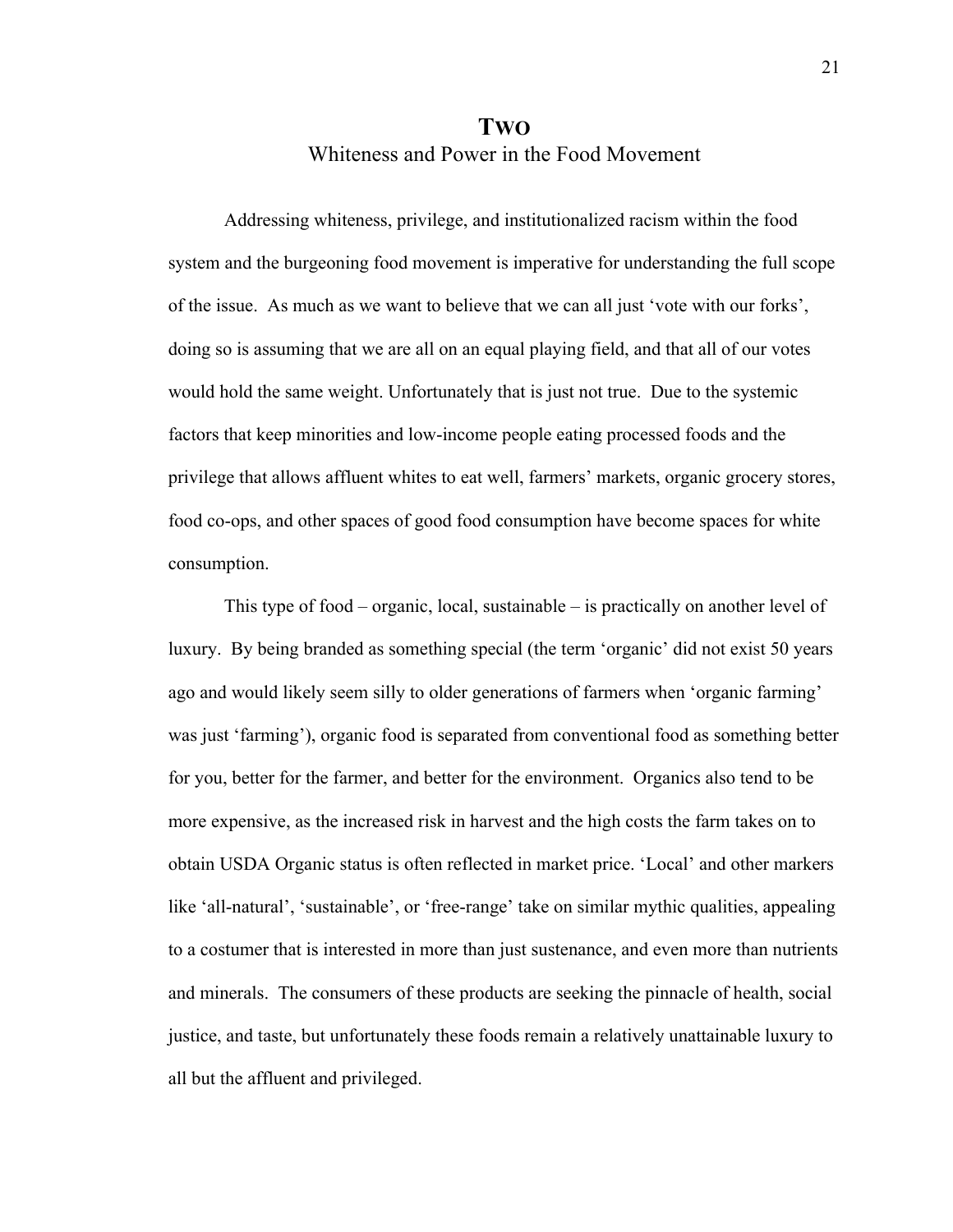# Two

## Whiteness and Power in the Food Movement

Addressing whiteness, privilege, and institutionalized racism within the food system and the burgeoning food movement is imperative for understanding the full scope of the issue. As much as we want to believe that we can all just 'vote with our forks', doing so is assuming that we are all on an equal playing field, and that all of our votes would hold the same weight. Unfortunately that is just not true. Due to the systemic factors that keep minorities and low-income people eating processed foods and the privilege that allows affluent whites to eat well, farmers' markets, organic grocery stores, food co-ops, and other spaces of good food consumption have become spaces for white consumption.

This type of food – organic, local, sustainable – is practically on another level of luxury. By being branded as something special (the term 'organic' did not exist 50 years ago and would likely seem silly to older generations of farmers when 'organic farming' was just 'farming'), organic food is separated from conventional food as something better for you, better for the farmer, and better for the environment. Organics also tend to be more expensive, as the increased risk in harvest and the high costs the farm takes on to obtain USDA Organic status is often reflected in market price. 'Local' and other markers like 'all-natural', 'sustainable', or 'free-range' take on similar mythic qualities, appealing to a costumer that is interested in more than just sustenance, and even more than nutrients and minerals. The consumers of these products are seeking the pinnacle of health, social justice, and taste, but unfortunately these foods remain a relatively unattainable luxury to all but the affluent and privileged.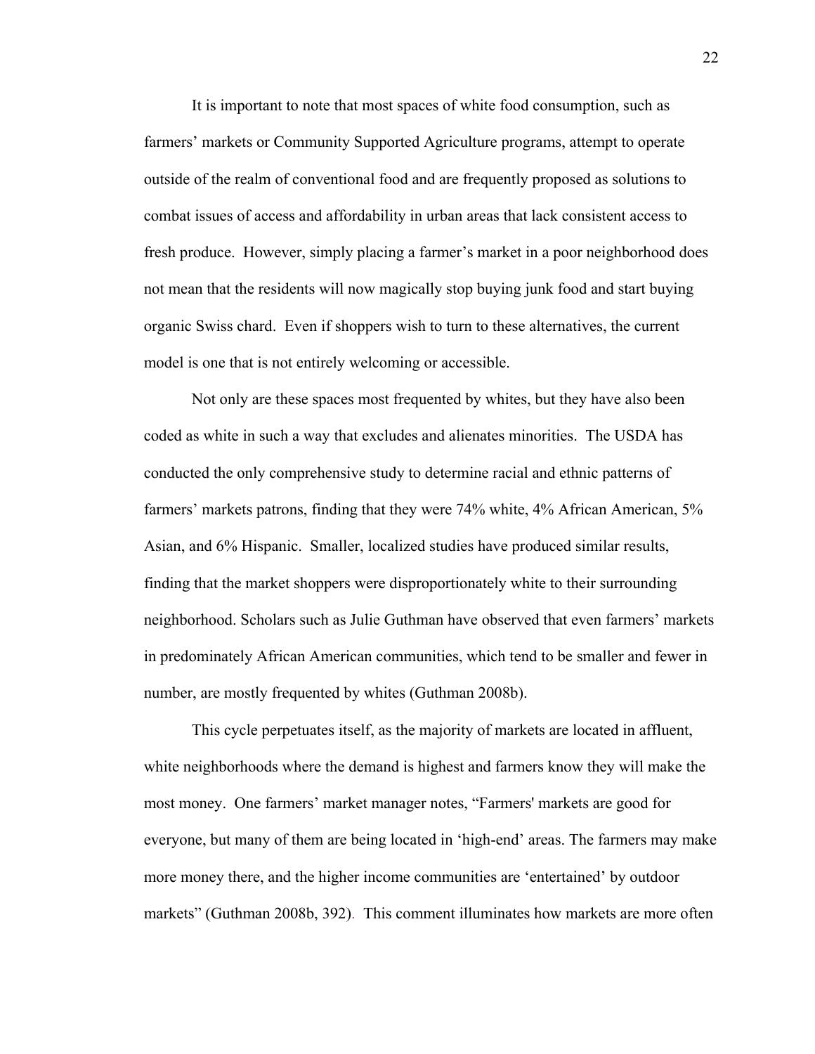It is important to note that most spaces of white food consumption, such as farmers' markets or Community Supported Agriculture programs, attempt to operate outside of the realm of conventional food and are frequently proposed as solutions to combat issues of access and affordability in urban areas that lack consistent access to fresh produce. However, simply placing a farmer's market in a poor neighborhood does not mean that the residents will now magically stop buying junk food and start buying organic Swiss chard. Even if shoppers wish to turn to these alternatives, the current model is one that is not entirely welcoming or accessible.

Not only are these spaces most frequented by whites, but they have also been coded as white in such a way that excludes and alienates minorities. The USDA has conducted the only comprehensive study to determine racial and ethnic patterns of farmers' markets patrons, finding that they were 74% white, 4% African American, 5% Asian, and 6% Hispanic. Smaller, localized studies have produced similar results, finding that the market shoppers were disproportionately white to their surrounding neighborhood. Scholars such as Julie Guthman have observed that even farmers' markets in predominately African American communities, which tend to be smaller and fewer in number, are mostly frequented by whites (Guthman 2008b).

This cycle perpetuates itself, as the majority of markets are located in affluent, white neighborhoods where the demand is highest and farmers know they will make the most money. One farmers' market manager notes, "Farmers' markets are good for everyone, but many of them are being located in 'high-end' areas. The farmers may make more money there, and the higher income communities are 'entertained' by outdoor markets" (Guthman 2008b, 392). This comment illuminates how markets are more often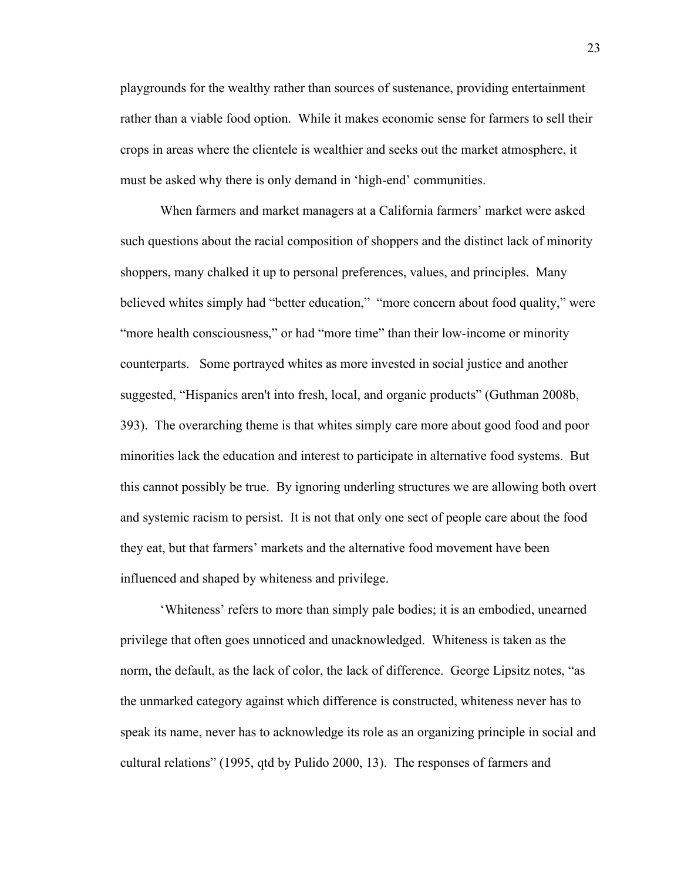playgrounds for the wealthy rather than sources of sustenance, providing entertainment rather than a viable food option. While it makes economic sense for farmers to sell their crops in areas where the clientele is wealthier and seeks out the market atmosphere, it must be asked why there is only demand in 'high-end' communities.

When farmers and market managers at a California farmers' market were asked such questions about the racial composition of shoppers and the distinct lack of minority shoppers, many chalked it up to personal preferences, values, and principles. Many believed whites simply had "better education," "more concern about food quality," were "more health consciousness," or had "more time" than their low-income or minority counterparts. Some portrayed whites as more invested in social justice and another suggested, "Hispanics aren't into fresh, local, and organic products" (Guthman 2008b, 393). The overarching theme is that whites simply care more about good food and poor minorities lack the education and interest to participate in alternative food systems. But this cannot possibly be true. By ignoring underling structures we are allowing both overt and systemic racism to persist. It is not that only one sect of people care about the food they eat, but that farmers' markets and the alternative food movement have been influenced and shaped by whiteness and privilege.

'Whiteness' refers to more than simply pale bodies; it is an embodied, unearned privilege that often goes unnoticed and unacknowledged. Whiteness is taken as the norm, the default, as the lack of color, the lack of difference. George Lipsitz notes, "as the unmarked category against which difference is constructed, whiteness never has to speak its name, never has to acknowledge its role as an organizing principle in social and cultural relations" (1995, qtd by Pulido 2000, 13). The responses of farmers and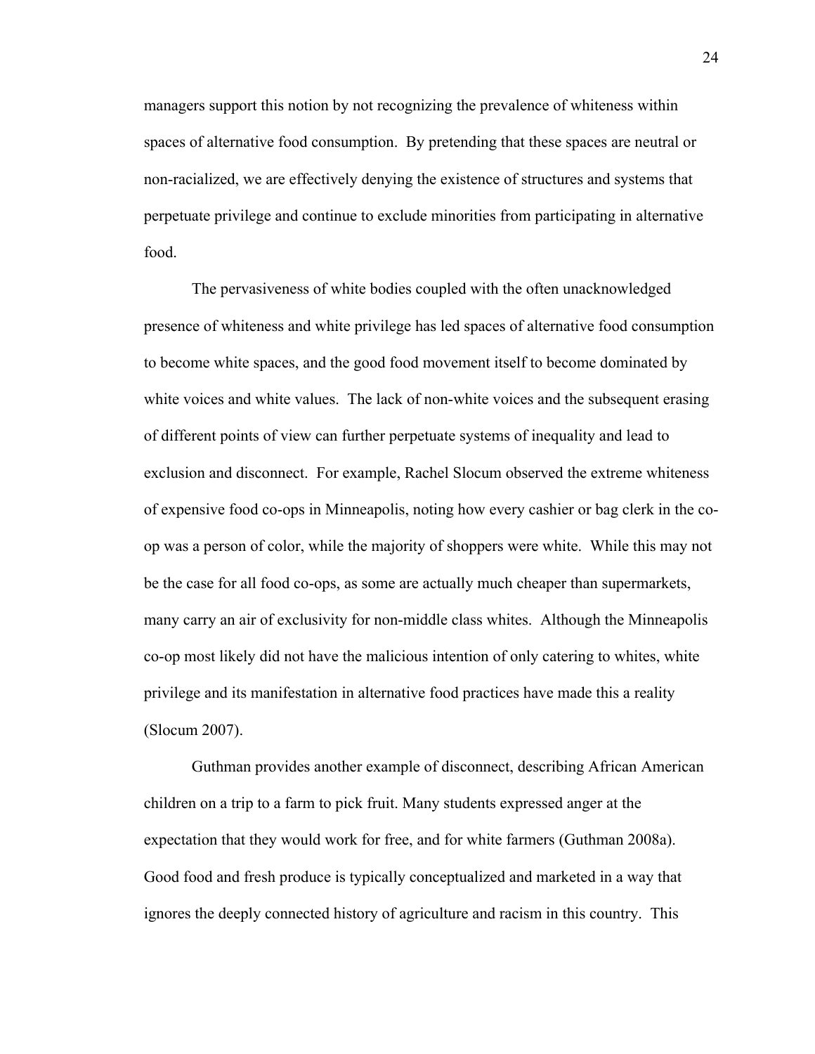managers support this notion by not recognizing the prevalence of whiteness within spaces of alternative food consumption. By pretending that these spaces are neutral or non-racialized, we are effectively denying the existence of structures and systems that perpetuate privilege and continue to exclude minorities from participating in alternative food.

The pervasiveness of white bodies coupled with the often unacknowledged presence of whiteness and white privilege has led spaces of alternative food consumption to become white spaces, and the good food movement itself to become dominated by white voices and white values. The lack of non-white voices and the subsequent erasing of different points of view can further perpetuate systems of inequality and lead to exclusion and disconnect. For example, Rachel Slocum observed the extreme whiteness of expensive food co-ops in Minneapolis, noting how every cashier or bag clerk in the co-op was a person of color, while the majority of shoppers were white. While this may not be the case for all food co-ops, as some are actually much cheaper than supermarkets, many carry an air of exclusivity for non-middle class whites. Although the Minneapolis co-op most likely did not have the malicious intention of only catering to whites, white privilege and its manifestation in alternative food practices have made this a reality (Slocum 2007).

Guthman provides another example of disconnect, describing African American children on a trip to a farm to pick fruit. Many students expressed anger at the expectation that they would work for free, and for white farmers (Guthman 2008a). Good food and fresh produce is typically conceptualized and marketed in a way that ignores the deeply connected history of agriculture and racism in this country. This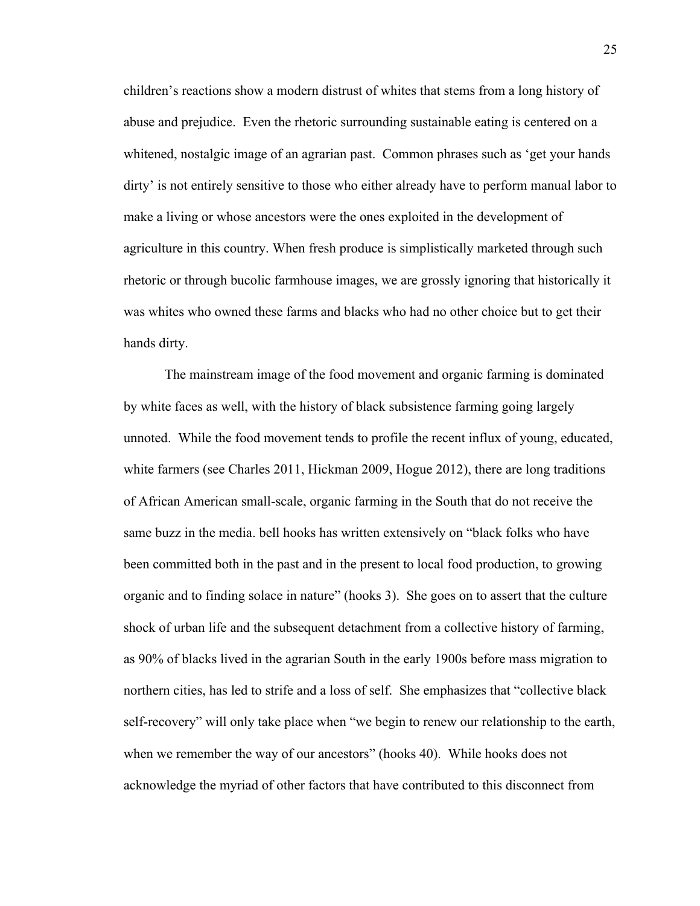children's reactions show a modern distrust of whites that stems from a long history of abuse and prejudice. Even the rhetoric surrounding sustainable eating is centered on a whitened, nostalgic image of an agrarian past. Common phrases such as 'get your hands dirty' is not entirely sensitive to those who either already have to perform manual labor to make a living or whose ancestors were the ones exploited in the development of agriculture in this country. When fresh produce is simplistically marketed through such rhetoric or through bucolic farmhouse images, we are grossly ignoring that historically it was whites who owned these farms and blacks who had no other choice but to get their hands dirty.

The mainstream image of the food movement and organic farming is dominated by white faces as well, with the history of black subsistence farming going largely unnoted. While the food movement tends to profile the recent influx of young, educated, white farmers (see Charles 2011, Hickman 2009, Hogue 2012), there are long traditions of African American small-scale, organic farming in the South that do not receive the same buzz in the media. bell hooks has written extensively on "black folks who have been committed both in the past and in the present to local food production, to growing organic and to finding solace in nature" (hooks 3). She goes on to assert that the culture shock of urban life and the subsequent detachment from a collective history of farming, as 90% of blacks lived in the agrarian South in the early 1900s before mass migration to northern cities, has led to strife and a loss of self. She emphasizes that "collective black self-recovery" will only take place when "we begin to renew our relationship to the earth, when we remember the way of our ancestors" (hooks 40). While hooks does not acknowledge the myriad of other factors that have contributed to this disconnect from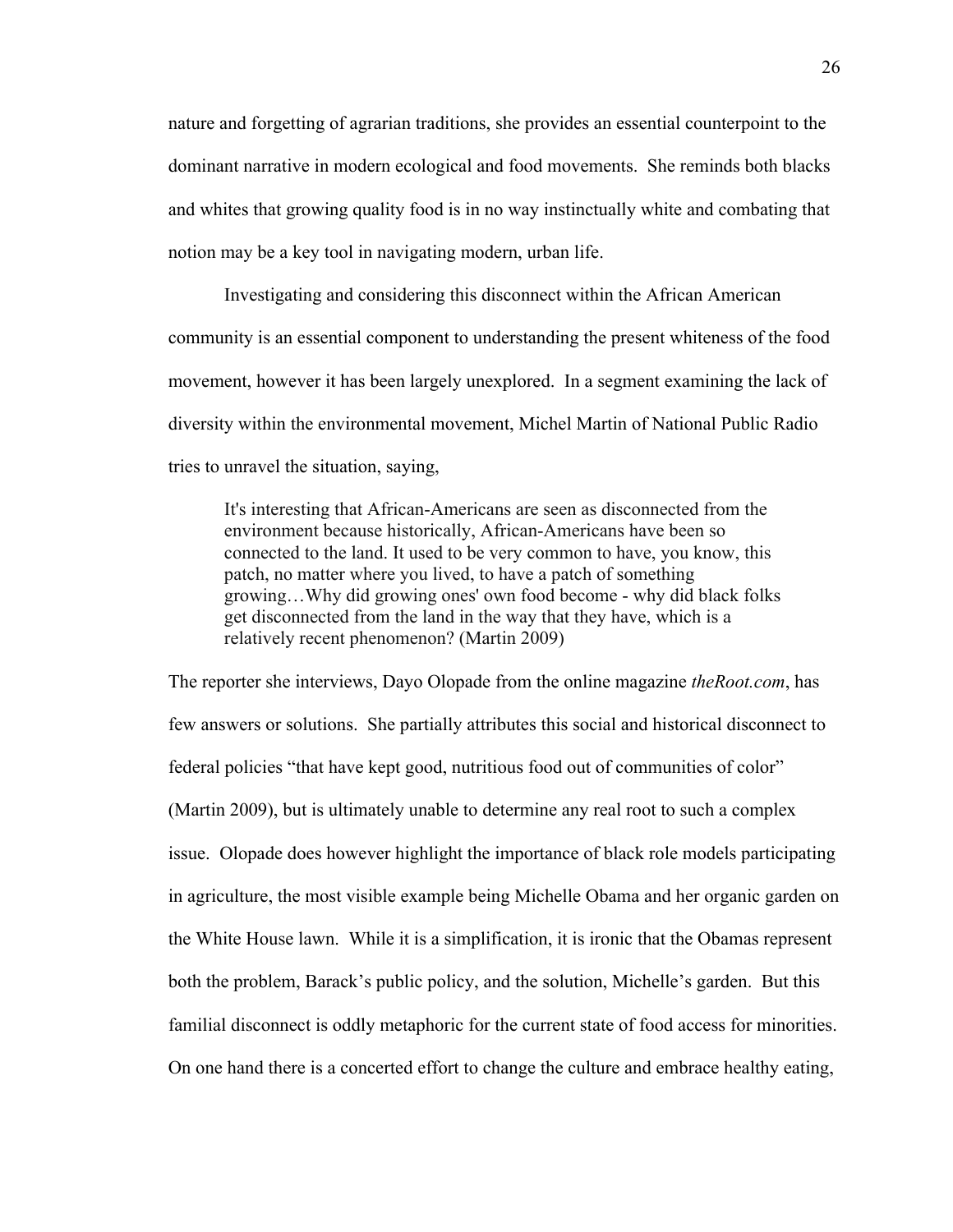nature and forgetting of agrarian traditions, she provides an essential counterpoint to the dominant narrative in modern ecological and food movements. She reminds both blacks and whites that growing quality food is in no way instinctually white and combating that notion may be a key tool in navigating modern, urban life.

Investigating and considering this disconnect within the African American community is an essential component to understanding the present whiteness of the food movement, however it has been largely unexplored. In a segment examining the lack of diversity within the environmental movement, Michel Martin of National Public Radio tries to unravel the situation, saying,

> It's interesting that African-Americans are seen as disconnected from the environment because historically, African-Americans have been so connected to the land. It used to be very common to have, you know, this patch, no matter where you lived, to have a patch of something growing…Why did growing ones' own food become - why did black folks get disconnected from the land in the way that they have, which is a relatively recent phenomenon? (Martin 2009)

The reporter she interviews, Dayo Olopade from the online magazine *theRoot.com*, has few answers or solutions. She partially attributes this social and historical disconnect to federal policies "that have kept good, nutritious food out of communities of color" (Martin 2009), but is ultimately unable to determine any real root to such a complex issue. Olopade does however highlight the importance of black role models participating in agriculture, the most visible example being Michelle Obama and her organic garden on the White House lawn. While it is a simplification, it is ironic that the Obamas represent both the problem, Barack's public policy, and the solution, Michelle's garden. But this familial disconnect is oddly metaphoric for the current state of food access for minorities. On one hand there is a concerted effort to change the culture and embrace healthy eating,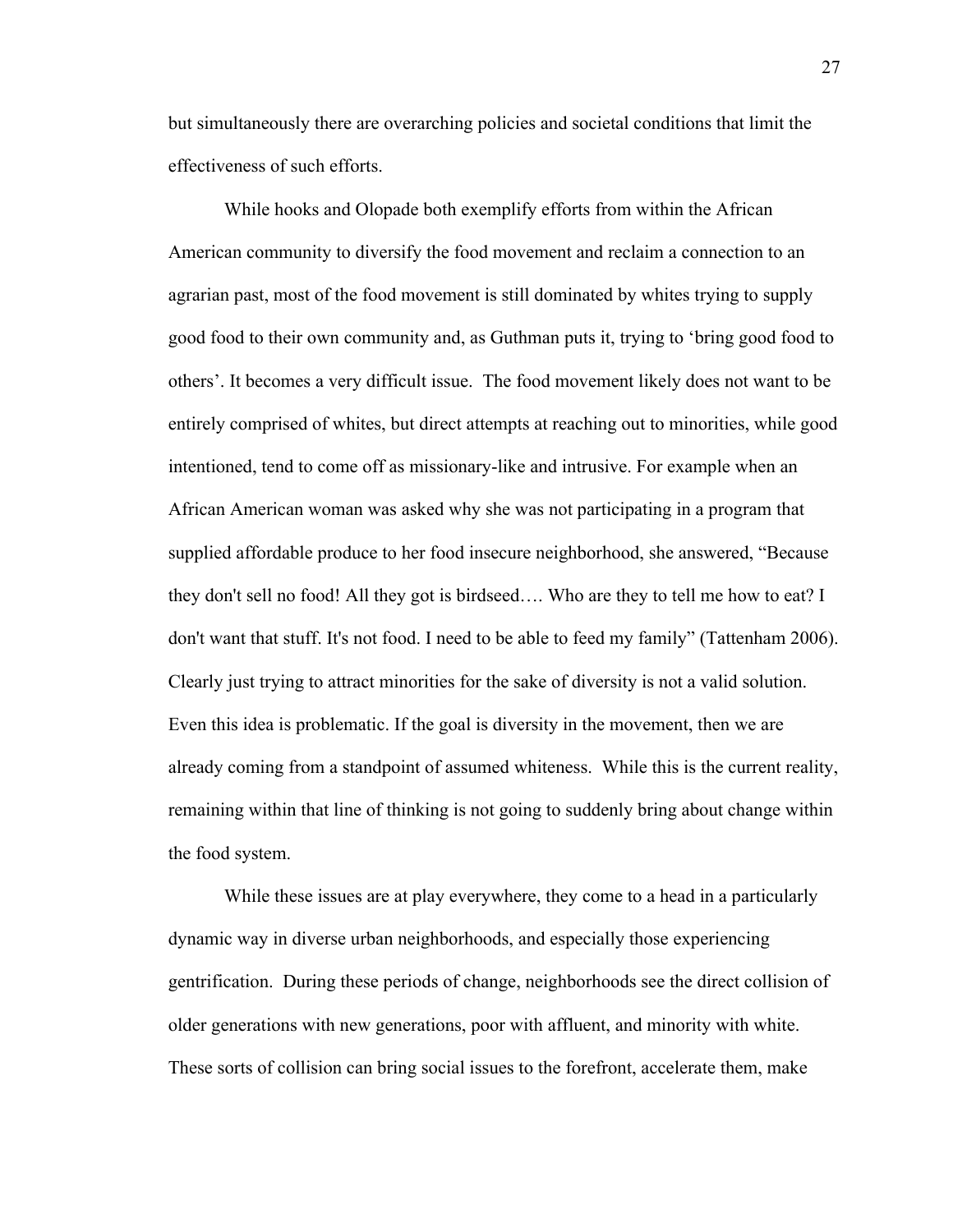but simultaneously there are overarching policies and societal conditions that limit the effectiveness of such efforts.

While hooks and Olopade both exemplify efforts from within the African American community to diversify the food movement and reclaim a connection to an agrarian past, most of the food movement is still dominated by whites trying to supply good food to their own community and, as Guthman puts it, trying to 'bring good food to others'. It becomes a very difficult issue. The food movement likely does not want to be entirely comprised of whites, but direct attempts at reaching out to minorities, while good intentioned, tend to come off as missionary-like and intrusive. For example when an African American woman was asked why she was not participating in a program that supplied affordable produce to her food insecure neighborhood, she answered, "Because they don't sell no food! All they got is birdseed…. Who are they to tell me how to eat? I don't want that stuff. It's not food. I need to be able to feed my family" (Tattenham 2006). Clearly just trying to attract minorities for the sake of diversity is not a valid solution. Even this idea is problematic. If the goal is diversity in the movement, then we are already coming from a standpoint of assumed whiteness. While this is the current reality, remaining within that line of thinking is not going to suddenly bring about change within the food system.

While these issues are at play everywhere, they come to a head in a particularly dynamic way in diverse urban neighborhoods, and especially those experiencing gentrification. During these periods of change, neighborhoods see the direct collision of older generations with new generations, poor with affluent, and minority with white. These sorts of collision can bring social issues to the forefront, accelerate them, make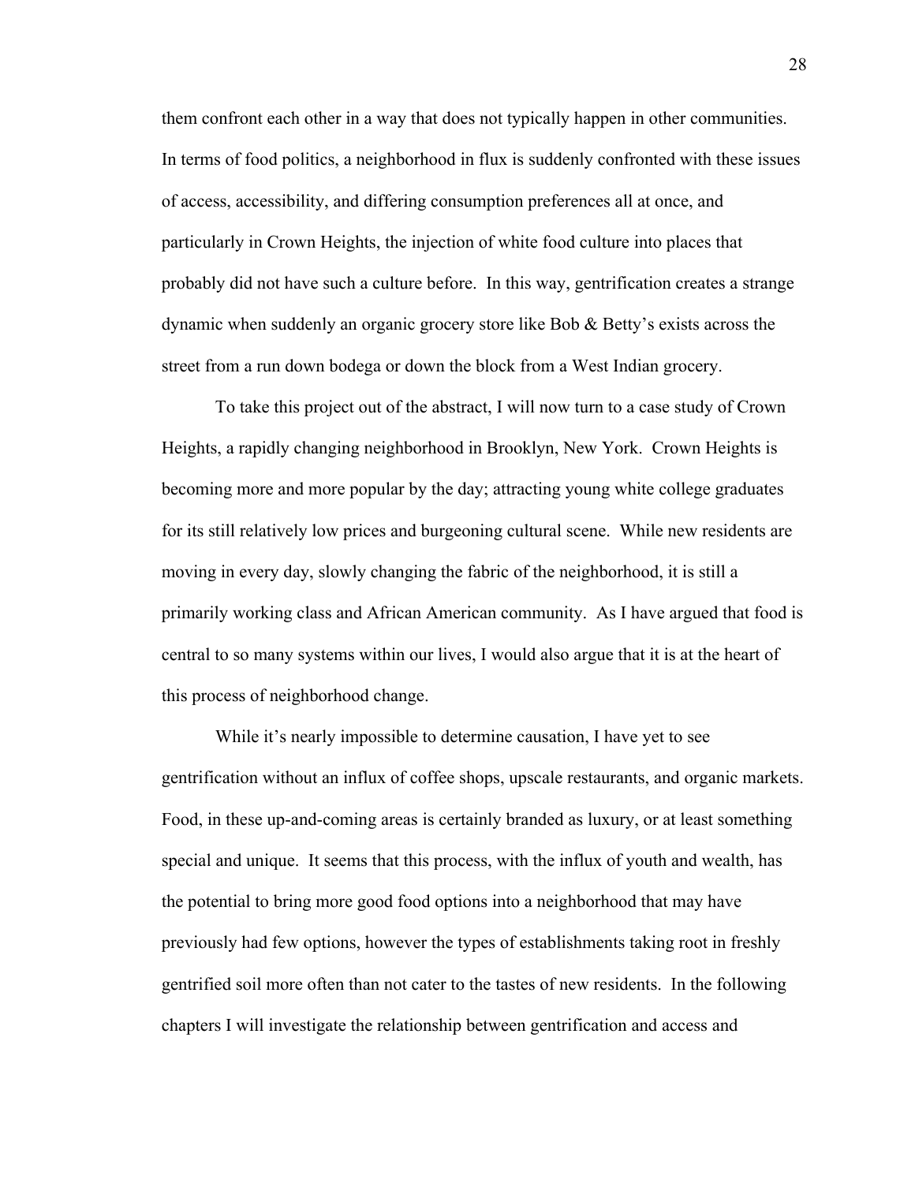them confront each other in a way that does not typically happen in other communities. In terms of food politics, a neighborhood in flux is suddenly confronted with these issues of access, accessibility, and differing consumption preferences all at once, and particularly in Crown Heights, the injection of white food culture into places that probably did not have such a culture before. In this way, gentrification creates a strange dynamic when suddenly an organic grocery store like Bob & Betty's exists across the street from a run down bodega or down the block from a West Indian grocery.

To take this project out of the abstract, I will now turn to a case study of Crown Heights, a rapidly changing neighborhood in Brooklyn, New York. Crown Heights is becoming more and more popular by the day; attracting young white college graduates for its still relatively low prices and burgeoning cultural scene. While new residents are moving in every day, slowly changing the fabric of the neighborhood, it is still a primarily working class and African American community. As I have argued that food is central to so many systems within our lives, I would also argue that it is at the heart of this process of neighborhood change.

While it's nearly impossible to determine causation, I have yet to see gentrification without an influx of coffee shops, upscale restaurants, and organic markets. Food, in these up-and-coming areas is certainly branded as luxury, or at least something special and unique. It seems that this process, with the influx of youth and wealth, has the potential to bring more good food options into a neighborhood that may have previously had few options, however the types of establishments taking root in freshly gentrified soil more often than not cater to the tastes of new residents. In the following chapters I will investigate the relationship between gentrification and access and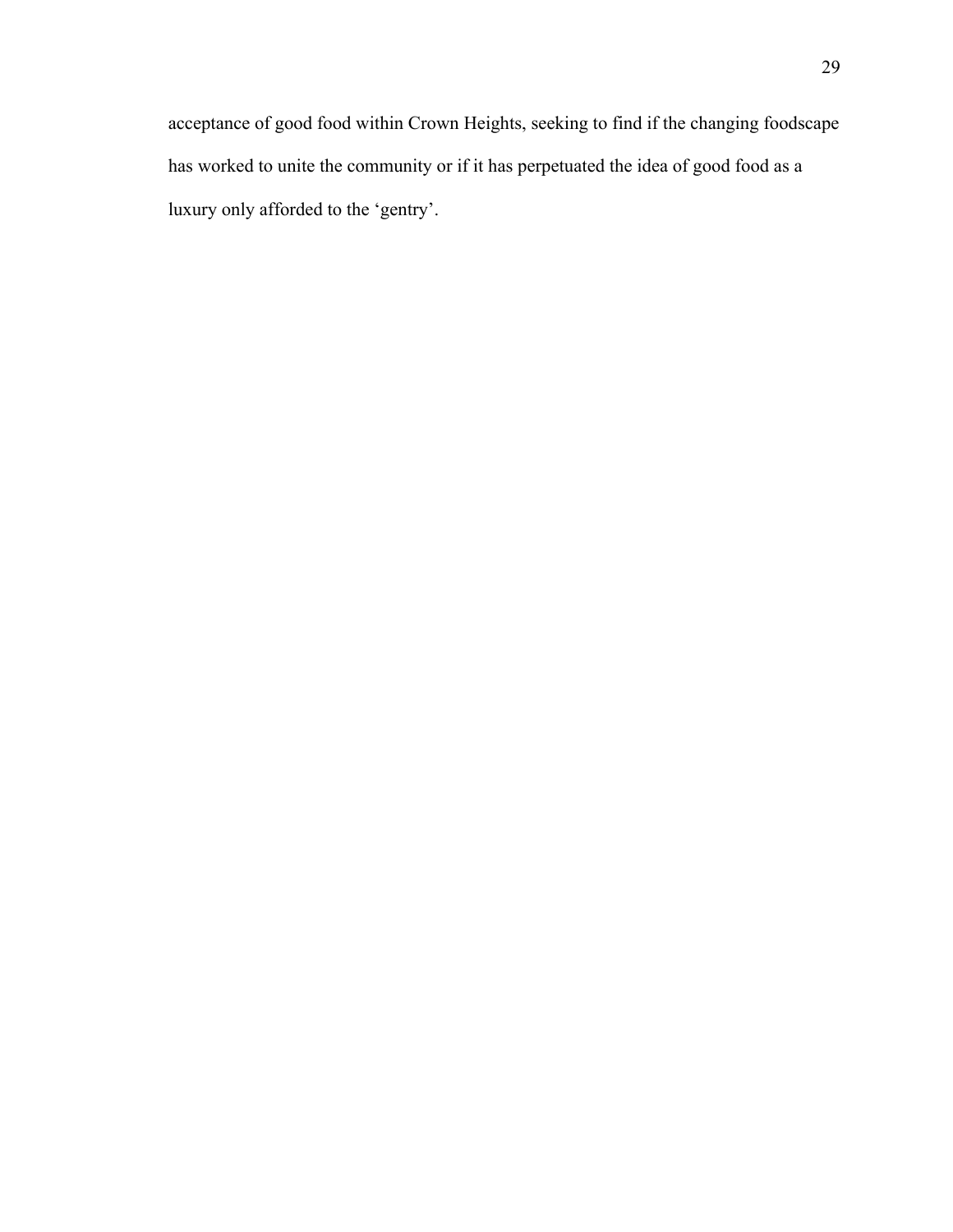acceptance of good food within Crown Heights, seeking to find if the changing foodscape has worked to unite the community or if it has perpetuated the idea of good food as a luxury only afforded to the ‘gentry’.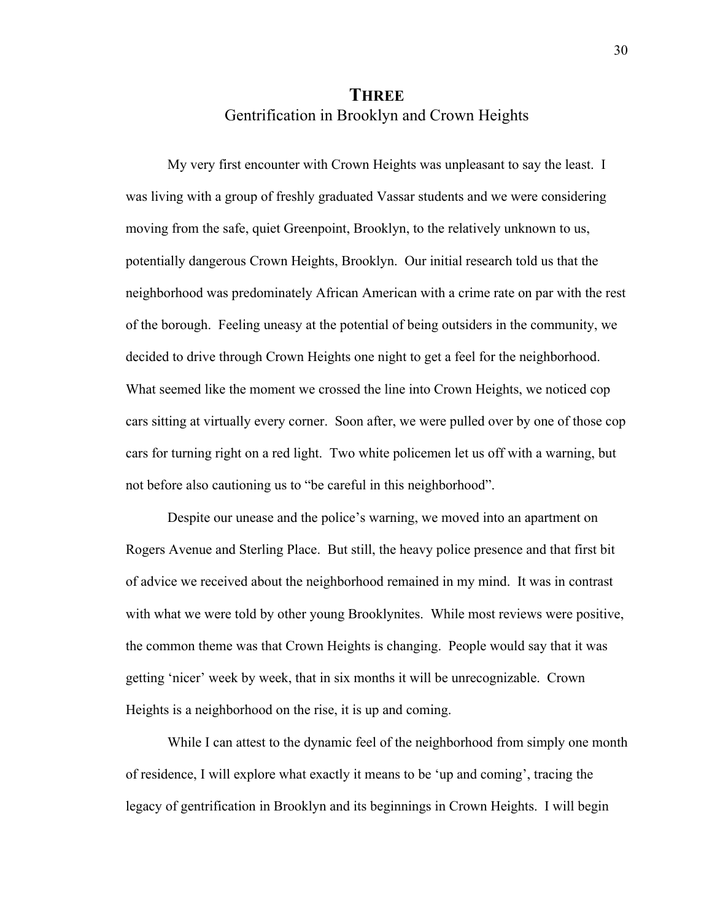# THREE

## Gentrification in Brooklyn and Crown Heights

My very first encounter with Crown Heights was unpleasant to say the least. I was living with a group of freshly graduated Vassar students and we were considering moving from the safe, quiet Greenpoint, Brooklyn, to the relatively unknown to us, potentially dangerous Crown Heights, Brooklyn. Our initial research told us that the neighborhood was predominately African American with a crime rate on par with the rest of the borough. Feeling uneasy at the potential of being outsiders in the community, we decided to drive through Crown Heights one night to get a feel for the neighborhood. What seemed like the moment we crossed the line into Crown Heights, we noticed cop cars sitting at virtually every corner. Soon after, we were pulled over by one of those cop cars for turning right on a red light. Two white policemen let us off with a warning, but not before also cautioning us to "be careful in this neighborhood".

Despite our unease and the police's warning, we moved into an apartment on Rogers Avenue and Sterling Place. But still, the heavy police presence and that first bit of advice we received about the neighborhood remained in my mind. It was in contrast with what we were told by other young Brooklynites. While most reviews were positive, the common theme was that Crown Heights is changing. People would say that it was getting 'nicer' week by week, that in six months it will be unrecognizable. Crown Heights is a neighborhood on the rise, it is up and coming.

While I can attest to the dynamic feel of the neighborhood from simply one month of residence, I will explore what exactly it means to be 'up and coming', tracing the legacy of gentrification in Brooklyn and its beginnings in Crown Heights. I will begin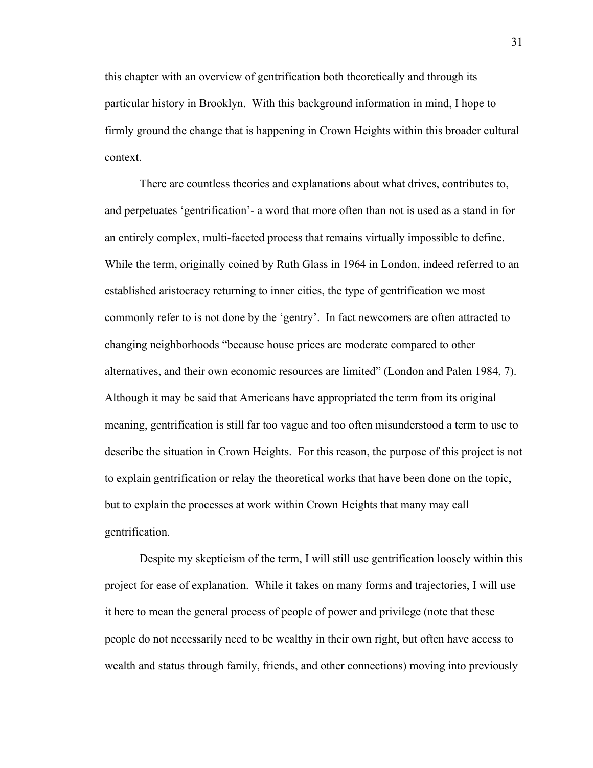this chapter with an overview of gentrification both theoretically and through its particular history in Brooklyn. With this background information in mind, I hope to firmly ground the change that is happening in Crown Heights within this broader cultural context.

There are countless theories and explanations about what drives, contributes to, and perpetuates 'gentrification'- a word that more often than not is used as a stand in for an entirely complex, multi-faceted process that remains virtually impossible to define. While the term, originally coined by Ruth Glass in 1964 in London, indeed referred to an established aristocracy returning to inner cities, the type of gentrification we most commonly refer to is not done by the 'gentry'. In fact newcomers are often attracted to changing neighborhoods "because house prices are moderate compared to other alternatives, and their own economic resources are limited" (London and Palen 1984, 7). Although it may be said that Americans have appropriated the term from its original meaning, gentrification is still far too vague and too often misunderstood a term to use to describe the situation in Crown Heights. For this reason, the purpose of this project is not to explain gentrification or relay the theoretical works that have been done on the topic, but to explain the processes at work within Crown Heights that many may call gentrification.

Despite my skepticism of the term, I will still use gentrification loosely within this project for ease of explanation. While it takes on many forms and trajectories, I will use it here to mean the general process of people of power and privilege (note that these people do not necessarily need to be wealthy in their own right, but often have access to wealth and status through family, friends, and other connections) moving into previously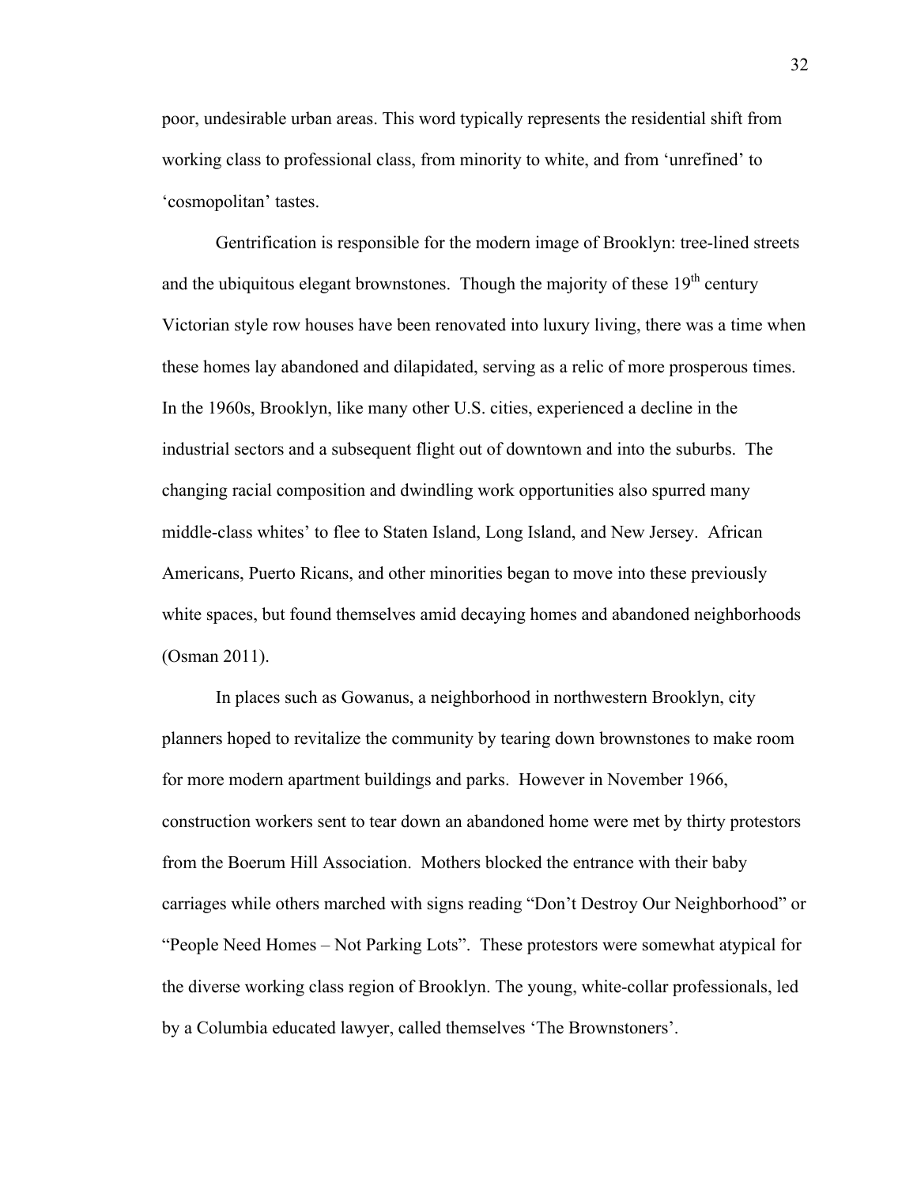poor, undesirable urban areas. This word typically represents the residential shift from working class to professional class, from minority to white, and from 'unrefined' to 'cosmopolitan' tastes.

Gentrification is responsible for the modern image of Brooklyn: tree-lined streets and the ubiquitous elegant brownstones. Though the majority of these 19th century Victorian style row houses have been renovated into luxury living, there was a time when these homes lay abandoned and dilapidated, serving as a relic of more prosperous times. In the 1960s, Brooklyn, like many other U.S. cities, experienced a decline in the industrial sectors and a subsequent flight out of downtown and into the suburbs. The changing racial composition and dwindling work opportunities also spurred many middle-class whites' to flee to Staten Island, Long Island, and New Jersey. African Americans, Puerto Ricans, and other minorities began to move into these previously white spaces, but found themselves amid decaying homes and abandoned neighborhoods (Osman 2011).

In places such as Gowanus, a neighborhood in northwestern Brooklyn, city planners hoped to revitalize the community by tearing down brownstones to make room for more modern apartment buildings and parks. However in November 1966, construction workers sent to tear down an abandoned home were met by thirty protestors from the Boerum Hill Association. Mothers blocked the entrance with their baby carriages while others marched with signs reading "Don't Destroy Our Neighborhood" or "People Need Homes – Not Parking Lots". These protestors were somewhat atypical for the diverse working class region of Brooklyn. The young, white-collar professionals, led by a Columbia educated lawyer, called themselves 'The Brownstoners'.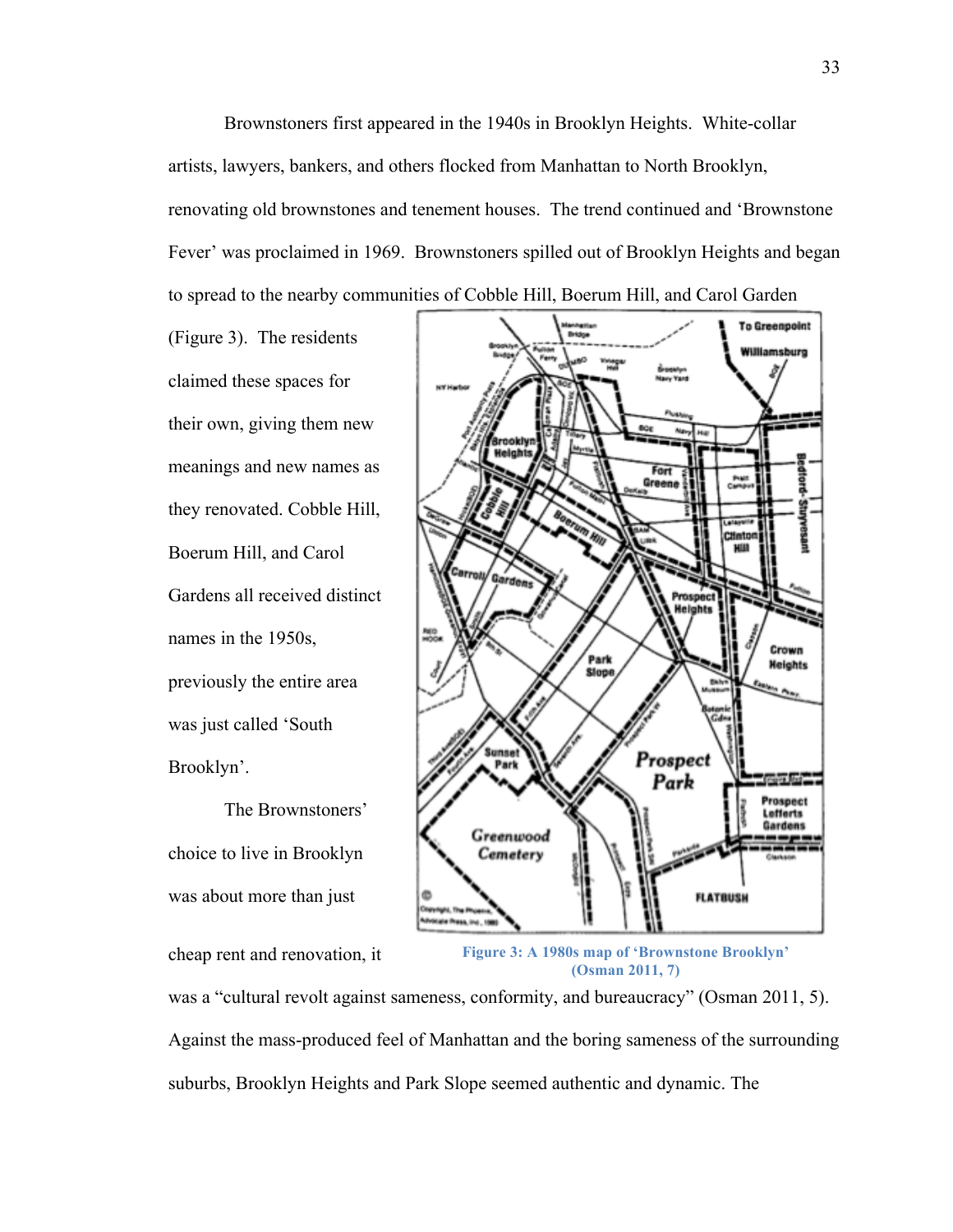Brownstoners first appeared in the 1940s in Brooklyn Heights. White-collar artists, lawyers, bankers, and others flocked from Manhattan to North Brooklyn, renovating old brownstones and tenement houses. The trend continued and 'Brownstone Fever' was proclaimed in 1969. Brownstoners spilled out of Brooklyn Heights and began to spread to the nearby communities of Cobble Hill, Boerum Hill, and Carol Garden (Figure 3). The residents claimed these spaces for their own, giving them new meanings and new names as they renovated. Cobble Hill, Boerum Hill, and Carol Gardens all received distinct names in the 1950s, previously the entire area was just called 'South Brooklyn'.

The Brownstoners' choice to live in Brooklyn was about more than just cheap rent and renovation, it was a "cultural revolt against sameness, conformity, and bureaucracy" (Osman 2011, 5). Against the mass-produced feel of Manhattan and the boring sameness of the surrounding suburbs, Brooklyn Heights and Park Slope seemed authentic and dynamic. The

**Figure 3: A 1980s map of 'Brownstone Brooklyn' (Osman 2011, 7)**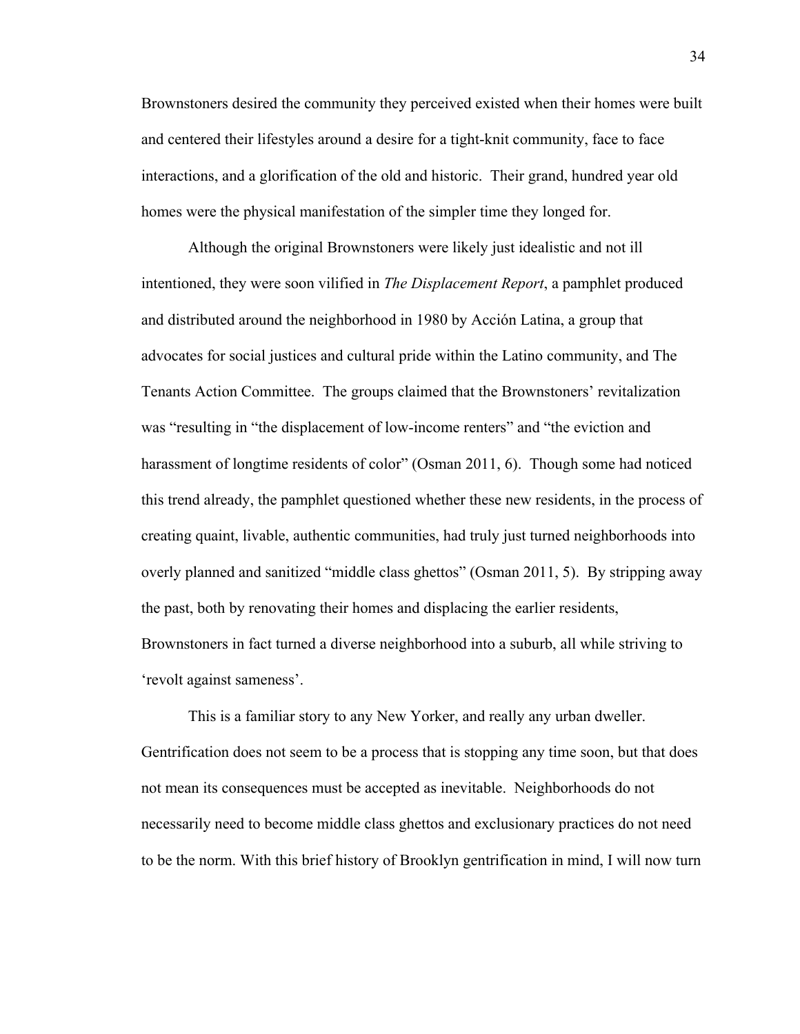Brownstoners desired the community they perceived existed when their homes were built and centered their lifestyles around a desire for a tight-knit community, face to face interactions, and a glorification of the old and historic. Their grand, hundred year old homes were the physical manifestation of the simpler time they longed for.

Although the original Brownstoners were likely just idealistic and not ill intentioned, they were soon vilified in *The Displacement Report*, a pamphlet produced and distributed around the neighborhood in 1980 by Acción Latina, a group that advocates for social justices and cultural pride within the Latino community, and The Tenants Action Committee. The groups claimed that the Brownstoners' revitalization was "resulting in "the displacement of low-income renters" and "the eviction and harassment of longtime residents of color" (Osman 2011, 6). Though some had noticed this trend already, the pamphlet questioned whether these new residents, in the process of creating quaint, livable, authentic communities, had truly just turned neighborhoods into overly planned and sanitized "middle class ghettos" (Osman 2011, 5). By stripping away the past, both by renovating their homes and displacing the earlier residents, Brownstoners in fact turned a diverse neighborhood into a suburb, all while striving to 'revolt against sameness'.

This is a familiar story to any New Yorker, and really any urban dweller. Gentrification does not seem to be a process that is stopping any time soon, but that does not mean its consequences must be accepted as inevitable. Neighborhoods do not necessarily need to become middle class ghettos and exclusionary practices do not need to be the norm. With this brief history of Brooklyn gentrification in mind, I will now turn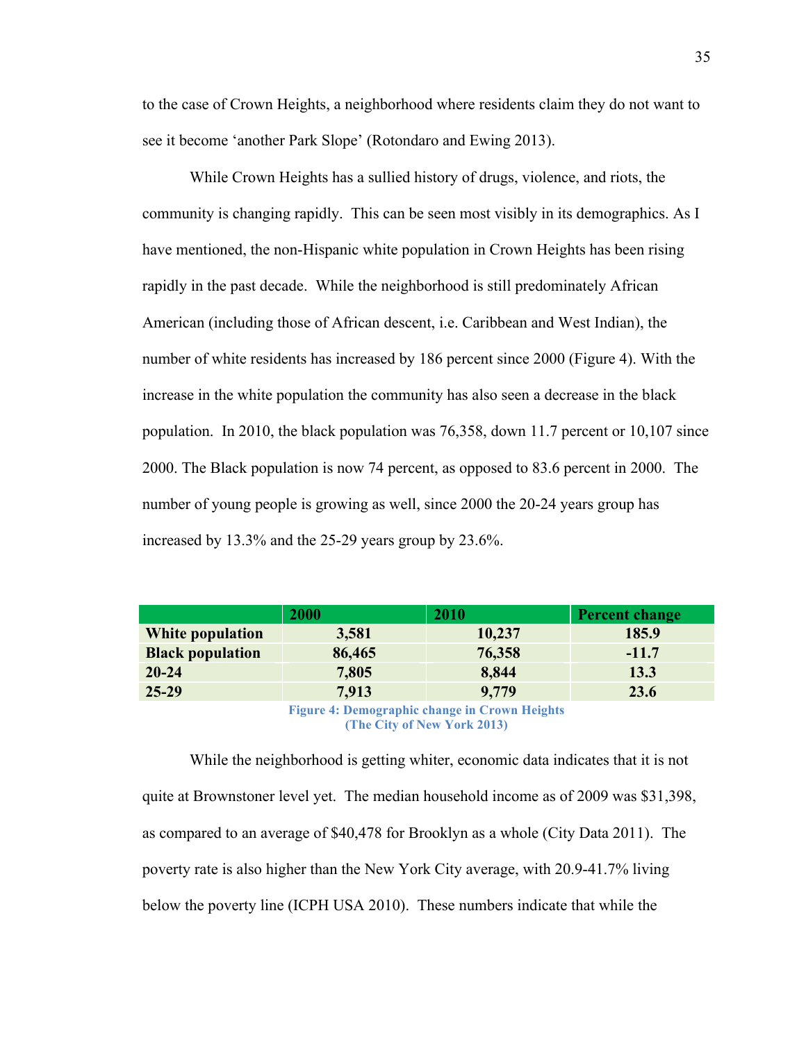to the case of Crown Heights, a neighborhood where residents claim they do not want to see it become 'another Park Slope' (Rotondaro and Ewing 2013).

While Crown Heights has a sullied history of drugs, violence, and riots, the community is changing rapidly. This can be seen most visibly in its demographics. As I have mentioned, the non-Hispanic white population in Crown Heights has been rising rapidly in the past decade. While the neighborhood is still predominately African American (including those of African descent, i.e. Caribbean and West Indian), the number of white residents has increased by 186 percent since 2000 (Figure 4). With the increase in the white population the community has also seen a decrease in the black population. In 2010, the black population was 76,358, down 11.7 percent or 10,107 since 2000. The Black population is now 74 percent, as opposed to 83.6 percent in 2000. The number of young people is growing as well, since 2000 the 20-24 years group has increased by 13.3% and the 25-29 years group by 23.6%.

| | 2000 | 2010 | Percent change |
|---|---|---|---|
| **White population** | 3,581 | 10,237 | 185.9 |
| **Black population** | 86,465 | 76,358 | -11.7 |
| **20-24** | 7,805 | 8,844 | 13.3 |
| **25-29** | 7,913 | 9,779 | 23.6 |

**Figure 4: Demographic change in Crown Heights (The City of New York 2013)**

While the neighborhood is getting whiter, economic data indicates that it is not quite at Brownstoner level yet. The median household income as of 2009 was $31,398, as compared to an average of $40,478 for Brooklyn as a whole (City Data 2011). The poverty rate is also higher than the New York City average, with 20.9-41.7% living below the poverty line (ICPH USA 2010). These numbers indicate that while the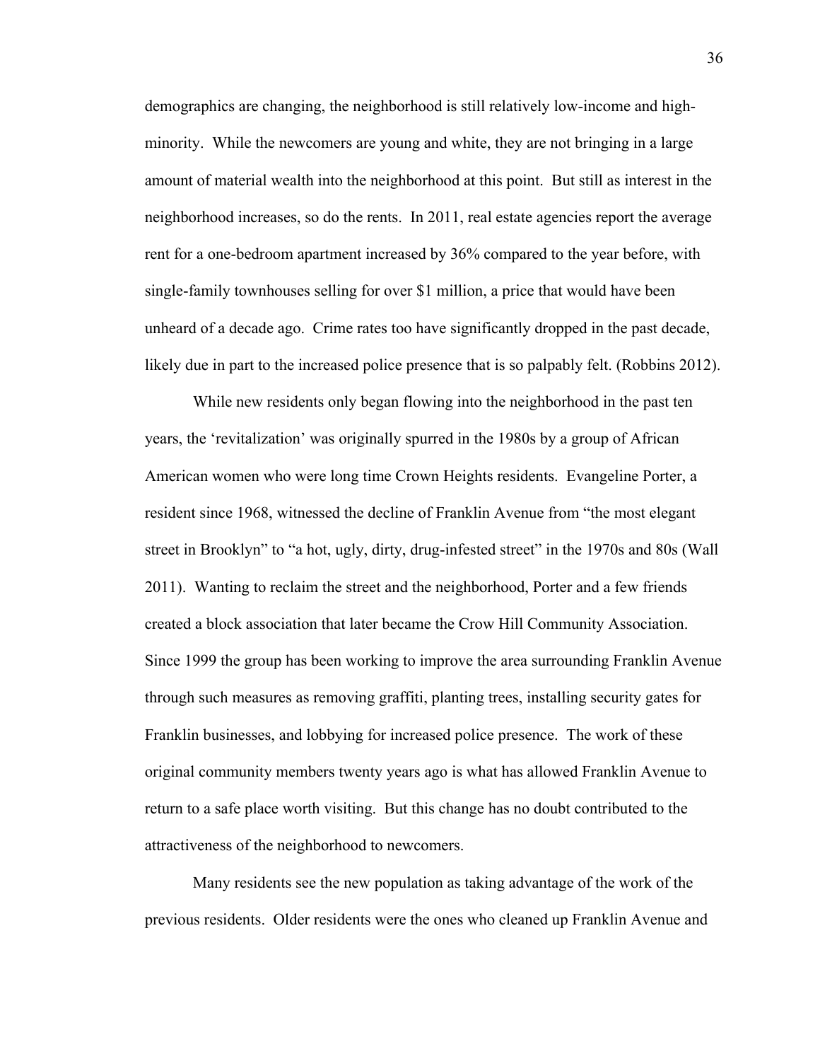demographics are changing, the neighborhood is still relatively low-income and high-minority. While the newcomers are young and white, they are not bringing in a large amount of material wealth into the neighborhood at this point. But still as interest in the neighborhood increases, so do the rents. In 2011, real estate agencies report the average rent for a one-bedroom apartment increased by 36% compared to the year before, with single-family townhouses selling for over $1 million, a price that would have been unheard of a decade ago. Crime rates too have significantly dropped in the past decade, likely due in part to the increased police presence that is so palpably felt. (Robbins 2012).

While new residents only began flowing into the neighborhood in the past ten years, the 'revitalization' was originally spurred in the 1980s by a group of African American women who were long time Crown Heights residents. Evangeline Porter, a resident since 1968, witnessed the decline of Franklin Avenue from "the most elegant street in Brooklyn" to "a hot, ugly, dirty, drug-infested street" in the 1970s and 80s (Wall 2011). Wanting to reclaim the street and the neighborhood, Porter and a few friends created a block association that later became the Crow Hill Community Association. Since 1999 the group has been working to improve the area surrounding Franklin Avenue through such measures as removing graffiti, planting trees, installing security gates for Franklin businesses, and lobbying for increased police presence. The work of these original community members twenty years ago is what has allowed Franklin Avenue to return to a safe place worth visiting. But this change has no doubt contributed to the attractiveness of the neighborhood to newcomers.

Many residents see the new population as taking advantage of the work of the previous residents. Older residents were the ones who cleaned up Franklin Avenue and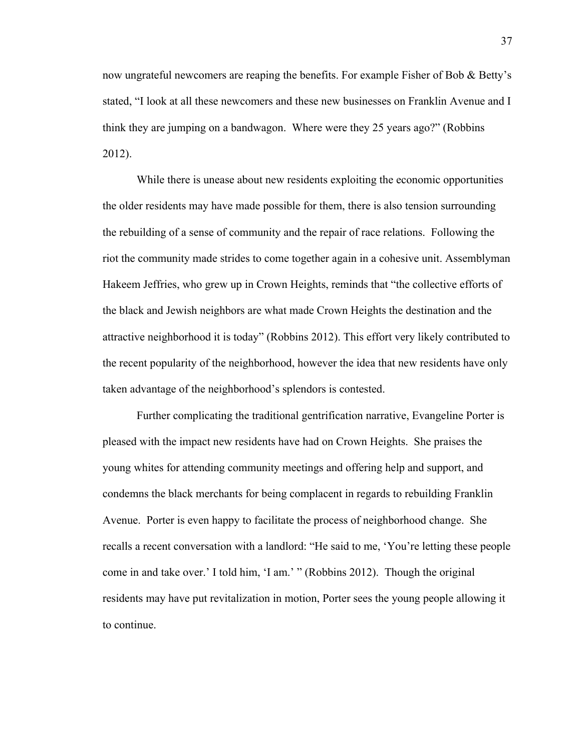now ungrateful newcomers are reaping the benefits. For example Fisher of Bob & Betty's stated, "I look at all these newcomers and these new businesses on Franklin Avenue and I think they are jumping on a bandwagon.  Where were they 25 years ago?" (Robbins 2012).

While there is unease about new residents exploiting the economic opportunities the older residents may have made possible for them, there is also tension surrounding the rebuilding of a sense of community and the repair of race relations.  Following the riot the community made strides to come together again in a cohesive unit. Assemblyman Hakeem Jeffries, who grew up in Crown Heights, reminds that "the collective efforts of the black and Jewish neighbors are what made Crown Heights the destination and the attractive neighborhood it is today" (Robbins 2012). This effort very likely contributed to the recent popularity of the neighborhood, however the idea that new residents have only taken advantage of the neighborhood's splendors is contested.

Further complicating the traditional gentrification narrative, Evangeline Porter is pleased with the impact new residents have had on Crown Heights.  She praises the young whites for attending community meetings and offering help and support, and condemns the black merchants for being complacent in regards to rebuilding Franklin Avenue.  Porter is even happy to facilitate the process of neighborhood change.  She recalls a recent conversation with a landlord: "He said to me, 'You're letting these people come in and take over.' I told him, 'I am.' " (Robbins 2012).  Though the original residents may have put revitalization in motion, Porter sees the young people allowing it to continue.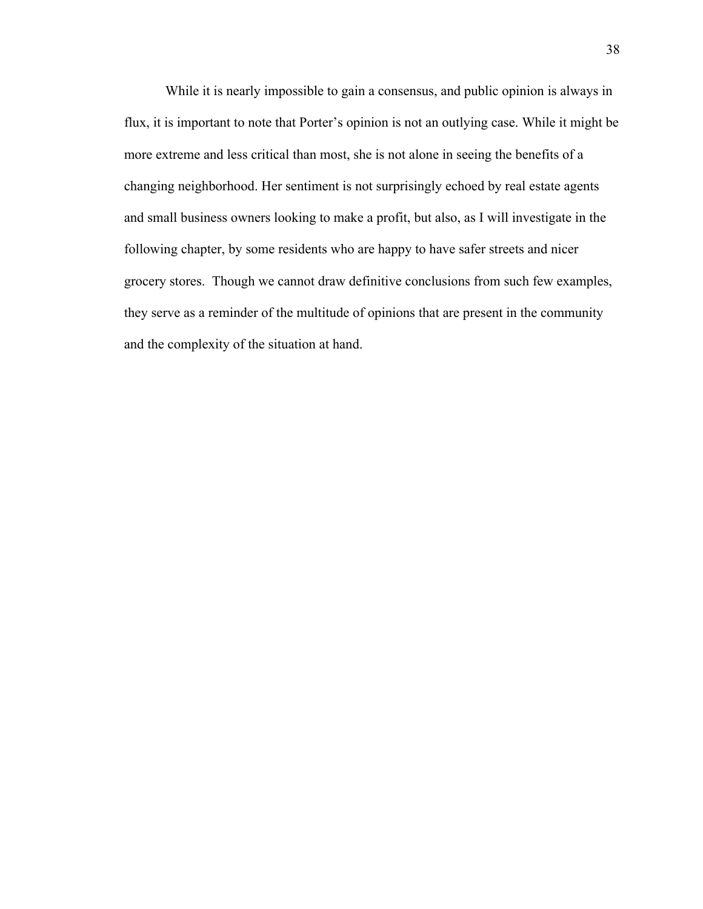While it is nearly impossible to gain a consensus, and public opinion is always in flux, it is important to note that Porter's opinion is not an outlying case. While it might be more extreme and less critical than most, she is not alone in seeing the benefits of a changing neighborhood. Her sentiment is not surprisingly echoed by real estate agents and small business owners looking to make a profit, but also, as I will investigate in the following chapter, by some residents who are happy to have safer streets and nicer grocery stores. Though we cannot draw definitive conclusions from such few examples, they serve as a reminder of the multitude of opinions that are present in the community and the complexity of the situation at hand.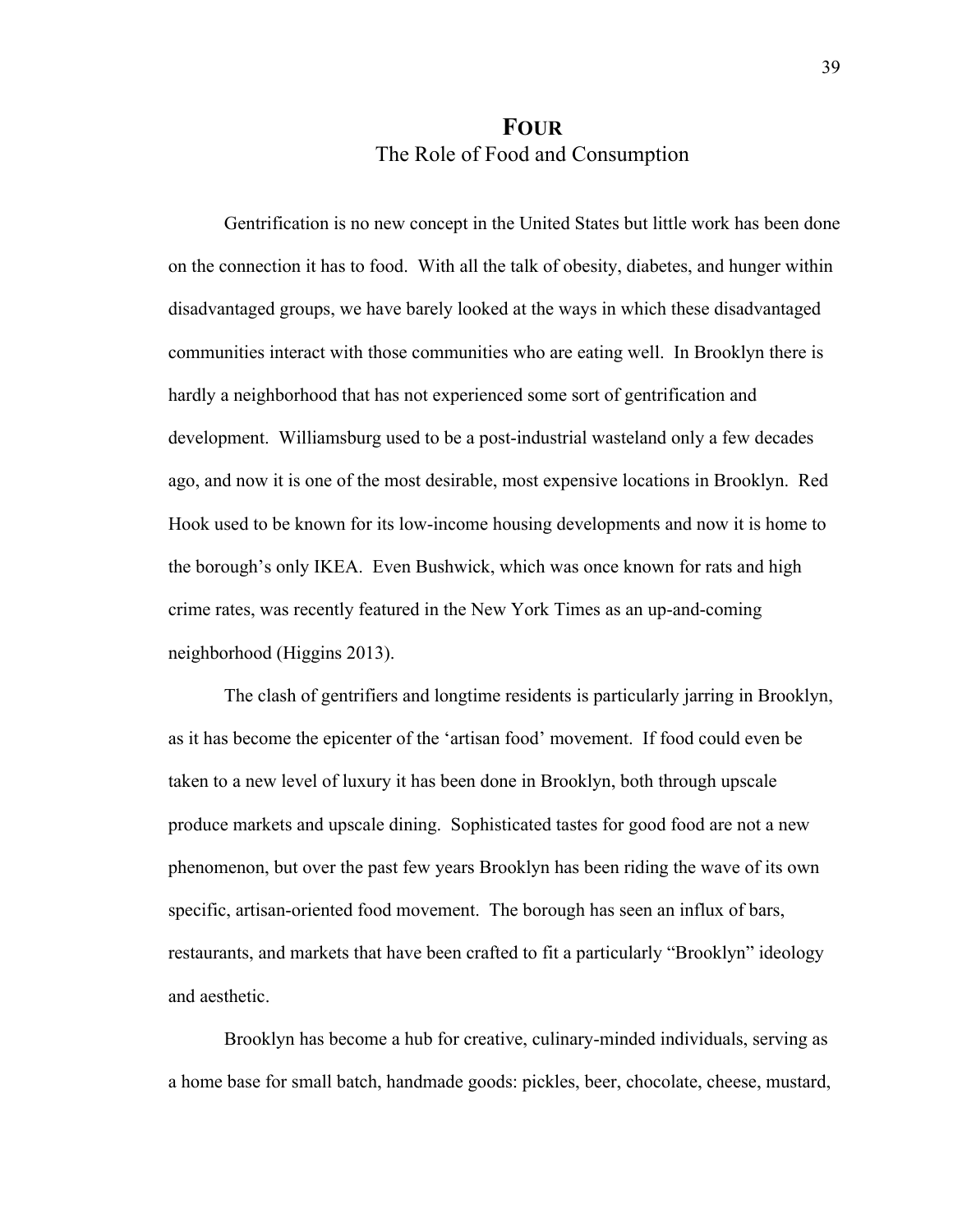# FOUR
## The Role of Food and Consumption

Gentrification is no new concept in the United States but little work has been done on the connection it has to food. With all the talk of obesity, diabetes, and hunger within disadvantaged groups, we have barely looked at the ways in which these disadvantaged communities interact with those communities who are eating well. In Brooklyn there is hardly a neighborhood that has not experienced some sort of gentrification and development. Williamsburg used to be a post-industrial wasteland only a few decades ago, and now it is one of the most desirable, most expensive locations in Brooklyn. Red Hook used to be known for its low-income housing developments and now it is home to the borough's only IKEA. Even Bushwick, which was once known for rats and high crime rates, was recently featured in the New York Times as an up-and-coming neighborhood (Higgins 2013).

The clash of gentrifiers and longtime residents is particularly jarring in Brooklyn, as it has become the epicenter of the 'artisan food' movement. If food could even be taken to a new level of luxury it has been done in Brooklyn, both through upscale produce markets and upscale dining. Sophisticated tastes for good food are not a new phenomenon, but over the past few years Brooklyn has been riding the wave of its own specific, artisan-oriented food movement. The borough has seen an influx of bars, restaurants, and markets that have been crafted to fit a particularly "Brooklyn" ideology and aesthetic.

Brooklyn has become a hub for creative, culinary-minded individuals, serving as a home base for small batch, handmade goods: pickles, beer, chocolate, cheese, mustard,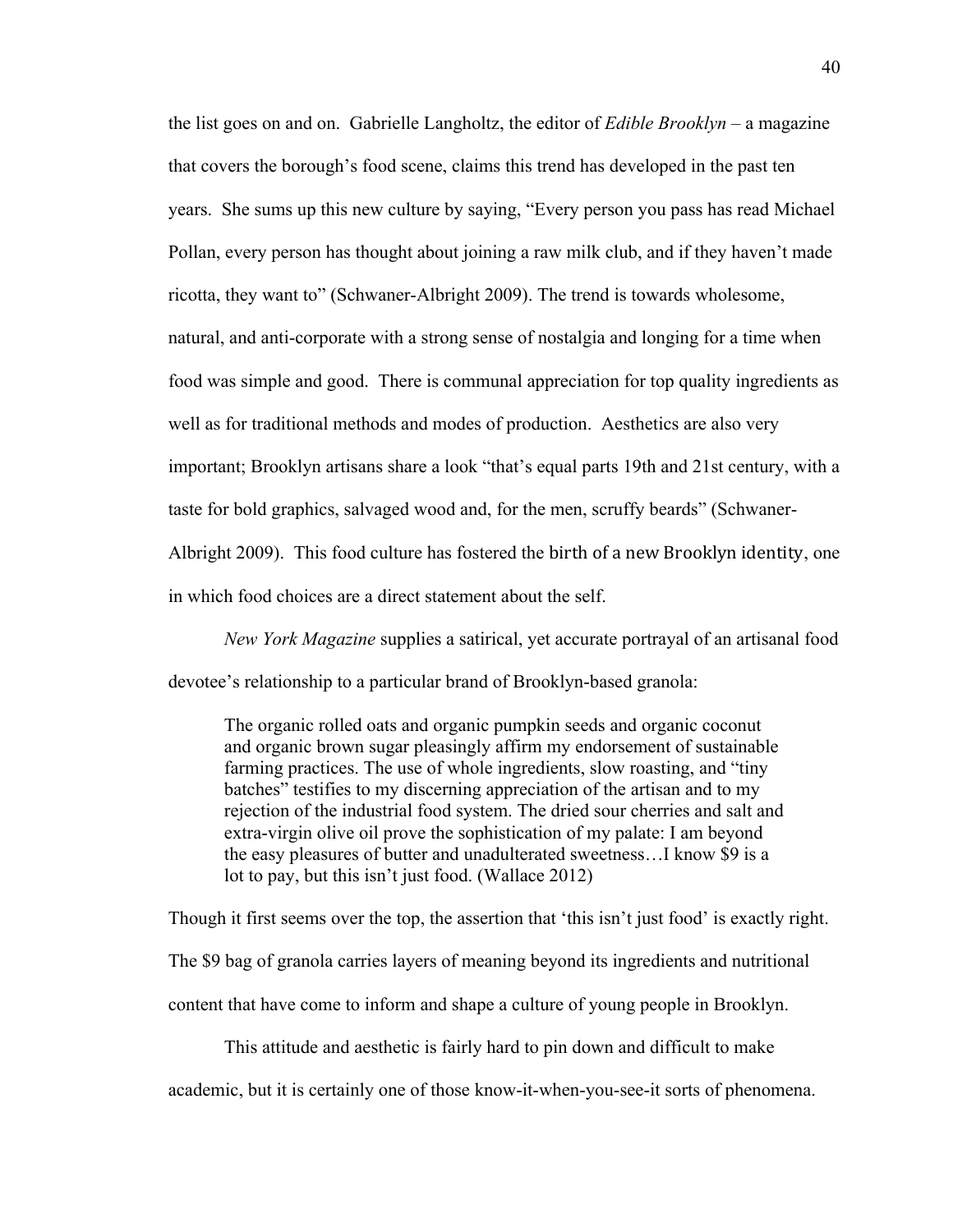the list goes on and on. Gabrielle Langholtz, the editor of *Edible Brooklyn* – a magazine that covers the borough's food scene, claims this trend has developed in the past ten years. She sums up this new culture by saying, "Every person you pass has read Michael Pollan, every person has thought about joining a raw milk club, and if they haven't made ricotta, they want to" (Schwaner-Albright 2009). The trend is towards wholesome, natural, and anti-corporate with a strong sense of nostalgia and longing for a time when food was simple and good. There is communal appreciation for top quality ingredients as well as for traditional methods and modes of production. Aesthetics are also very important; Brooklyn artisans share a look "that's equal parts 19th and 21st century, with a taste for bold graphics, salvaged wood and, for the men, scruffy beards" (Schwaner-Albright 2009). This food culture has fostered the birth of a new Brooklyn identity, one in which food choices are a direct statement about the self.

*New York Magazine* supplies a satirical, yet accurate portrayal of an artisanal food devotee's relationship to a particular brand of Brooklyn-based granola:

> The organic rolled oats and organic pumpkin seeds and organic coconut and organic brown sugar pleasingly affirm my endorsement of sustainable farming practices. The use of whole ingredients, slow roasting, and "tiny batches" testifies to my discerning appreciation of the artisan and to my rejection of the industrial food system. The dried sour cherries and salt and extra-virgin olive oil prove the sophistication of my palate: I am beyond the easy pleasures of butter and unadulterated sweetness…I know $9 is a lot to pay, but this isn't just food. (Wallace 2012)

Though it first seems over the top, the assertion that 'this isn't just food' is exactly right. The $9 bag of granola carries layers of meaning beyond its ingredients and nutritional content that have come to inform and shape a culture of young people in Brooklyn.

This attitude and aesthetic is fairly hard to pin down and difficult to make academic, but it is certainly one of those know-it-when-you-see-it sorts of phenomena.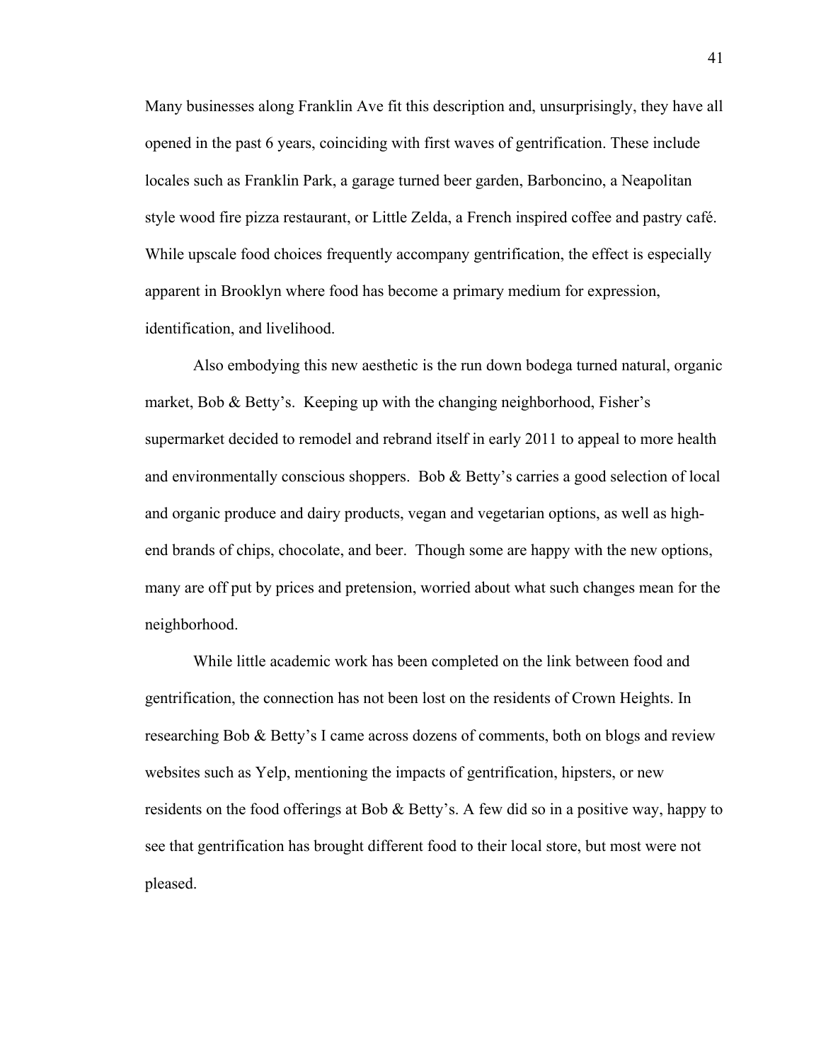Many businesses along Franklin Ave fit this description and, unsurprisingly, they have all opened in the past 6 years, coinciding with first waves of gentrification. These include locales such as Franklin Park, a garage turned beer garden, Barboncino, a Neapolitan style wood fire pizza restaurant, or Little Zelda, a French inspired coffee and pastry café. While upscale food choices frequently accompany gentrification, the effect is especially apparent in Brooklyn where food has become a primary medium for expression, identification, and livelihood.

Also embodying this new aesthetic is the run down bodega turned natural, organic market, Bob & Betty's. Keeping up with the changing neighborhood, Fisher's supermarket decided to remodel and rebrand itself in early 2011 to appeal to more health and environmentally conscious shoppers. Bob & Betty's carries a good selection of local and organic produce and dairy products, vegan and vegetarian options, as well as high-end brands of chips, chocolate, and beer. Though some are happy with the new options, many are off put by prices and pretension, worried about what such changes mean for the neighborhood.

While little academic work has been completed on the link between food and gentrification, the connection has not been lost on the residents of Crown Heights. In researching Bob & Betty's I came across dozens of comments, both on blogs and review websites such as Yelp, mentioning the impacts of gentrification, hipsters, or new residents on the food offerings at Bob & Betty's. A few did so in a positive way, happy to see that gentrification has brought different food to their local store, but most were not pleased.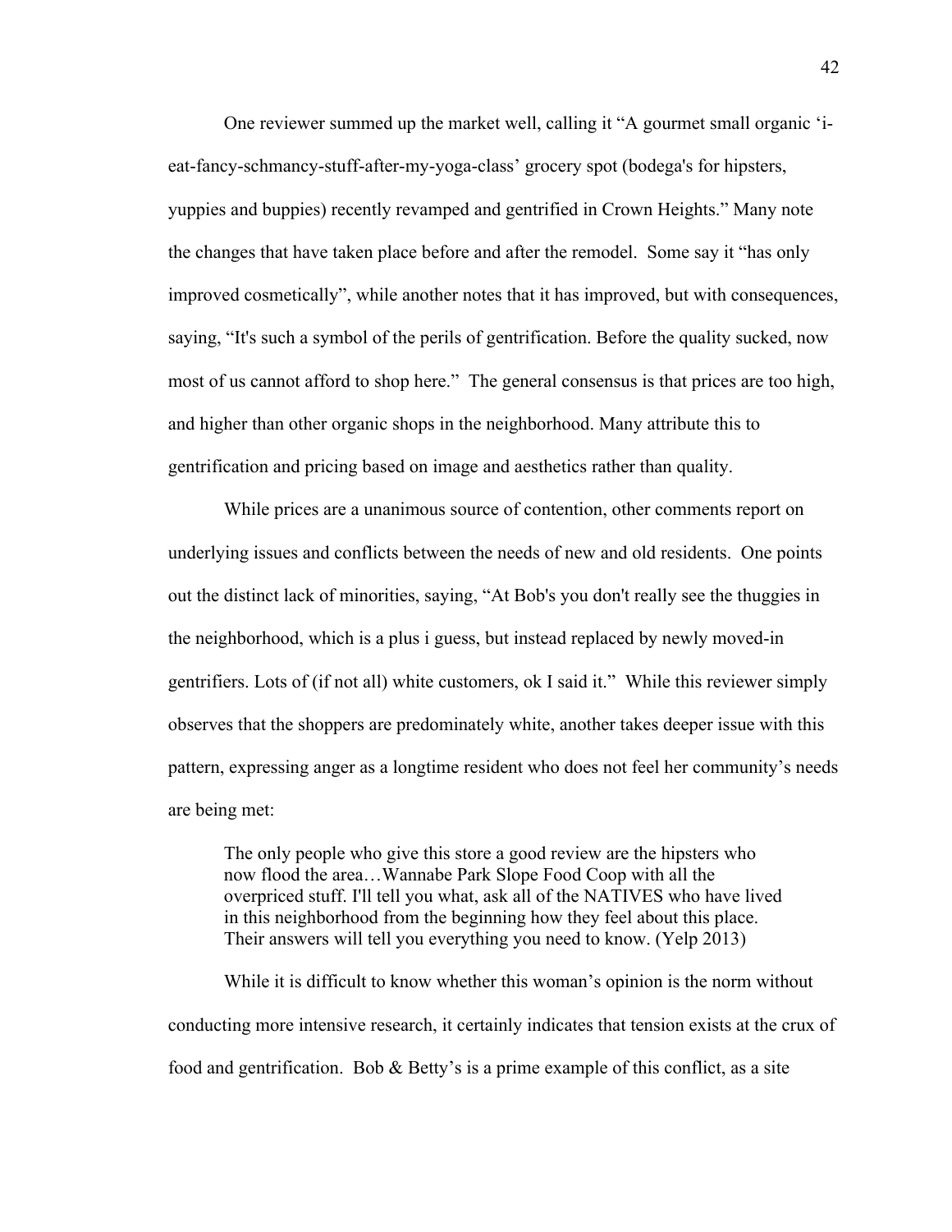One reviewer summed up the market well, calling it "A gourmet small organic 'i-eat-fancy-schmancy-stuff-after-my-yoga-class' grocery spot (bodega's for hipsters, yuppies and buppies) recently revamped and gentrified in Crown Heights." Many note the changes that have taken place before and after the remodel. Some say it "has only improved cosmetically", while another notes that it has improved, but with consequences, saying, "It's such a symbol of the perils of gentrification. Before the quality sucked, now most of us cannot afford to shop here." The general consensus is that prices are too high, and higher than other organic shops in the neighborhood. Many attribute this to gentrification and pricing based on image and aesthetics rather than quality.

While prices are a unanimous source of contention, other comments report on underlying issues and conflicts between the needs of new and old residents. One points out the distinct lack of minorities, saying, "At Bob's you don't really see the thuggies in the neighborhood, which is a plus i guess, but instead replaced by newly moved-in gentrifiers. Lots of (if not all) white customers, ok I said it." While this reviewer simply observes that the shoppers are predominately white, another takes deeper issue with this pattern, expressing anger as a longtime resident who does not feel her community's needs are being met:

> The only people who give this store a good review are the hipsters who now flood the area…Wannabe Park Slope Food Coop with all the overpriced stuff. I'll tell you what, ask all of the NATIVES who have lived in this neighborhood from the beginning how they feel about this place. Their answers will tell you everything you need to know. (Yelp 2013)

While it is difficult to know whether this woman's opinion is the norm without conducting more intensive research, it certainly indicates that tension exists at the crux of food and gentrification. Bob & Betty's is a prime example of this conflict, as a site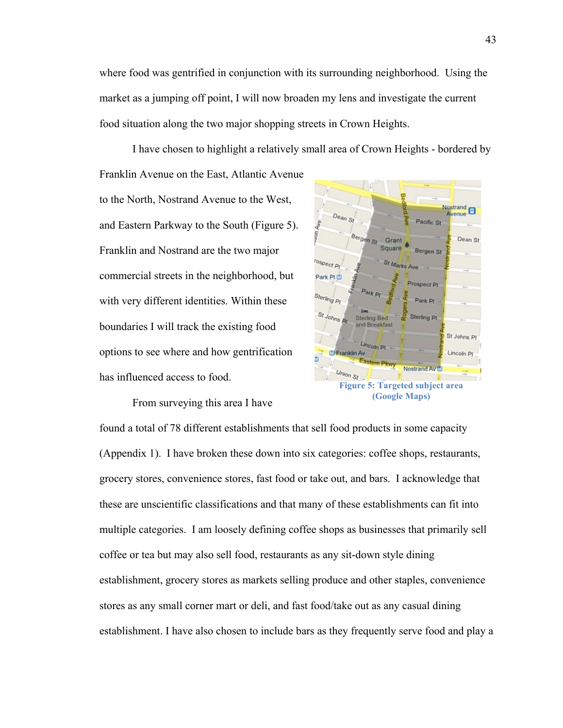where food was gentrified in conjunction with its surrounding neighborhood. Using the market as a jumping off point, I will now broaden my lens and investigate the current food situation along the two major shopping streets in Crown Heights.

I have chosen to highlight a relatively small area of Crown Heights - bordered by Franklin Avenue on the East, Atlantic Avenue to the North, Nostrand Avenue to the West, and Eastern Parkway to the South (Figure 5). Franklin and Nostrand are the two major commercial streets in the neighborhood, but with very different identities. Within these boundaries I will track the existing food options to see where and how gentrification has influenced access to food.

Figure 5: Targeted subject area (Google Maps)

From surveying this area I have found a total of 78 different establishments that sell food products in some capacity (Appendix 1). I have broken these down into six categories: coffee shops, restaurants, grocery stores, convenience stores, fast food or take out, and bars. I acknowledge that these are unscientific classifications and that many of these establishments can fit into multiple categories. I am loosely defining coffee shops as businesses that primarily sell coffee or tea but may also sell food, restaurants as any sit-down style dining establishment, grocery stores as markets selling produce and other staples, convenience stores as any small corner mart or deli, and fast food/take out as any casual dining establishment. I have also chosen to include bars as they frequently serve food and play a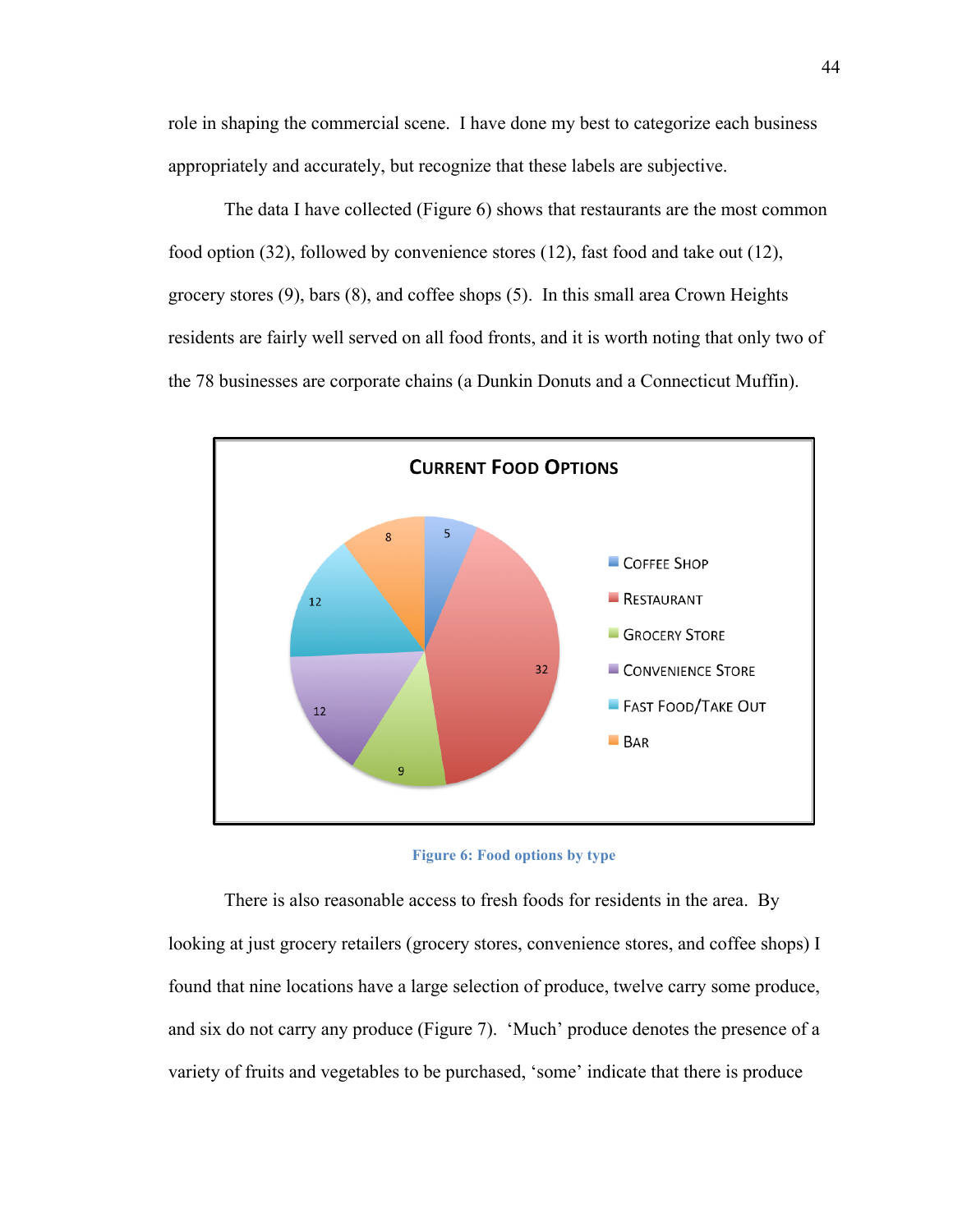role in shaping the commercial scene. I have done my best to categorize each business appropriately and accurately, but recognize that these labels are subjective.

The data I have collected (Figure 6) shows that restaurants are the most common food option (32), followed by convenience stores (12), fast food and take out (12), grocery stores (9), bars (8), and coffee shops (5). In this small area Crown Heights residents are fairly well served on all food fronts, and it is worth noting that only two of the 78 businesses are corporate chains (a Dunkin Donuts and a Connecticut Muffin).

| Current Food Options | |
|---|---|
| Coffee Shop | 5 |
| Restaurant | 32 |
| Grocery Store | 9 |
| Convenience Store | 12 |
| Fast Food/Take Out | 12 |
| Bar | 8 |

**Figure 6: Food options by type**

There is also reasonable access to fresh foods for residents in the area. By looking at just grocery retailers (grocery stores, convenience stores, and coffee shops) I found that nine locations have a large selection of produce, twelve carry some produce, and six do not carry any produce (Figure 7). 'Much' produce denotes the presence of a variety of fruits and vegetables to be purchased, 'some' indicate that there is produce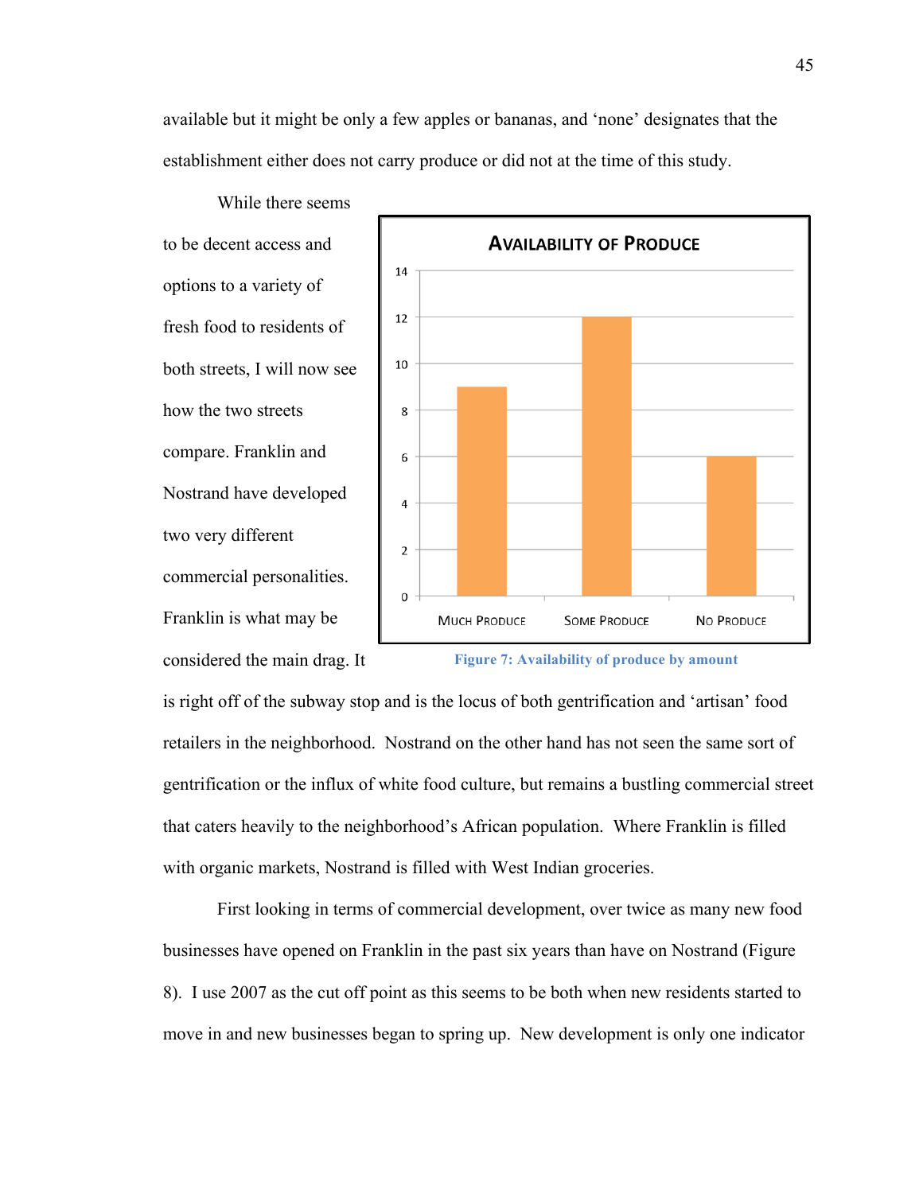available but it might be only a few apples or bananas, and 'none' designates that the establishment either does not carry produce or did not at the time of this study.

While there seems to be decent access and options to a variety of fresh food to residents of both streets, I will now see how the two streets compare. Franklin and Nostrand have developed two very different commercial personalities. Franklin is what may be considered the main drag. It is right off of the subway stop and is the locus of both gentrification and 'artisan' food retailers in the neighborhood. Nostrand on the other hand has not seen the same sort of gentrification or the influx of white food culture, but remains a bustling commercial street that caters heavily to the neighborhood's African population. Where Franklin is filled with organic markets, Nostrand is filled with West Indian groceries.

**AVAILABILITY OF PRODUCE**

| Category | Count |
|---|---|
| Much Produce | 9 |
| Some Produce | 12 |
| No Produce | 6 |

Figure 7: Availability of produce by amount

First looking in terms of commercial development, over twice as many new food businesses have opened on Franklin in the past six years than have on Nostrand (Figure 8). I use 2007 as the cut off point as this seems to be both when new residents started to move in and new businesses began to spring up. New development is only one indicator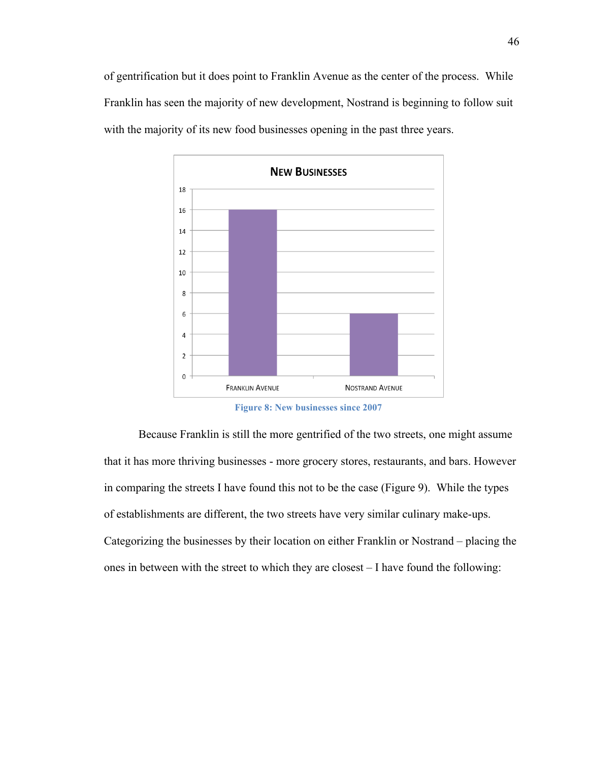of gentrification but it does point to Franklin Avenue as the center of the process. While Franklin has seen the majority of new development, Nostrand is beginning to follow suit with the majority of its new food businesses opening in the past three years.

Figure 8: New businesses since 2007

Because Franklin is still the more gentrified of the two streets, one might assume that it has more thriving businesses - more grocery stores, restaurants, and bars. However in comparing the streets I have found this not to be the case (Figure 9). While the types of establishments are different, the two streets have very similar culinary make-ups. Categorizing the businesses by their location on either Franklin or Nostrand – placing the ones in between with the street to which they are closest – I have found the following: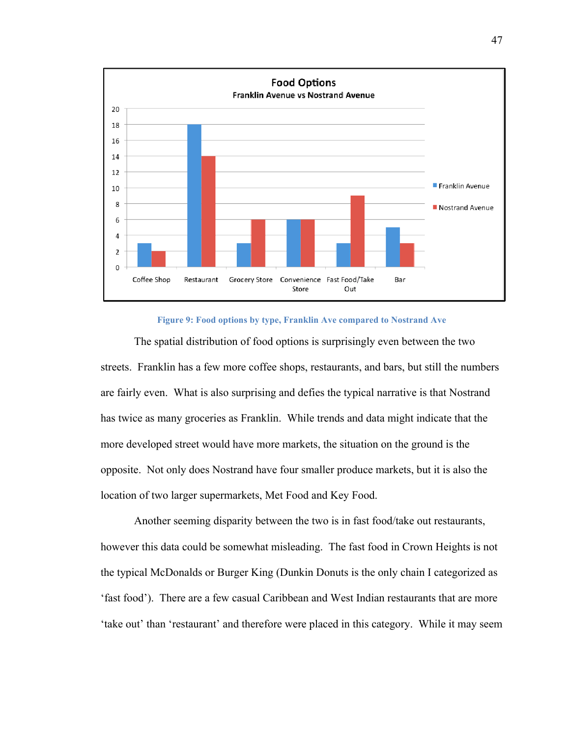**Food Options**
**Franklin Avenue vs Nostrand Avenue**

| | Franklin Avenue | Nostrand Avenue |
|---|---|---|
| Coffee Shop | 3 | 2 |
| Restaurant | 18 | 14 |
| Grocery Store | 3 | 6 |
| Convenience Store | 6 | 6 |
| Fast Food/Take Out | 3 | 9 |
| Bar | 5 | 3 |

**Figure 9: Food options by type, Franklin Ave compared to Nostrand Ave**

The spatial distribution of food options is surprisingly even between the two streets. Franklin has a few more coffee shops, restaurants, and bars, but still the numbers are fairly even. What is also surprising and defies the typical narrative is that Nostrand has twice as many groceries as Franklin. While trends and data might indicate that the more developed street would have more markets, the situation on the ground is the opposite. Not only does Nostrand have four smaller produce markets, but it is also the location of two larger supermarkets, Met Food and Key Food.

Another seeming disparity between the two is in fast food/take out restaurants, however this data could be somewhat misleading. The fast food in Crown Heights is not the typical McDonalds or Burger King (Dunkin Donuts is the only chain I categorized as 'fast food'). There are a few casual Caribbean and West Indian restaurants that are more 'take out' than 'restaurant' and therefore were placed in this category. While it may seem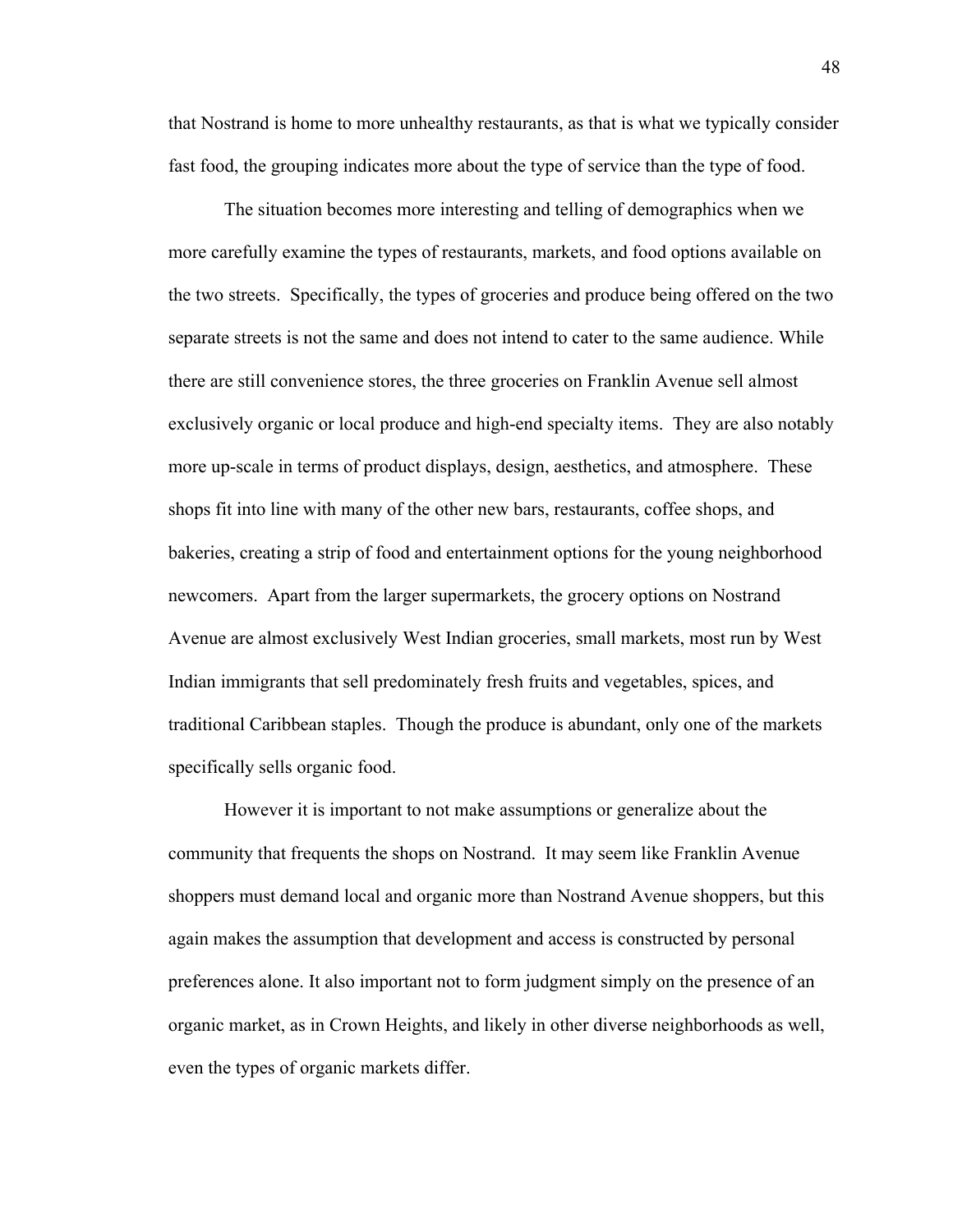that Nostrand is home to more unhealthy restaurants, as that is what we typically consider fast food, the grouping indicates more about the type of service than the type of food.

The situation becomes more interesting and telling of demographics when we more carefully examine the types of restaurants, markets, and food options available on the two streets. Specifically, the types of groceries and produce being offered on the two separate streets is not the same and does not intend to cater to the same audience. While there are still convenience stores, the three groceries on Franklin Avenue sell almost exclusively organic or local produce and high-end specialty items. They are also notably more up-scale in terms of product displays, design, aesthetics, and atmosphere. These shops fit into line with many of the other new bars, restaurants, coffee shops, and bakeries, creating a strip of food and entertainment options for the young neighborhood newcomers. Apart from the larger supermarkets, the grocery options on Nostrand Avenue are almost exclusively West Indian groceries, small markets, most run by West Indian immigrants that sell predominately fresh fruits and vegetables, spices, and traditional Caribbean staples. Though the produce is abundant, only one of the markets specifically sells organic food.

However it is important to not make assumptions or generalize about the community that frequents the shops on Nostrand. It may seem like Franklin Avenue shoppers must demand local and organic more than Nostrand Avenue shoppers, but this again makes the assumption that development and access is constructed by personal preferences alone. It also important not to form judgment simply on the presence of an organic market, as in Crown Heights, and likely in other diverse neighborhoods as well, even the types of organic markets differ.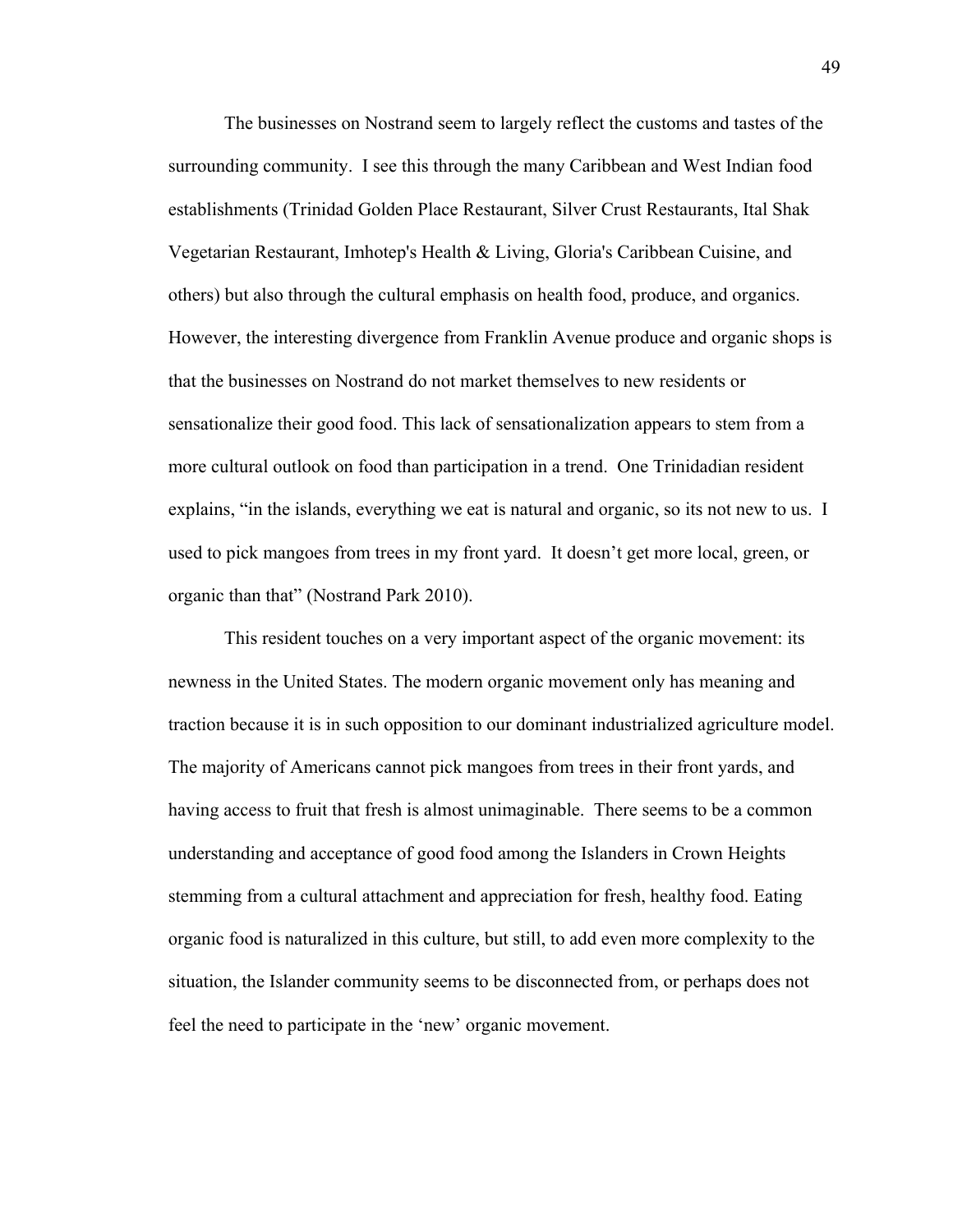The businesses on Nostrand seem to largely reflect the customs and tastes of the surrounding community. I see this through the many Caribbean and West Indian food establishments (Trinidad Golden Place Restaurant, Silver Crust Restaurants, Ital Shak Vegetarian Restaurant, Imhotep's Health & Living, Gloria's Caribbean Cuisine, and others) but also through the cultural emphasis on health food, produce, and organics. However, the interesting divergence from Franklin Avenue produce and organic shops is that the businesses on Nostrand do not market themselves to new residents or sensationalize their good food. This lack of sensationalization appears to stem from a more cultural outlook on food than participation in a trend. One Trinidadian resident explains, "in the islands, everything we eat is natural and organic, so its not new to us. I used to pick mangoes from trees in my front yard. It doesn't get more local, green, or organic than that" (Nostrand Park 2010).

This resident touches on a very important aspect of the organic movement: its newness in the United States. The modern organic movement only has meaning and traction because it is in such opposition to our dominant industrialized agriculture model. The majority of Americans cannot pick mangoes from trees in their front yards, and having access to fruit that fresh is almost unimaginable. There seems to be a common understanding and acceptance of good food among the Islanders in Crown Heights stemming from a cultural attachment and appreciation for fresh, healthy food. Eating organic food is naturalized in this culture, but still, to add even more complexity to the situation, the Islander community seems to be disconnected from, or perhaps does not feel the need to participate in the 'new' organic movement.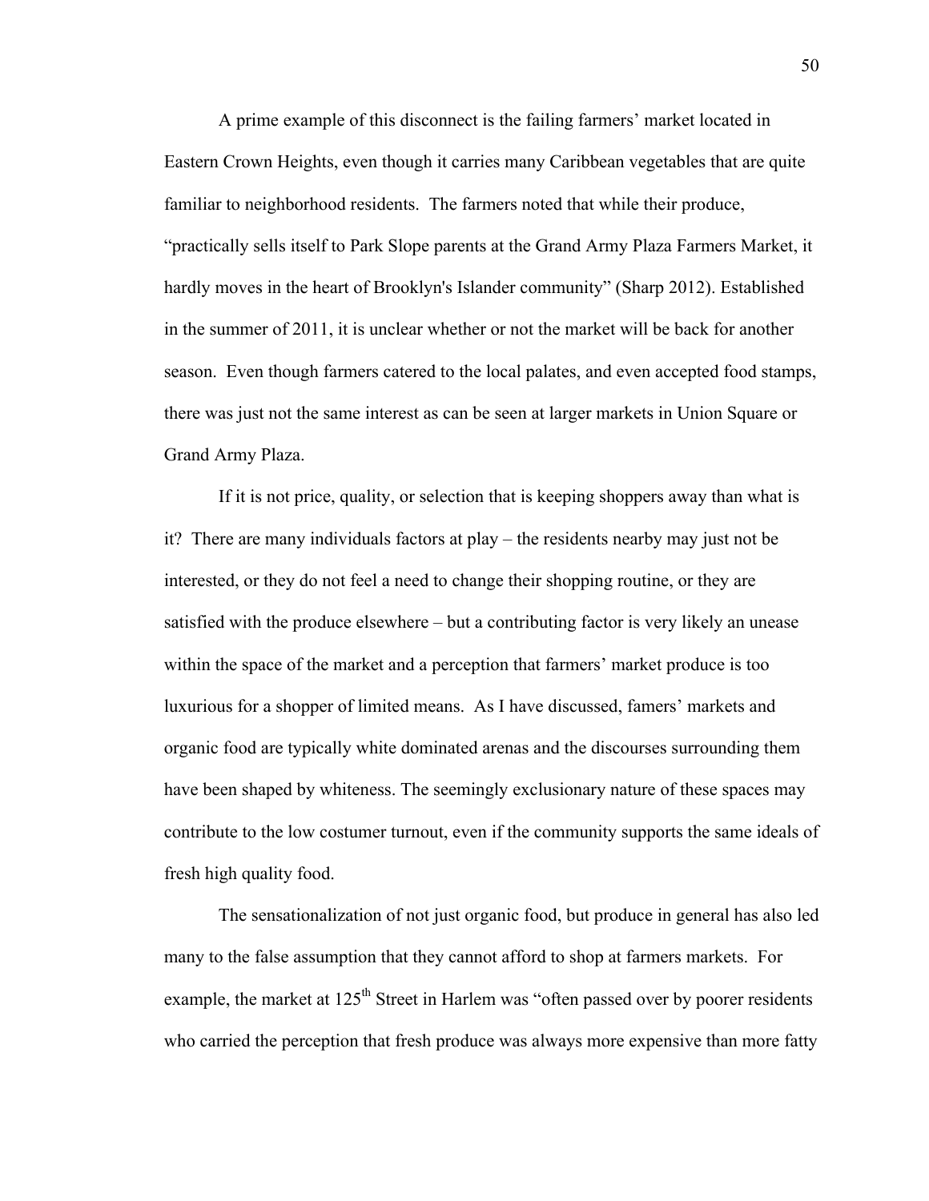A prime example of this disconnect is the failing farmers' market located in Eastern Crown Heights, even though it carries many Caribbean vegetables that are quite familiar to neighborhood residents. The farmers noted that while their produce, "practically sells itself to Park Slope parents at the Grand Army Plaza Farmers Market, it hardly moves in the heart of Brooklyn's Islander community" (Sharp 2012). Established in the summer of 2011, it is unclear whether or not the market will be back for another season. Even though farmers catered to the local palates, and even accepted food stamps, there was just not the same interest as can be seen at larger markets in Union Square or Grand Army Plaza.

If it is not price, quality, or selection that is keeping shoppers away than what is it? There are many individuals factors at play – the residents nearby may just not be interested, or they do not feel a need to change their shopping routine, or they are satisfied with the produce elsewhere – but a contributing factor is very likely an unease within the space of the market and a perception that farmers' market produce is too luxurious for a shopper of limited means. As I have discussed, famers' markets and organic food are typically white dominated arenas and the discourses surrounding them have been shaped by whiteness. The seemingly exclusionary nature of these spaces may contribute to the low costumer turnout, even if the community supports the same ideals of fresh high quality food.

The sensationalization of not just organic food, but produce in general has also led many to the false assumption that they cannot afford to shop at farmers markets. For example, the market at 125th Street in Harlem was "often passed over by poorer residents who carried the perception that fresh produce was always more expensive than more fatty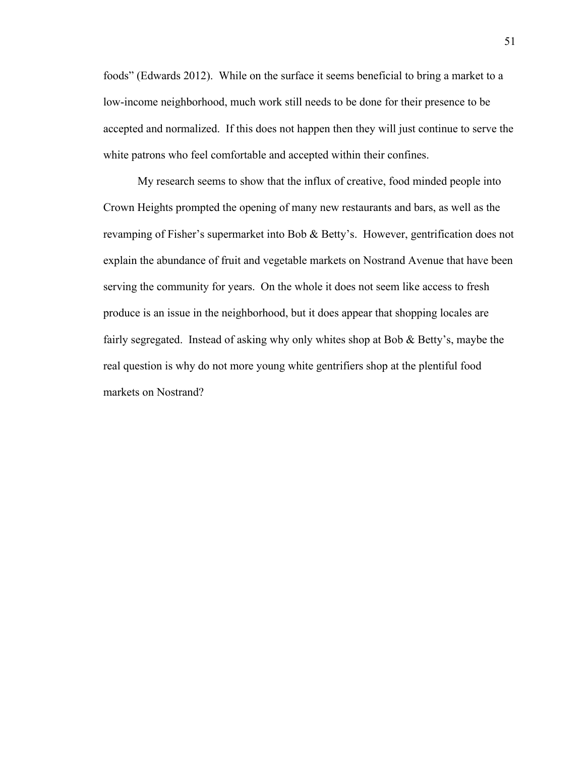foods" (Edwards 2012). While on the surface it seems beneficial to bring a market to a low-income neighborhood, much work still needs to be done for their presence to be accepted and normalized. If this does not happen then they will just continue to serve the white patrons who feel comfortable and accepted within their confines.

My research seems to show that the influx of creative, food minded people into Crown Heights prompted the opening of many new restaurants and bars, as well as the revamping of Fisher's supermarket into Bob & Betty's. However, gentrification does not explain the abundance of fruit and vegetable markets on Nostrand Avenue that have been serving the community for years. On the whole it does not seem like access to fresh produce is an issue in the neighborhood, but it does appear that shopping locales are fairly segregated. Instead of asking why only whites shop at Bob & Betty's, maybe the real question is why do not more young white gentrifiers shop at the plentiful food markets on Nostrand?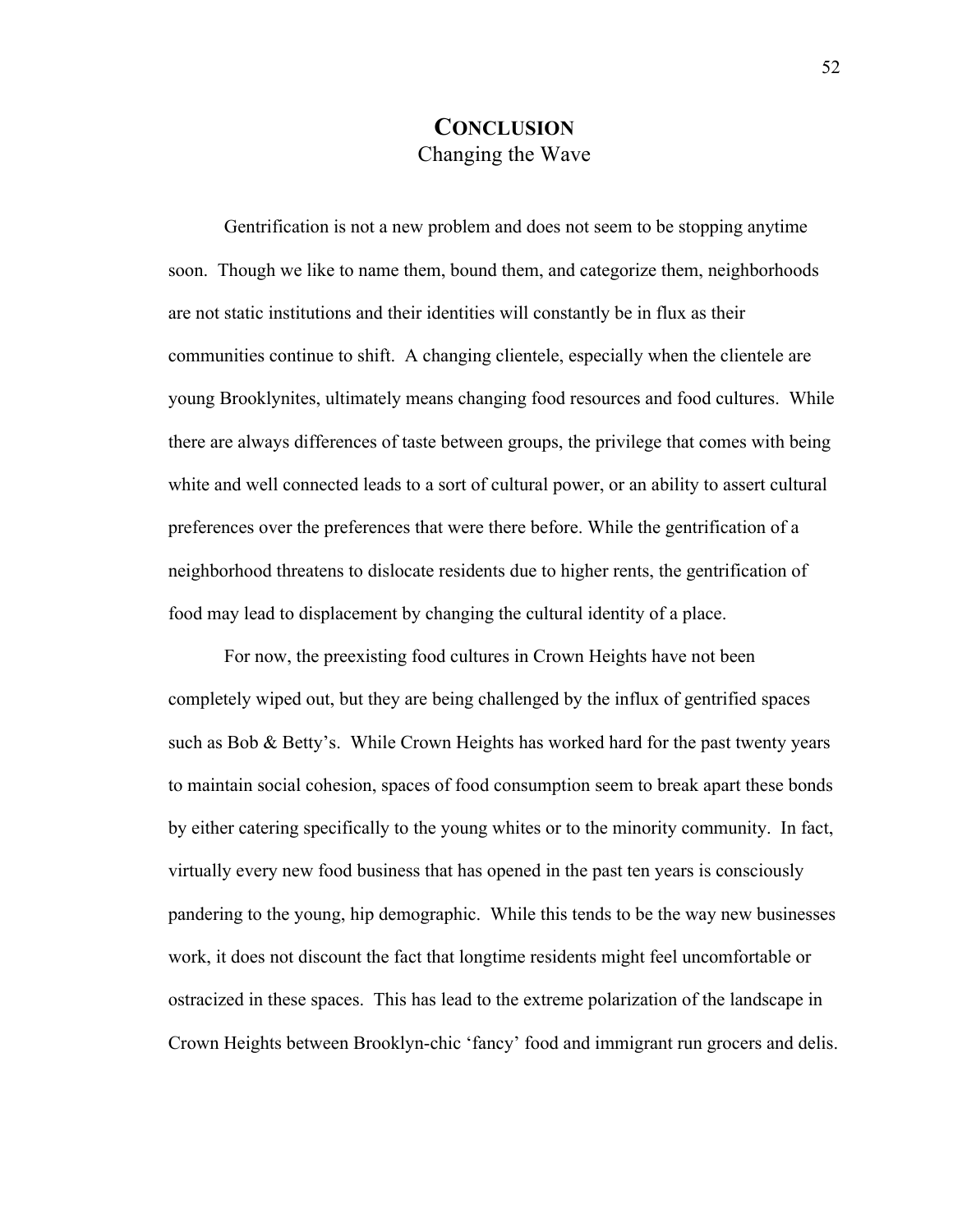# CONCLUSION
## Changing the Wave

Gentrification is not a new problem and does not seem to be stopping anytime soon. Though we like to name them, bound them, and categorize them, neighborhoods are not static institutions and their identities will constantly be in flux as their communities continue to shift. A changing clientele, especially when the clientele are young Brooklynites, ultimately means changing food resources and food cultures. While there are always differences of taste between groups, the privilege that comes with being white and well connected leads to a sort of cultural power, or an ability to assert cultural preferences over the preferences that were there before. While the gentrification of a neighborhood threatens to dislocate residents due to higher rents, the gentrification of food may lead to displacement by changing the cultural identity of a place.

For now, the preexisting food cultures in Crown Heights have not been completely wiped out, but they are being challenged by the influx of gentrified spaces such as Bob & Betty's. While Crown Heights has worked hard for the past twenty years to maintain social cohesion, spaces of food consumption seem to break apart these bonds by either catering specifically to the young whites or to the minority community. In fact, virtually every new food business that has opened in the past ten years is consciously pandering to the young, hip demographic. While this tends to be the way new businesses work, it does not discount the fact that longtime residents might feel uncomfortable or ostracized in these spaces. This has lead to the extreme polarization of the landscape in Crown Heights between Brooklyn-chic 'fancy' food and immigrant run grocers and delis.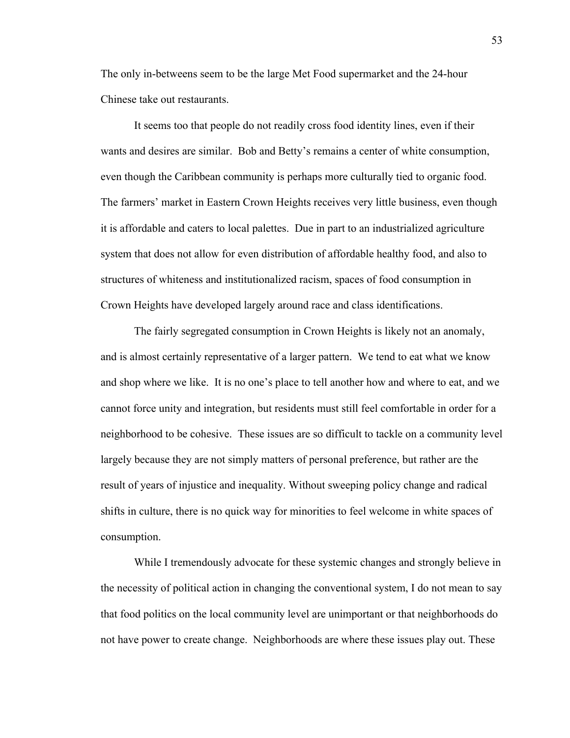The only in-betweens seem to be the large Met Food supermarket and the 24-hour Chinese take out restaurants.

It seems too that people do not readily cross food identity lines, even if their wants and desires are similar. Bob and Betty's remains a center of white consumption, even though the Caribbean community is perhaps more culturally tied to organic food. The farmers' market in Eastern Crown Heights receives very little business, even though it is affordable and caters to local palettes. Due in part to an industrialized agriculture system that does not allow for even distribution of affordable healthy food, and also to structures of whiteness and institutionalized racism, spaces of food consumption in Crown Heights have developed largely around race and class identifications.

The fairly segregated consumption in Crown Heights is likely not an anomaly, and is almost certainly representative of a larger pattern. We tend to eat what we know and shop where we like. It is no one's place to tell another how and where to eat, and we cannot force unity and integration, but residents must still feel comfortable in order for a neighborhood to be cohesive. These issues are so difficult to tackle on a community level largely because they are not simply matters of personal preference, but rather are the result of years of injustice and inequality. Without sweeping policy change and radical shifts in culture, there is no quick way for minorities to feel welcome in white spaces of consumption.

While I tremendously advocate for these systemic changes and strongly believe in the necessity of political action in changing the conventional system, I do not mean to say that food politics on the local community level are unimportant or that neighborhoods do not have power to create change. Neighborhoods are where these issues play out. These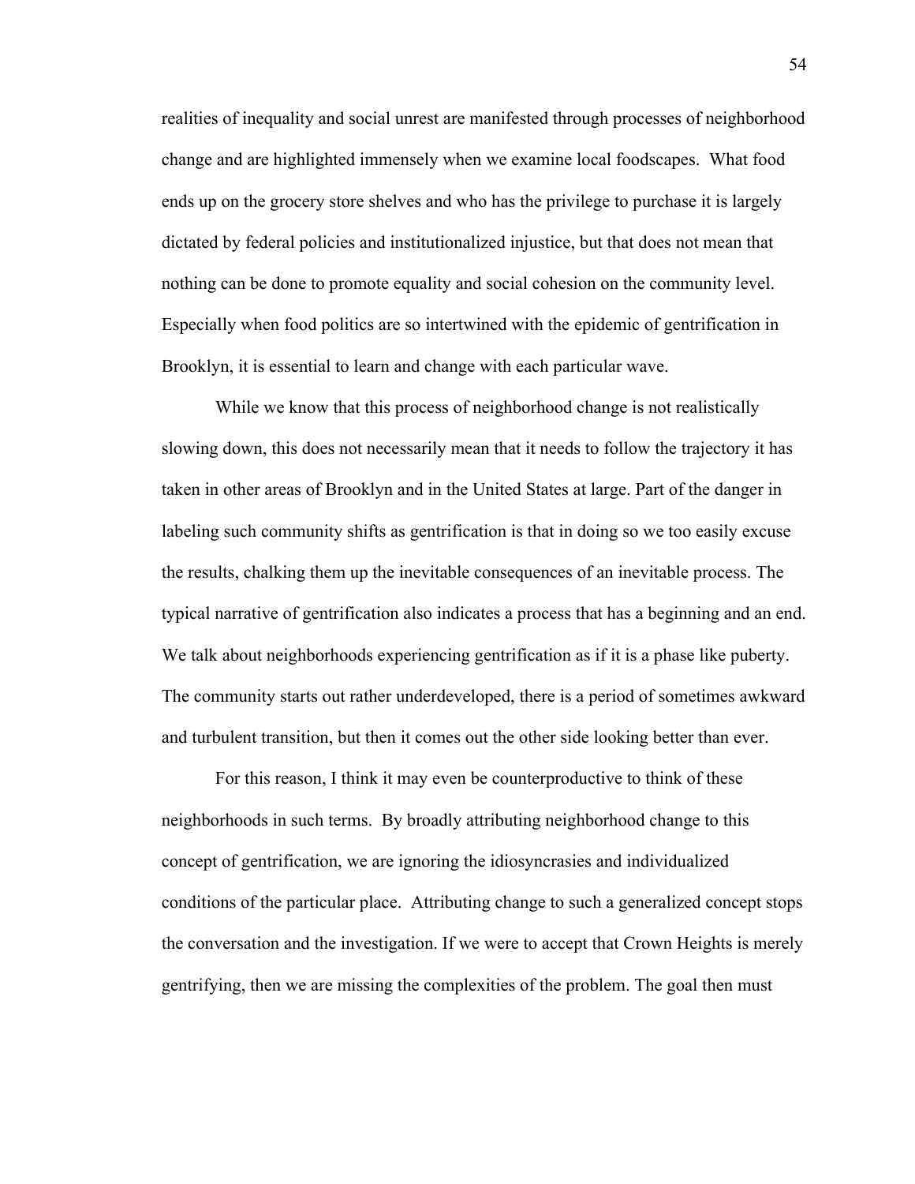realities of inequality and social unrest are manifested through processes of neighborhood change and are highlighted immensely when we examine local foodscapes. What food ends up on the grocery store shelves and who has the privilege to purchase it is largely dictated by federal policies and institutionalized injustice, but that does not mean that nothing can be done to promote equality and social cohesion on the community level. Especially when food politics are so intertwined with the epidemic of gentrification in Brooklyn, it is essential to learn and change with each particular wave.

While we know that this process of neighborhood change is not realistically slowing down, this does not necessarily mean that it needs to follow the trajectory it has taken in other areas of Brooklyn and in the United States at large. Part of the danger in labeling such community shifts as gentrification is that in doing so we too easily excuse the results, chalking them up the inevitable consequences of an inevitable process. The typical narrative of gentrification also indicates a process that has a beginning and an end. We talk about neighborhoods experiencing gentrification as if it is a phase like puberty. The community starts out rather underdeveloped, there is a period of sometimes awkward and turbulent transition, but then it comes out the other side looking better than ever.

For this reason, I think it may even be counterproductive to think of these neighborhoods in such terms. By broadly attributing neighborhood change to this concept of gentrification, we are ignoring the idiosyncrasies and individualized conditions of the particular place. Attributing change to such a generalized concept stops the conversation and the investigation. If we were to accept that Crown Heights is merely gentrifying, then we are missing the complexities of the problem. The goal then must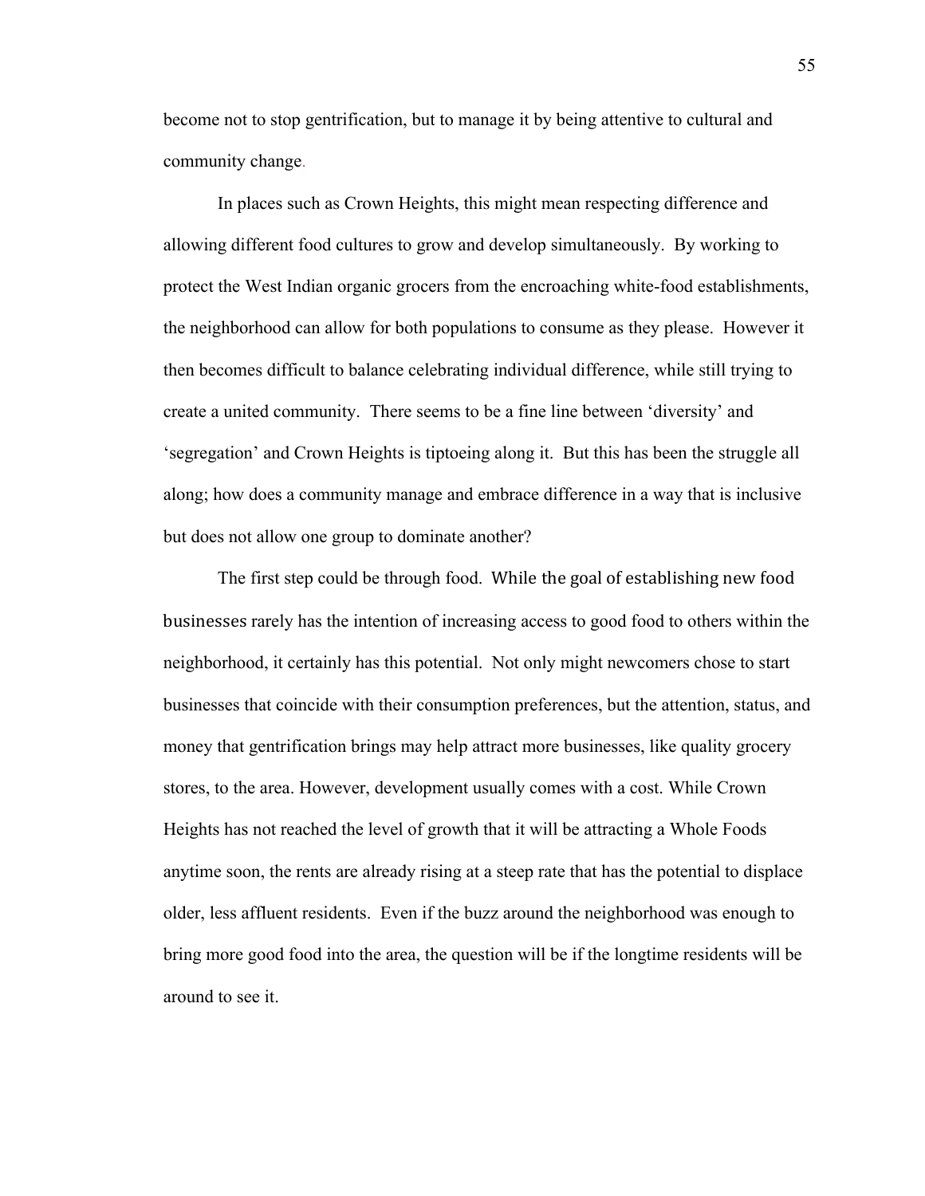become not to stop gentrification, but to manage it by being attentive to cultural and community change.

In places such as Crown Heights, this might mean respecting difference and allowing different food cultures to grow and develop simultaneously. By working to protect the West Indian organic grocers from the encroaching white-food establishments, the neighborhood can allow for both populations to consume as they please. However it then becomes difficult to balance celebrating individual difference, while still trying to create a united community. There seems to be a fine line between 'diversity' and 'segregation' and Crown Heights is tiptoeing along it. But this has been the struggle all along; how does a community manage and embrace difference in a way that is inclusive but does not allow one group to dominate another?

The first step could be through food. While the goal of establishing new food businesses rarely has the intention of increasing access to good food to others within the neighborhood, it certainly has this potential. Not only might newcomers chose to start businesses that coincide with their consumption preferences, but the attention, status, and money that gentrification brings may help attract more businesses, like quality grocery stores, to the area. However, development usually comes with a cost. While Crown Heights has not reached the level of growth that it will be attracting a Whole Foods anytime soon, the rents are already rising at a steep rate that has the potential to displace older, less affluent residents. Even if the buzz around the neighborhood was enough to bring more good food into the area, the question will be if the longtime residents will be around to see it.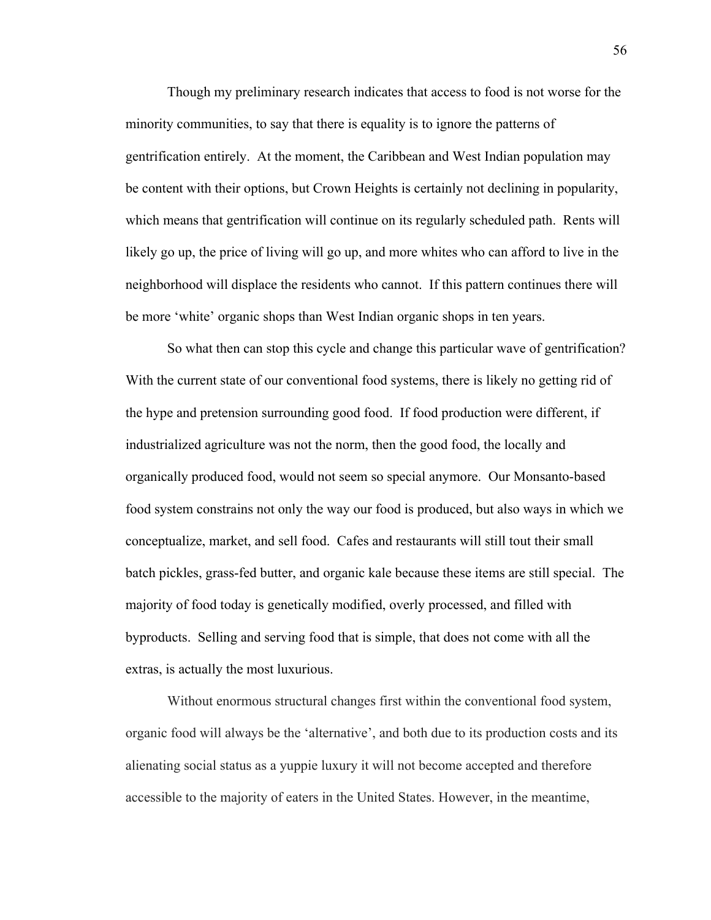Though my preliminary research indicates that access to food is not worse for the minority communities, to say that there is equality is to ignore the patterns of gentrification entirely. At the moment, the Caribbean and West Indian population may be content with their options, but Crown Heights is certainly not declining in popularity, which means that gentrification will continue on its regularly scheduled path. Rents will likely go up, the price of living will go up, and more whites who can afford to live in the neighborhood will displace the residents who cannot. If this pattern continues there will be more 'white' organic shops than West Indian organic shops in ten years.

So what then can stop this cycle and change this particular wave of gentrification? With the current state of our conventional food systems, there is likely no getting rid of the hype and pretension surrounding good food. If food production were different, if industrialized agriculture was not the norm, then the good food, the locally and organically produced food, would not seem so special anymore. Our Monsanto-based food system constrains not only the way our food is produced, but also ways in which we conceptualize, market, and sell food. Cafes and restaurants will still tout their small batch pickles, grass-fed butter, and organic kale because these items are still special. The majority of food today is genetically modified, overly processed, and filled with byproducts. Selling and serving food that is simple, that does not come with all the extras, is actually the most luxurious.

Without enormous structural changes first within the conventional food system, organic food will always be the 'alternative', and both due to its production costs and its alienating social status as a yuppie luxury it will not become accepted and therefore accessible to the majority of eaters in the United States. However, in the meantime,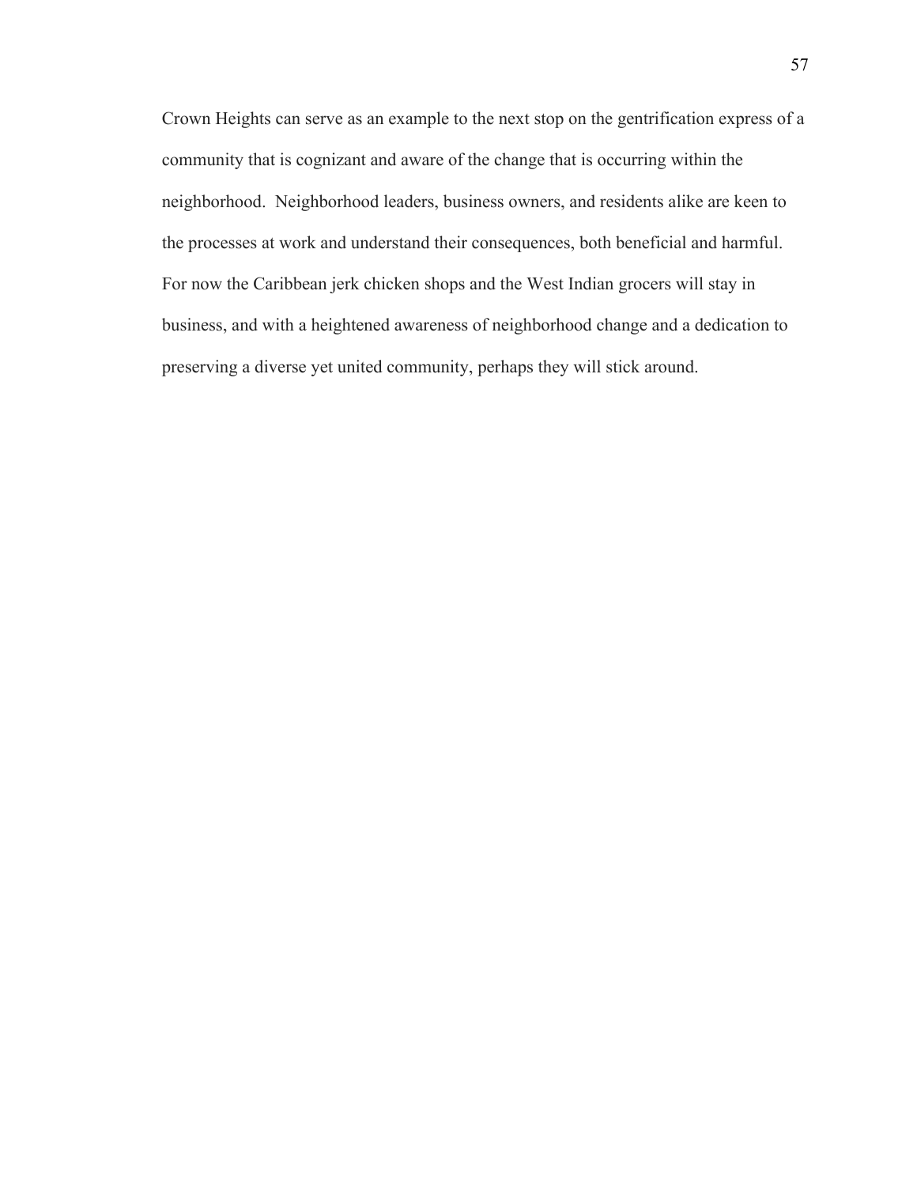Crown Heights can serve as an example to the next stop on the gentrification express of a community that is cognizant and aware of the change that is occurring within the neighborhood. Neighborhood leaders, business owners, and residents alike are keen to the processes at work and understand their consequences, both beneficial and harmful. For now the Caribbean jerk chicken shops and the West Indian grocers will stay in business, and with a heightened awareness of neighborhood change and a dedication to preserving a diverse yet united community, perhaps they will stick around.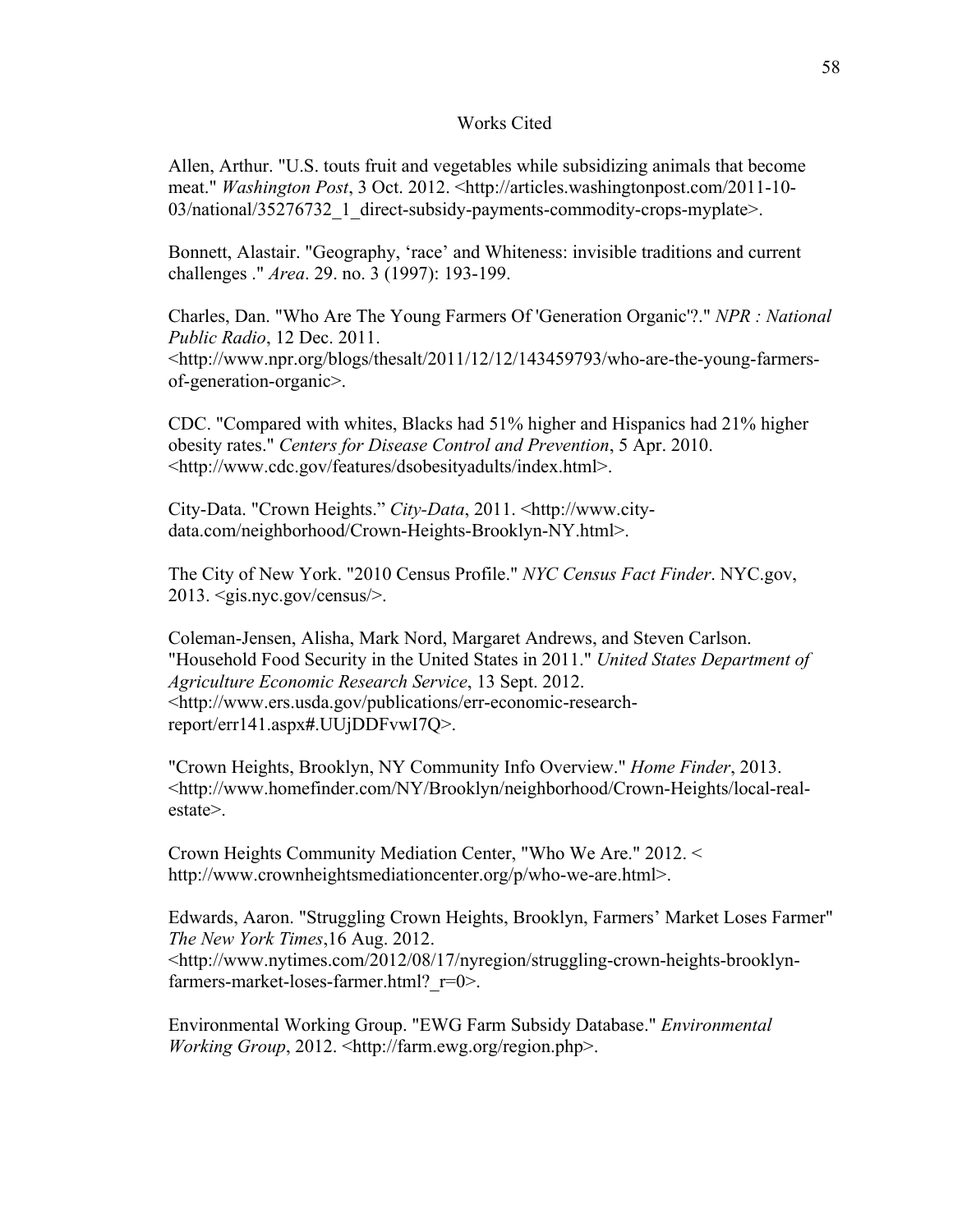# Works Cited

Allen, Arthur. "U.S. touts fruit and vegetables while subsidizing animals that become meat." *Washington Post*, 3 Oct. 2012. <http://articles.washingtonpost.com/2011-10-03/national/35276732_1_direct-subsidy-payments-commodity-crops-myplate>.

Bonnett, Alastair. "Geography, 'race' and Whiteness: invisible traditions and current challenges ." *Area*. 29. no. 3 (1997): 193-199.

Charles, Dan. "Who Are The Young Farmers Of 'Generation Organic'?." *NPR : National Public Radio*, 12 Dec. 2011. <http://www.npr.org/blogs/thesalt/2011/12/12/143459793/who-are-the-young-farmers-of-generation-organic>.

CDC. "Compared with whites, Blacks had 51% higher and Hispanics had 21% higher obesity rates." *Centers for Disease Control and Prevention*, 5 Apr. 2010. <http://www.cdc.gov/features/dsobesityadults/index.html>.

City-Data. "Crown Heights." *City-Data*, 2011. <http://www.city-data.com/neighborhood/Crown-Heights-Brooklyn-NY.html>.

The City of New York. "2010 Census Profile." *NYC Census Fact Finder*. NYC.gov, 2013. <gis.nyc.gov/census/>.

Coleman-Jensen, Alisha, Mark Nord, Margaret Andrews, and Steven Carlson. "Household Food Security in the United States in 2011." *United States Department of Agriculture Economic Research Service*, 13 Sept. 2012. <http://www.ers.usda.gov/publications/err-economic-research-report/err141.aspx#.UUjDDFvwI7Q>.

"Crown Heights, Brooklyn, NY Community Info Overview." *Home Finder*, 2013. <http://www.homefinder.com/NY/Brooklyn/neighborhood/Crown-Heights/local-real-estate>.

Crown Heights Community Mediation Center, "Who We Are." 2012. < http://www.crownheightsmediationcenter.org/p/who-we-are.html>.

Edwards, Aaron. "Struggling Crown Heights, Brooklyn, Farmers' Market Loses Farmer" *The New York Times*,16 Aug. 2012. <http://www.nytimes.com/2012/08/17/nyregion/struggling-crown-heights-brooklyn-farmers-market-loses-farmer.html?_r=0>.

Environmental Working Group. "EWG Farm Subsidy Database." *Environmental Working Group*, 2012. <http://farm.ewg.org/region.php>.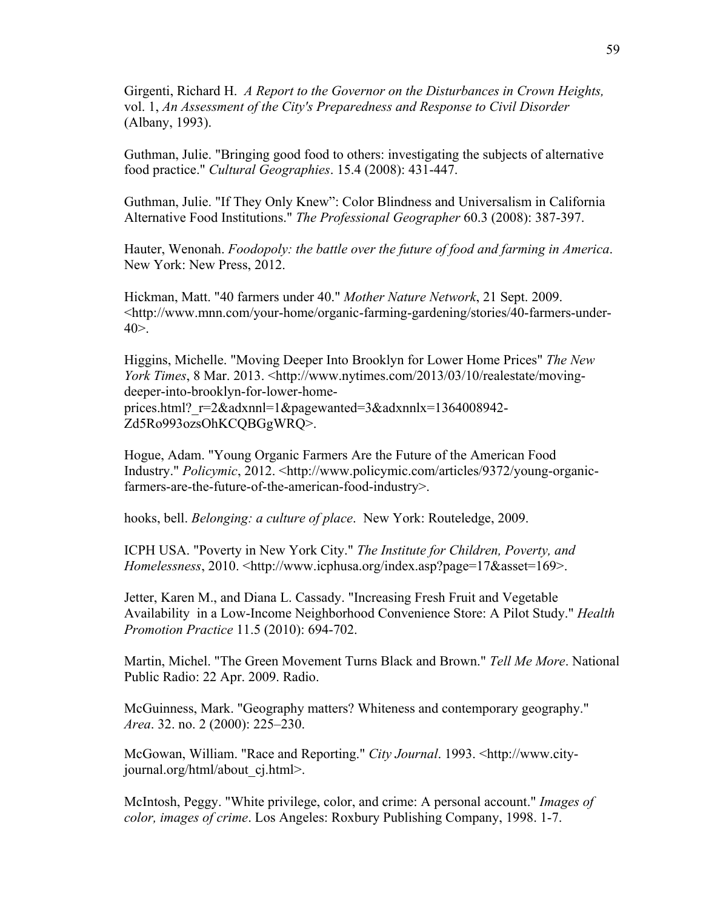Girgenti, Richard H. *A Report to the Governor on the Disturbances in Crown Heights,* vol. 1, *An Assessment of the City's Preparedness and Response to Civil Disorder* (Albany, 1993).

Guthman, Julie. "Bringing good food to others: investigating the subjects of alternative food practice." *Cultural Geographies*. 15.4 (2008): 431-447.

Guthman, Julie. "If They Only Knew": Color Blindness and Universalism in California Alternative Food Institutions." *The Professional Geographer* 60.3 (2008): 387-397.

Hauter, Wenonah. *Foodopoly: the battle over the future of food and farming in America*. New York: New Press, 2012.

Hickman, Matt. "40 farmers under 40." *Mother Nature Network*, 21 Sept. 2009. <http://www.mnn.com/your-home/organic-farming-gardening/stories/40-farmers-under-40>.

Higgins, Michelle. "Moving Deeper Into Brooklyn for Lower Home Prices" *The New York Times*, 8 Mar. 2013. <http://www.nytimes.com/2013/03/10/realestate/moving-deeper-into-brooklyn-for-lower-home-prices.html?_r=2&adxnnl=1&pagewanted=3&adxnnlx=1364008942-Zd5Ro993ozsOhKCQBGgWRQ>.

Hogue, Adam. "Young Organic Farmers Are the Future of the American Food Industry." *Policymic*, 2012. <http://www.policymic.com/articles/9372/young-organic-farmers-are-the-future-of-the-american-food-industry>.

hooks, bell. *Belonging: a culture of place*. New York: Routeledge, 2009.

ICPH USA. "Poverty in New York City." *The Institute for Children, Poverty, and Homelessness*, 2010. <http://www.icphusa.org/index.asp?page=17&asset=169>.

Jetter, Karen M., and Diana L. Cassady. "Increasing Fresh Fruit and Vegetable Availability in a Low-Income Neighborhood Convenience Store: A Pilot Study." *Health Promotion Practice* 11.5 (2010): 694-702.

Martin, Michel. "The Green Movement Turns Black and Brown." *Tell Me More*. National Public Radio: 22 Apr. 2009. Radio.

McGuinness, Mark. "Geography matters? Whiteness and contemporary geography." *Area*. 32. no. 2 (2000): 225–230.

McGowan, William. "Race and Reporting." *City Journal*. 1993. <http://www.city-journal.org/html/about_cj.html>.

McIntosh, Peggy. "White privilege, color, and crime: A personal account." *Images of color, images of crime*. Los Angeles: Roxbury Publishing Company, 1998. 1-7.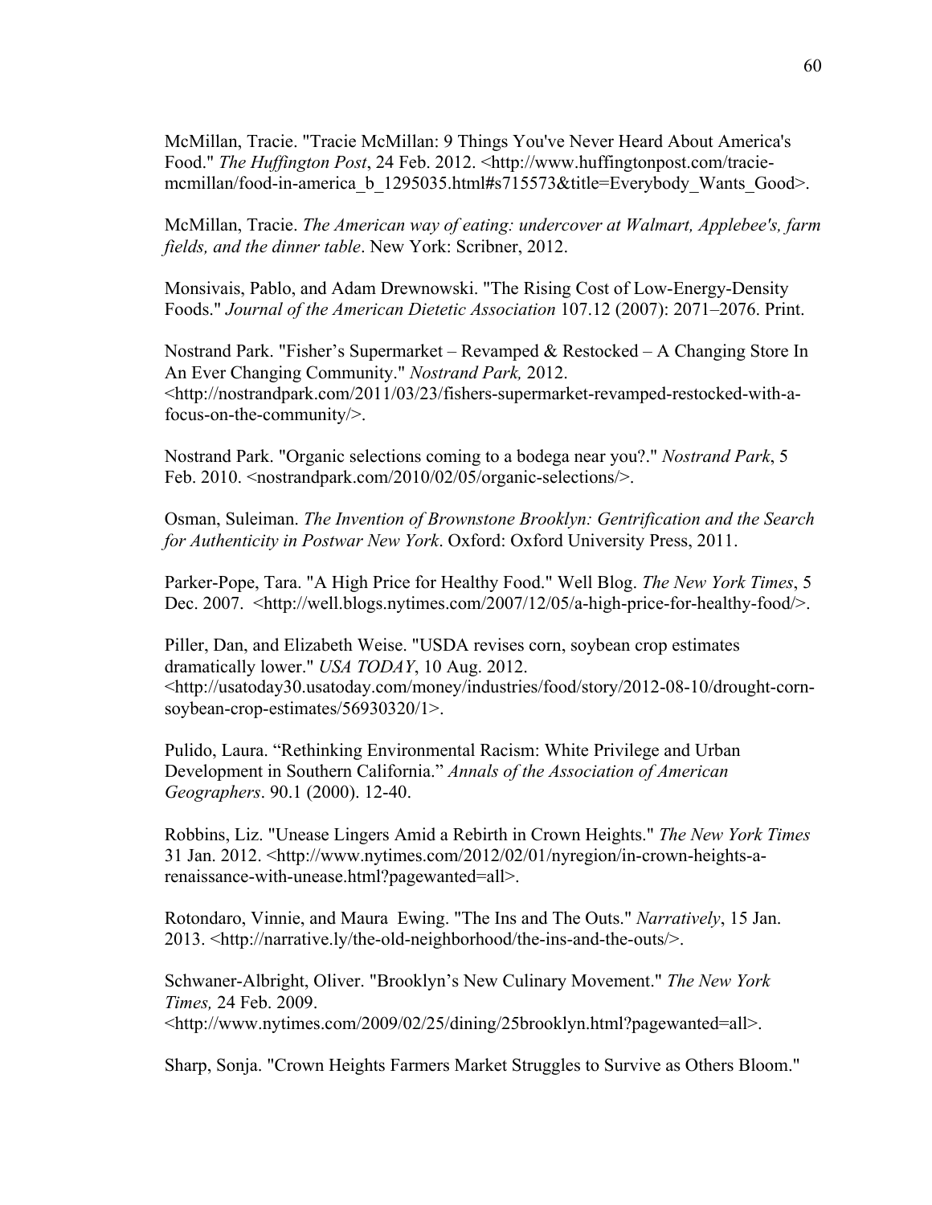McMillan, Tracie. "Tracie McMillan: 9 Things You've Never Heard About America's Food." *The Huffington Post*, 24 Feb. 2012. <http://www.huffingtonpost.com/tracie-mcmillan/food-in-america_b_1295035.html#s715573&title=Everybody_Wants_Good>.

McMillan, Tracie. *The American way of eating: undercover at Walmart, Applebee's, farm fields, and the dinner table*. New York: Scribner, 2012.

Monsivais, Pablo, and Adam Drewnowski. "The Rising Cost of Low-Energy-Density Foods." *Journal of the American Dietetic Association* 107.12 (2007): 2071–2076. Print.

Nostrand Park. "Fisher's Supermarket – Revamped & Restocked – A Changing Store In An Ever Changing Community." *Nostrand Park,* 2012. <http://nostrandpark.com/2011/03/23/fishers-supermarket-revamped-restocked-with-a-focus-on-the-community/>.

Nostrand Park. "Organic selections coming to a bodega near you?." *Nostrand Park*, 5 Feb. 2010. <nostrandpark.com/2010/02/05/organic-selections/>.

Osman, Suleiman. *The Invention of Brownstone Brooklyn: Gentrification and the Search for Authenticity in Postwar New York*. Oxford: Oxford University Press, 2011.

Parker-Pope, Tara. "A High Price for Healthy Food." Well Blog. *The New York Times*, 5 Dec. 2007. <http://well.blogs.nytimes.com/2007/12/05/a-high-price-for-healthy-food/>.

Piller, Dan, and Elizabeth Weise. "USDA revises corn, soybean crop estimates dramatically lower." *USA TODAY*, 10 Aug. 2012. <http://usatoday30.usatoday.com/money/industries/food/story/2012-08-10/drought-corn-soybean-crop-estimates/56930320/1>.

Pulido, Laura. "Rethinking Environmental Racism: White Privilege and Urban Development in Southern California." *Annals of the Association of American Geographers*. 90.1 (2000). 12-40.

Robbins, Liz. "Unease Lingers Amid a Rebirth in Crown Heights." *The New York Times* 31 Jan. 2012. <http://www.nytimes.com/2012/02/01/nyregion/in-crown-heights-a-renaissance-with-unease.html?pagewanted=all>.

Rotondaro, Vinnie, and Maura Ewing. "The Ins and The Outs." *Narratively*, 15 Jan. 2013. <http://narrative.ly/the-old-neighborhood/the-ins-and-the-outs/>.

Schwaner-Albright, Oliver. "Brooklyn's New Culinary Movement." *The New York Times,* 24 Feb. 2009. <http://www.nytimes.com/2009/02/25/dining/25brooklyn.html?pagewanted=all>.

Sharp, Sonja. "Crown Heights Farmers Market Struggles to Survive as Others Bloom."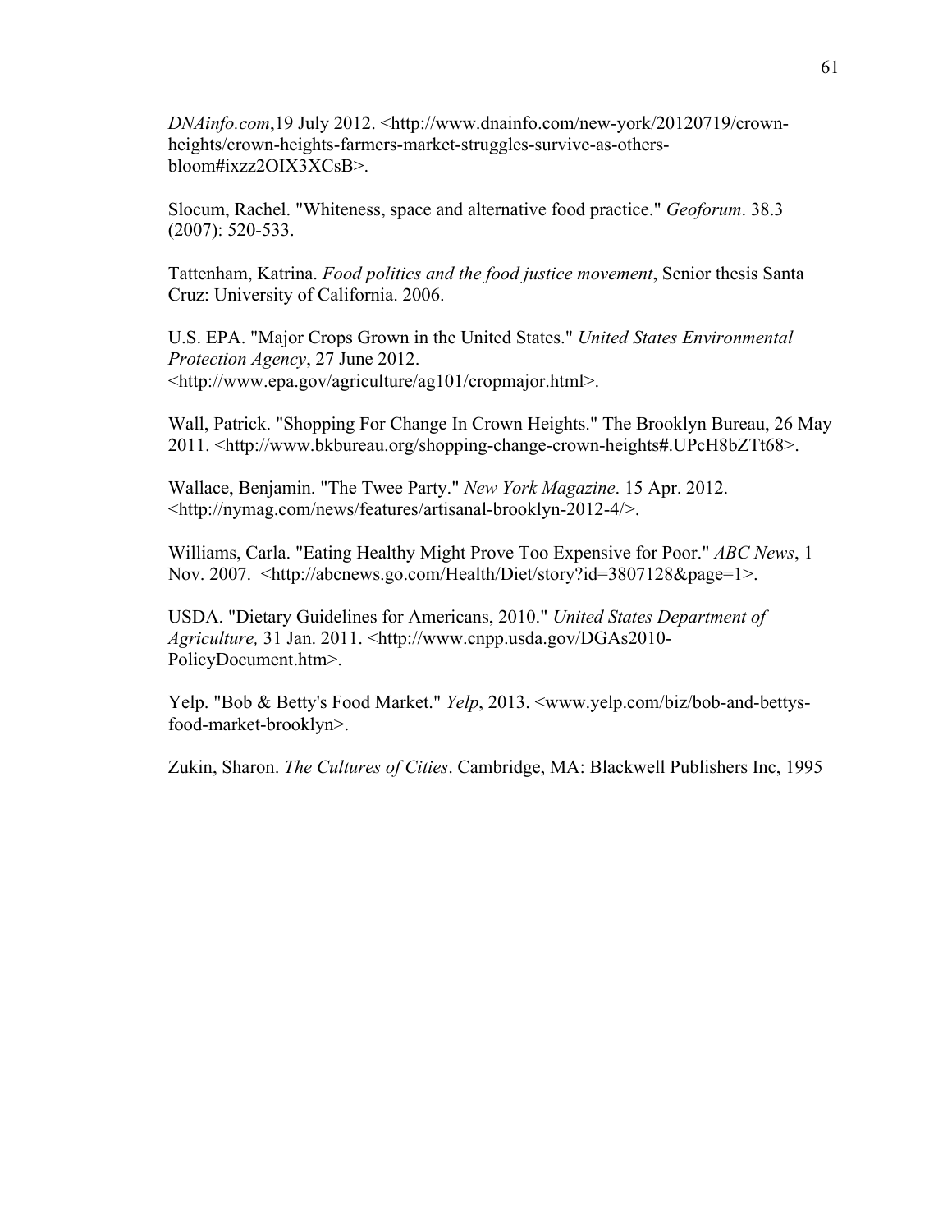*DNAinfo.com*,19 July 2012. <http://www.dnainfo.com/new-york/20120719/crown-heights/crown-heights-farmers-market-struggles-survive-as-others-bloom#ixzz2OIX3XCsB>.

Slocum, Rachel. "Whiteness, space and alternative food practice." *Geoforum*. 38.3 (2007): 520-533.

Tattenham, Katrina. *Food politics and the food justice movement*, Senior thesis Santa Cruz: University of California. 2006.

U.S. EPA. "Major Crops Grown in the United States." *United States Environmental Protection Agency*, 27 June 2012. <http://www.epa.gov/agriculture/ag101/cropmajor.html>.

Wall, Patrick. "Shopping For Change In Crown Heights." The Brooklyn Bureau, 26 May 2011. <http://www.bkbureau.org/shopping-change-crown-heights#.UPcH8bZTt68>.

Wallace, Benjamin. "The Twee Party." *New York Magazine*. 15 Apr. 2012. <http://nymag.com/news/features/artisanal-brooklyn-2012-4/>.

Williams, Carla. "Eating Healthy Might Prove Too Expensive for Poor." *ABC News*, 1 Nov. 2007. <http://abcnews.go.com/Health/Diet/story?id=3807128&page=1>.

USDA. "Dietary Guidelines for Americans, 2010." *United States Department of Agriculture,* 31 Jan. 2011. <http://www.cnpp.usda.gov/DGAs2010-PolicyDocument.htm>.

Yelp. "Bob & Betty's Food Market." *Yelp*, 2013. <www.yelp.com/biz/bob-and-bettys-food-market-brooklyn>.

Zukin, Sharon. *The Cultures of Cities*. Cambridge, MA: Blackwell Publishers Inc, 1995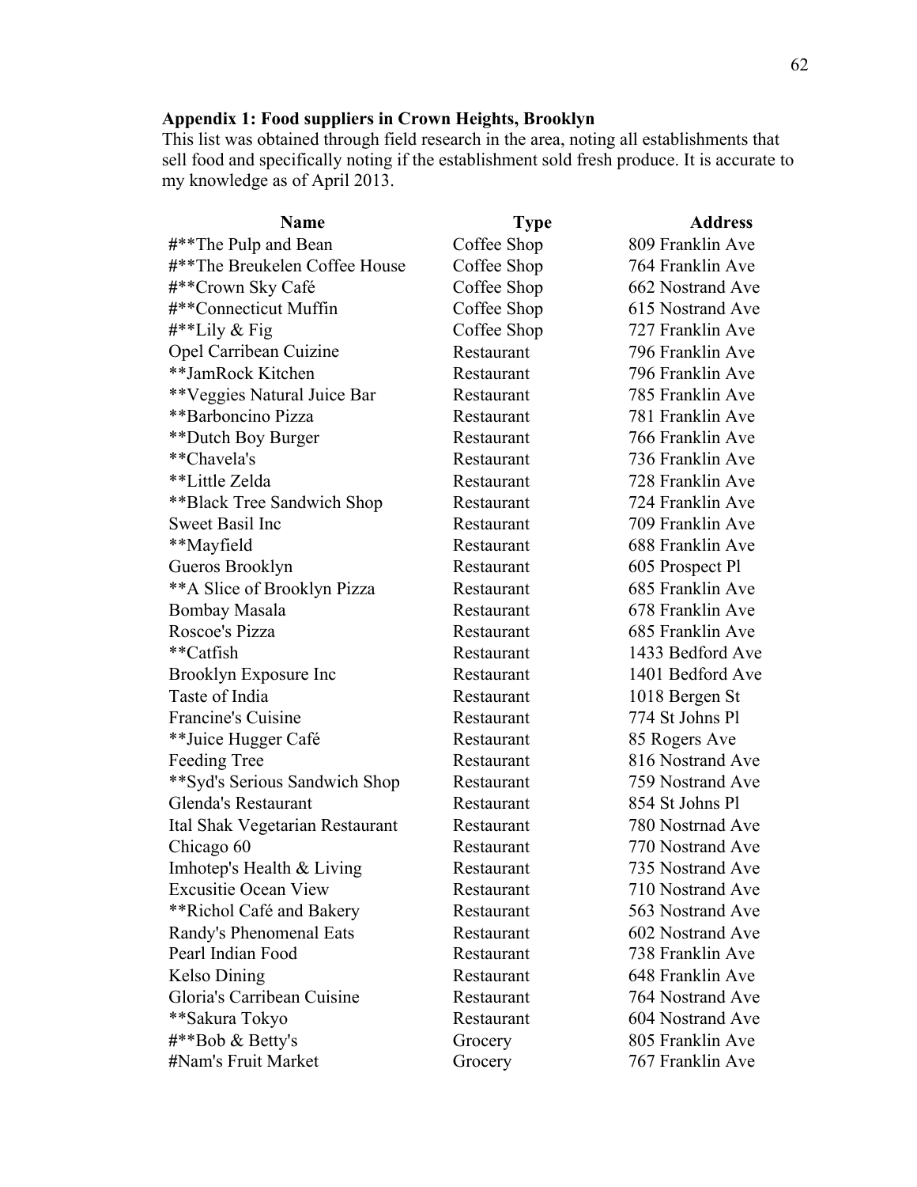**Appendix 1: Food suppliers in Crown Heights, Brooklyn**

This list was obtained through field research in the area, noting all establishments that sell food and specifically noting if the establishment sold fresh produce. It is accurate to my knowledge as of April 2013.

| Name | Type | Address |
|---|---|---|
| #**The Pulp and Bean | Coffee Shop | 809 Franklin Ave |
| #**The Breukelen Coffee House | Coffee Shop | 764 Franklin Ave |
| #**Crown Sky Café | Coffee Shop | 662 Nostrand Ave |
| #**Connecticut Muffin | Coffee Shop | 615 Nostrand Ave |
| #**Lily & Fig | Coffee Shop | 727 Franklin Ave |
| Opel Carribean Cuizine | Restaurant | 796 Franklin Ave |
| **JamRock Kitchen | Restaurant | 796 Franklin Ave |
| **Veggies Natural Juice Bar | Restaurant | 785 Franklin Ave |
| **Barboncino Pizza | Restaurant | 781 Franklin Ave |
| **Dutch Boy Burger | Restaurant | 766 Franklin Ave |
| **Chavela's | Restaurant | 736 Franklin Ave |
| **Little Zelda | Restaurant | 728 Franklin Ave |
| **Black Tree Sandwich Shop | Restaurant | 724 Franklin Ave |
| Sweet Basil Inc | Restaurant | 709 Franklin Ave |
| **Mayfield | Restaurant | 688 Franklin Ave |
| Gueros Brooklyn | Restaurant | 605 Prospect Pl |
| **A Slice of Brooklyn Pizza | Restaurant | 685 Franklin Ave |
| Bombay Masala | Restaurant | 678 Franklin Ave |
| Roscoe's Pizza | Restaurant | 685 Franklin Ave |
| **Catfish | Restaurant | 1433 Bedford Ave |
| Brooklyn Exposure Inc | Restaurant | 1401 Bedford Ave |
| Taste of India | Restaurant | 1018 Bergen St |
| Francine's Cuisine | Restaurant | 774 St Johns Pl |
| **Juice Hugger Café | Restaurant | 85 Rogers Ave |
| Feeding Tree | Restaurant | 816 Nostrand Ave |
| **Syd's Serious Sandwich Shop | Restaurant | 759 Nostrand Ave |
| Glenda's Restaurant | Restaurant | 854 St Johns Pl |
| Ital Shak Vegetarian Restaurant | Restaurant | 780 Nostrnad Ave |
| Chicago 60 | Restaurant | 770 Nostrand Ave |
| Imhotep's Health & Living | Restaurant | 735 Nostrand Ave |
| Excusitie Ocean View | Restaurant | 710 Nostrand Ave |
| **Richol Café and Bakery | Restaurant | 563 Nostrand Ave |
| Randy's Phenomenal Eats | Restaurant | 602 Nostrand Ave |
| Pearl Indian Food | Restaurant | 738 Franklin Ave |
| Kelso Dining | Restaurant | 648 Franklin Ave |
| Gloria's Carribean Cuisine | Restaurant | 764 Nostrand Ave |
| **Sakura Tokyo | Restaurant | 604 Nostrand Ave |
| #**Bob & Betty's | Grocery | 805 Franklin Ave |
| #Nam's Fruit Market | Grocery | 767 Franklin Ave |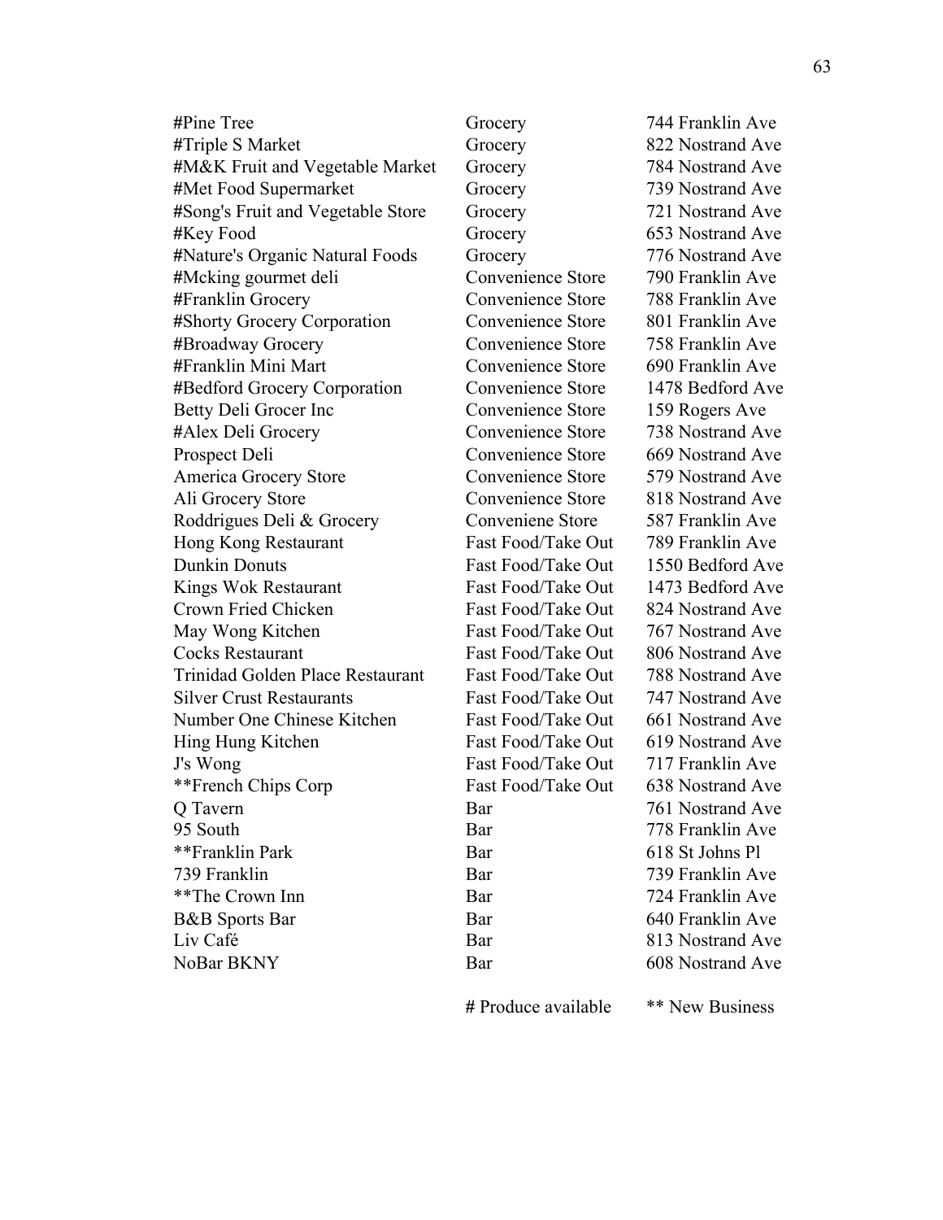| | | |
|---|---|---|
| #Pine Tree | Grocery | 744 Franklin Ave |
| #Triple S Market | Grocery | 822 Nostrand Ave |
| #M&K Fruit and Vegetable Market | Grocery | 784 Nostrand Ave |
| #Met Food Supermarket | Grocery | 739 Nostrand Ave |
| #Song's Fruit and Vegetable Store | Grocery | 721 Nostrand Ave |
| #Key Food | Grocery | 653 Nostrand Ave |
| #Nature's Organic Natural Foods | Grocery | 776 Nostrand Ave |
| #Mcking gourmet deli | Convenience Store | 790 Franklin Ave |
| #Franklin Grocery | Convenience Store | 788 Franklin Ave |
| #Shorty Grocery Corporation | Convenience Store | 801 Franklin Ave |
| #Broadway Grocery | Convenience Store | 758 Franklin Ave |
| #Franklin Mini Mart | Convenience Store | 690 Franklin Ave |
| #Bedford Grocery Corporation | Convenience Store | 1478 Bedford Ave |
| Betty Deli Grocer Inc | Convenience Store | 159 Rogers Ave |
| #Alex Deli Grocery | Convenience Store | 738 Nostrand Ave |
| Prospect Deli | Convenience Store | 669 Nostrand Ave |
| America Grocery Store | Convenience Store | 579 Nostrand Ave |
| Ali Grocery Store | Convenience Store | 818 Nostrand Ave |
| Roddrigues Deli & Grocery | Conveniene Store | 587 Franklin Ave |
| Hong Kong Restaurant | Fast Food/Take Out | 789 Franklin Ave |
| Dunkin Donuts | Fast Food/Take Out | 1550 Bedford Ave |
| Kings Wok Restaurant | Fast Food/Take Out | 1473 Bedford Ave |
| Crown Fried Chicken | Fast Food/Take Out | 824 Nostrand Ave |
| May Wong Kitchen | Fast Food/Take Out | 767 Nostrand Ave |
| Cocks Restaurant | Fast Food/Take Out | 806 Nostrand Ave |
| Trinidad Golden Place Restaurant | Fast Food/Take Out | 788 Nostrand Ave |
| Silver Crust Restaurants | Fast Food/Take Out | 747 Nostrand Ave |
| Number One Chinese Kitchen | Fast Food/Take Out | 661 Nostrand Ave |
| Hing Hung Kitchen | Fast Food/Take Out | 619 Nostrand Ave |
| J's Wong | Fast Food/Take Out | 717 Franklin Ave |
| **French Chips Corp | Fast Food/Take Out | 638 Nostrand Ave |
| Q Tavern | Bar | 761 Nostrand Ave |
| 95 South | Bar | 778 Franklin Ave |
| **Franklin Park | Bar | 618 St Johns Pl |
| 739 Franklin | Bar | 739 Franklin Ave |
| **The Crown Inn | Bar | 724 Franklin Ave |
| B&B Sports Bar | Bar | 640 Franklin Ave |
| Liv Café | Bar | 813 Nostrand Ave |
| NoBar BKNY | Bar | 608 Nostrand Ave |

# Produce available   ** New Business